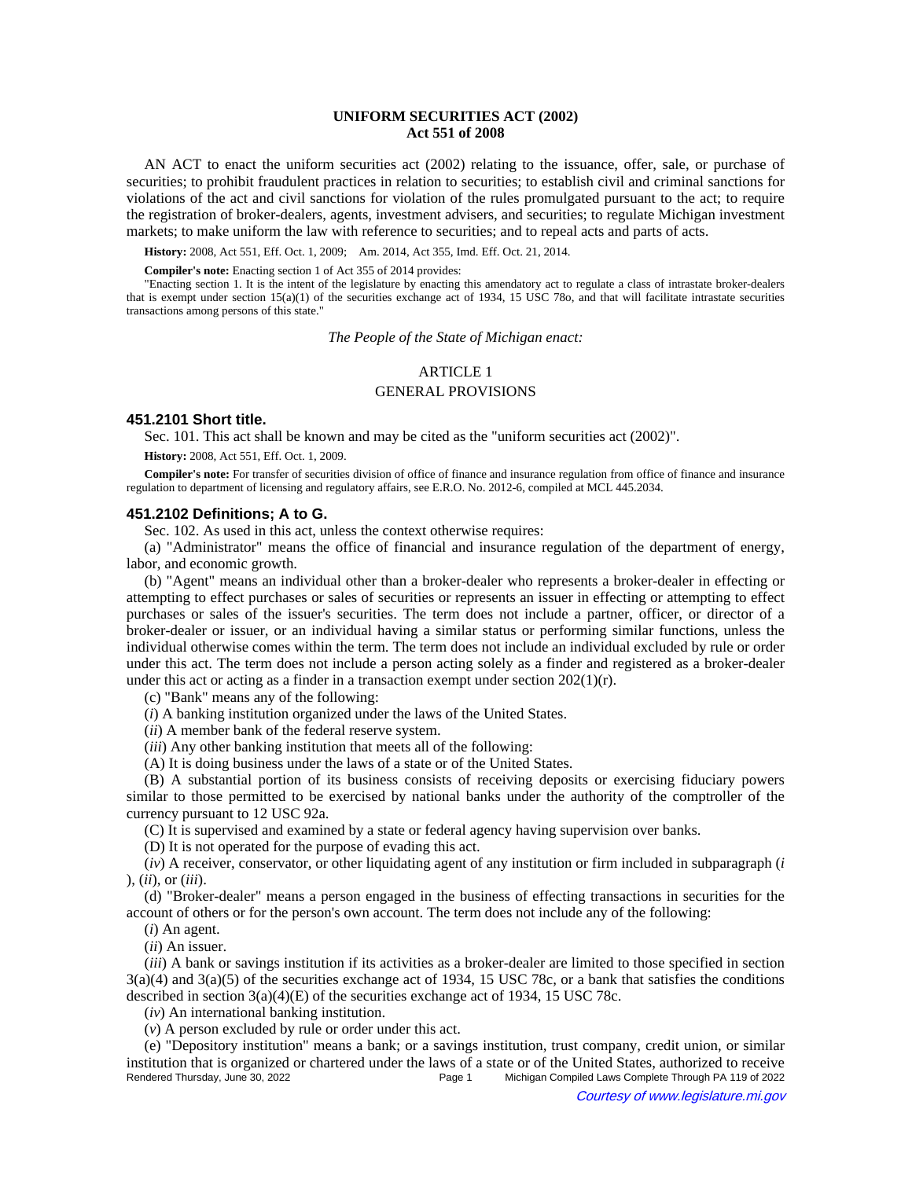# UNIFORM SECURITIES ACT (2002)
## Act 551 of 2008

AN ACT to enact the uniform securities act (2002) relating to the issuance, offer, sale, or purchase of securities; to prohibit fraudulent practices in relation to securities; to establish civil and criminal sanctions for violations of the act and civil sanctions for violation of the rules promulgated pursuant to the act; to require the registration of broker-dealers, agents, investment advisers, and securities; to regulate Michigan investment markets; to make uniform the law with reference to securities; and to repeal acts and parts of acts.

**History:** 2008, Act 551, Eff. Oct. 1, 2009;—Am. 2014, Act 355, Imd. Eff. Oct. 21, 2014.

**Compiler's note:** Enacting section 1 of Act 355 of 2014 provides:

"Enacting section 1. It is the intent of the legislature by enacting this amendatory act to regulate a class of intrastate broker-dealers that is exempt under section 15(a)(1) of the securities exchange act of 1934, 15 USC 78o, and that will facilitate intrastate securities transactions among persons of this state."

*The People of the State of Michigan enact:*

ARTICLE 1

GENERAL PROVISIONS

### 451.2101 Short title.

Sec. 101. This act shall be known and may be cited as the "uniform securities act (2002)".

**History:** 2008, Act 551, Eff. Oct. 1, 2009.

**Compiler's note:** For transfer of securities division of office of finance and insurance regulation from office of finance and insurance regulation to department of licensing and regulatory affairs, see E.R.O. No. 2012-6, compiled at MCL 445.2034.

### 451.2102 Definitions; A to G.

Sec. 102. As used in this act, unless the context otherwise requires:

(a) "Administrator" means the office of financial and insurance regulation of the department of energy, labor, and economic growth.

(b) "Agent" means an individual other than a broker-dealer who represents a broker-dealer in effecting or attempting to effect purchases or sales of securities or represents an issuer in effecting or attempting to effect purchases or sales of the issuer's securities. The term does not include a partner, officer, or director of a broker-dealer or issuer, or an individual having a similar status or performing similar functions, unless the individual otherwise comes within the term. The term does not include an individual excluded by rule or order under this act. The term does not include a person acting solely as a finder and registered as a broker-dealer under this act or acting as a finder in a transaction exempt under section 202(1)(r).

(c) "Bank" means any of the following:

(*i*) A banking institution organized under the laws of the United States.

(*ii*) A member bank of the federal reserve system.

(*iii*) Any other banking institution that meets all of the following:

(A) It is doing business under the laws of a state or of the United States.

(B) A substantial portion of its business consists of receiving deposits or exercising fiduciary powers similar to those permitted to be exercised by national banks under the authority of the comptroller of the currency pursuant to 12 USC 92a.

(C) It is supervised and examined by a state or federal agency having supervision over banks.

(D) It is not operated for the purpose of evading this act.

(*iv*) A receiver, conservator, or other liquidating agent of any institution or firm included in subparagraph (*i*), (*ii*), or (*iii*).

(d) "Broker-dealer" means a person engaged in the business of effecting transactions in securities for the account of others or for the person's own account. The term does not include any of the following:

(*i*) An agent.

(*ii*) An issuer.

(*iii*) A bank or savings institution if its activities as a broker-dealer are limited to those specified in section 3(a)(4) and 3(a)(5) of the securities exchange act of 1934, 15 USC 78c, or a bank that satisfies the conditions described in section 3(a)(4)(E) of the securities exchange act of 1934, 15 USC 78c.

(*iv*) An international banking institution.

(*v*) A person excluded by rule or order under this act.

(e) "Depository institution" means a bank; or a savings institution, trust company, credit union, or similar institution that is organized or chartered under the laws of a state or of the United States, authorized to receive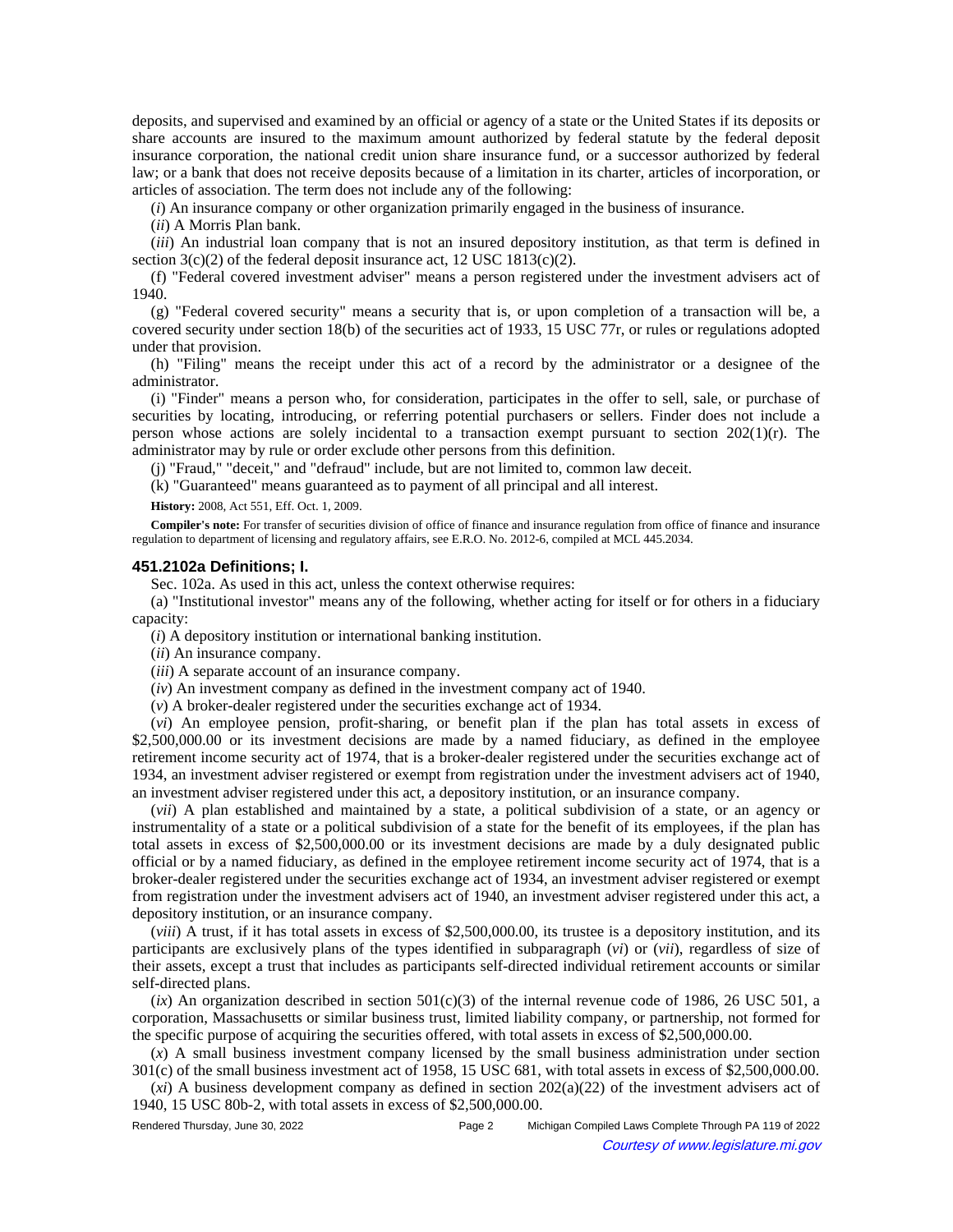deposits, and supervised and examined by an official or agency of a state or the United States if its deposits or share accounts are insured to the maximum amount authorized by federal statute by the federal deposit insurance corporation, the national credit union share insurance fund, or a successor authorized by federal law; or a bank that does not receive deposits because of a limitation in its charter, articles of incorporation, or articles of association. The term does not include any of the following:

(*i*) An insurance company or other organization primarily engaged in the business of insurance.

(*ii*) A Morris Plan bank.

(*iii*) An industrial loan company that is not an insured depository institution, as that term is defined in section 3(c)(2) of the federal deposit insurance act, 12 USC 1813(c)(2).

(f) "Federal covered investment adviser" means a person registered under the investment advisers act of 1940.

(g) "Federal covered security" means a security that is, or upon completion of a transaction will be, a covered security under section 18(b) of the securities act of 1933, 15 USC 77r, or rules or regulations adopted under that provision.

(h) "Filing" means the receipt under this act of a record by the administrator or a designee of the administrator.

(i) "Finder" means a person who, for consideration, participates in the offer to sell, sale, or purchase of securities by locating, introducing, or referring potential purchasers or sellers. Finder does not include a person whose actions are solely incidental to a transaction exempt pursuant to section 202(1)(r). The administrator may by rule or order exclude other persons from this definition.

(j) "Fraud," "deceit," and "defraud" include, but are not limited to, common law deceit.

(k) "Guaranteed" means guaranteed as to payment of all principal and all interest.

**History:** 2008, Act 551, Eff. Oct. 1, 2009.

**Compiler's note:** For transfer of securities division of office of finance and insurance regulation from office of finance and insurance regulation to department of licensing and regulatory affairs, see E.R.O. No. 2012-6, compiled at MCL 445.2034.

### 451.2102a Definitions; I.

Sec. 102a. As used in this act, unless the context otherwise requires:

(a) "Institutional investor" means any of the following, whether acting for itself or for others in a fiduciary capacity:

(*i*) A depository institution or international banking institution.

(*ii*) An insurance company.

(*iii*) A separate account of an insurance company.

(*iv*) An investment company as defined in the investment company act of 1940.

(*v*) A broker-dealer registered under the securities exchange act of 1934.

(*vi*) An employee pension, profit-sharing, or benefit plan if the plan has total assets in excess of $2,500,000.00 or its investment decisions are made by a named fiduciary, as defined in the employee retirement income security act of 1974, that is a broker-dealer registered under the securities exchange act of 1934, an investment adviser registered or exempt from registration under the investment advisers act of 1940, an investment adviser registered under this act, a depository institution, or an insurance company.

(*vii*) A plan established and maintained by a state, a political subdivision of a state, or an agency or instrumentality of a state or a political subdivision of a state for the benefit of its employees, if the plan has total assets in excess of $2,500,000.00 or its investment decisions are made by a duly designated public official or by a named fiduciary, as defined in the employee retirement income security act of 1974, that is a broker-dealer registered under the securities exchange act of 1934, an investment adviser registered or exempt from registration under the investment advisers act of 1940, an investment adviser registered under this act, a depository institution, or an insurance company.

(*viii*) A trust, if it has total assets in excess of $2,500,000.00, its trustee is a depository institution, and its participants are exclusively plans of the types identified in subparagraph (*vi*) or (*vii*), regardless of size of their assets, except a trust that includes as participants self-directed individual retirement accounts or similar self-directed plans.

(*ix*) An organization described in section 501(c)(3) of the internal revenue code of 1986, 26 USC 501, a corporation, Massachusetts or similar business trust, limited liability company, or partnership, not formed for the specific purpose of acquiring the securities offered, with total assets in excess of $2,500,000.00.

(*x*) A small business investment company licensed by the small business administration under section 301(c) of the small business investment act of 1958, 15 USC 681, with total assets in excess of $2,500,000.00.

(*xi*) A business development company as defined in section 202(a)(22) of the investment advisers act of 1940, 15 USC 80b-2, with total assets in excess of $2,500,000.00.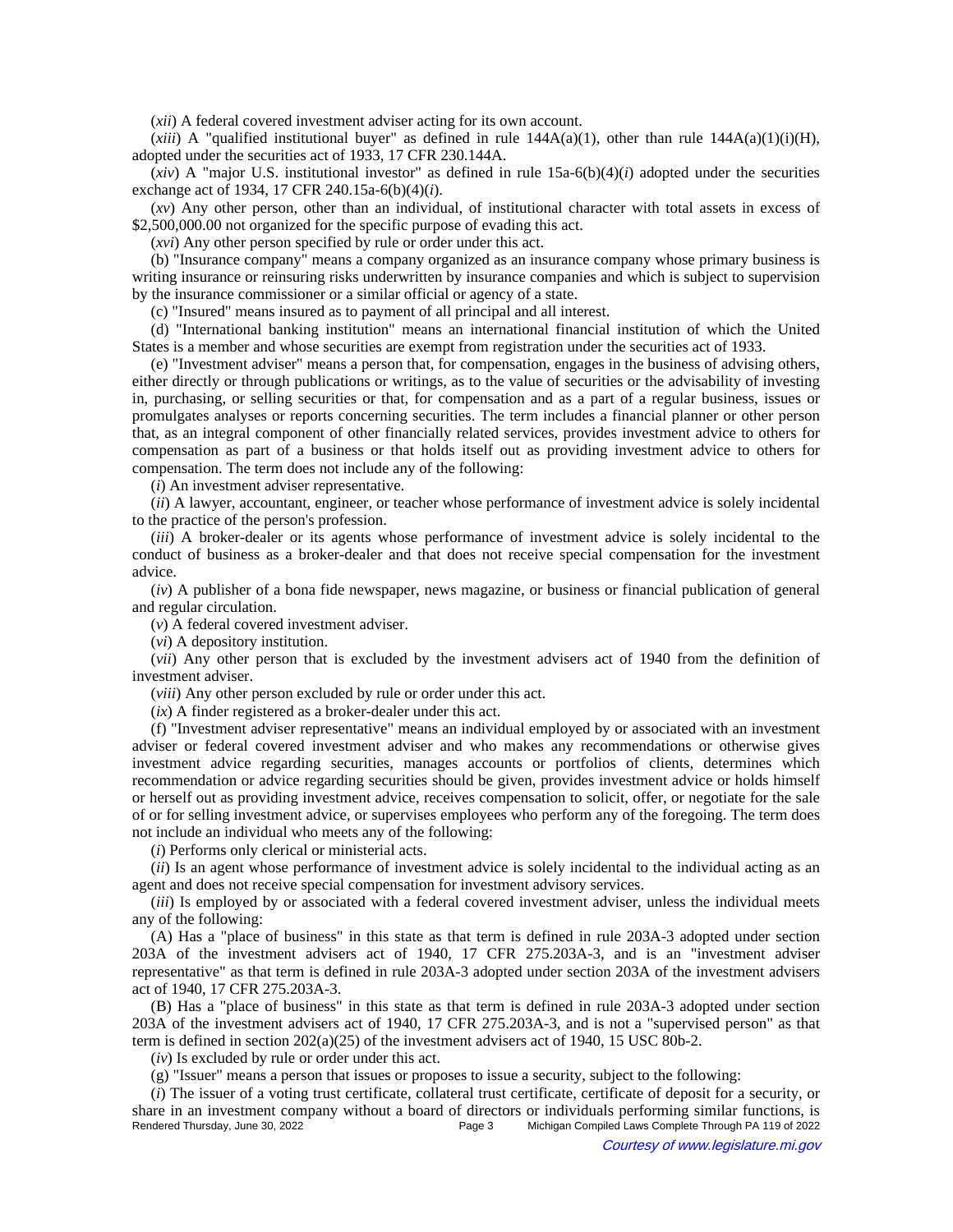(*xii*) A federal covered investment adviser acting for its own account.

(*xiii*) A "qualified institutional buyer" as defined in rule 144A(a)(1), other than rule 144A(a)(1)(i)(H), adopted under the securities act of 1933, 17 CFR 230.144A.

(*xiv*) A "major U.S. institutional investor" as defined in rule 15a-6(b)(4)(*i*) adopted under the securities exchange act of 1934, 17 CFR 240.15a-6(b)(4)(*i*).

(*xv*) Any other person, other than an individual, of institutional character with total assets in excess of $2,500,000.00 not organized for the specific purpose of evading this act.

(*xvi*) Any other person specified by rule or order under this act.

(b) "Insurance company" means a company organized as an insurance company whose primary business is writing insurance or reinsuring risks underwritten by insurance companies and which is subject to supervision by the insurance commissioner or a similar official or agency of a state.

(c) "Insured" means insured as to payment of all principal and all interest.

(d) "International banking institution" means an international financial institution of which the United States is a member and whose securities are exempt from registration under the securities act of 1933.

(e) "Investment adviser" means a person that, for compensation, engages in the business of advising others, either directly or through publications or writings, as to the value of securities or the advisability of investing in, purchasing, or selling securities or that, for compensation and as a part of a regular business, issues or promulgates analyses or reports concerning securities. The term includes a financial planner or other person that, as an integral component of other financially related services, provides investment advice to others for compensation as part of a business or that holds itself out as providing investment advice to others for compensation. The term does not include any of the following:

(*i*) An investment adviser representative.

(*ii*) A lawyer, accountant, engineer, or teacher whose performance of investment advice is solely incidental to the practice of the person's profession.

(*iii*) A broker-dealer or its agents whose performance of investment advice is solely incidental to the conduct of business as a broker-dealer and that does not receive special compensation for the investment advice.

(*iv*) A publisher of a bona fide newspaper, news magazine, or business or financial publication of general and regular circulation.

(*v*) A federal covered investment adviser.

(*vi*) A depository institution.

(*vii*) Any other person that is excluded by the investment advisers act of 1940 from the definition of investment adviser.

(*viii*) Any other person excluded by rule or order under this act.

(*ix*) A finder registered as a broker-dealer under this act.

(f) "Investment adviser representative" means an individual employed by or associated with an investment adviser or federal covered investment adviser and who makes any recommendations or otherwise gives investment advice regarding securities, manages accounts or portfolios of clients, determines which recommendation or advice regarding securities should be given, provides investment advice or holds himself or herself out as providing investment advice, receives compensation to solicit, offer, or negotiate for the sale of or for selling investment advice, or supervises employees who perform any of the foregoing. The term does not include an individual who meets any of the following:

(*i*) Performs only clerical or ministerial acts.

(*ii*) Is an agent whose performance of investment advice is solely incidental to the individual acting as an agent and does not receive special compensation for investment advisory services.

(*iii*) Is employed by or associated with a federal covered investment adviser, unless the individual meets any of the following:

(A) Has a "place of business" in this state as that term is defined in rule 203A-3 adopted under section 203A of the investment advisers act of 1940, 17 CFR 275.203A-3, and is an "investment adviser representative" as that term is defined in rule 203A-3 adopted under section 203A of the investment advisers act of 1940, 17 CFR 275.203A-3.

(B) Has a "place of business" in this state as that term is defined in rule 203A-3 adopted under section 203A of the investment advisers act of 1940, 17 CFR 275.203A-3, and is not a "supervised person" as that term is defined in section 202(a)(25) of the investment advisers act of 1940, 15 USC 80b-2.

(*iv*) Is excluded by rule or order under this act.

(g) "Issuer" means a person that issues or proposes to issue a security, subject to the following:

(*i*) The issuer of a voting trust certificate, collateral trust certificate, certificate of deposit for a security, or share in an investment company without a board of directors or individuals performing similar functions, is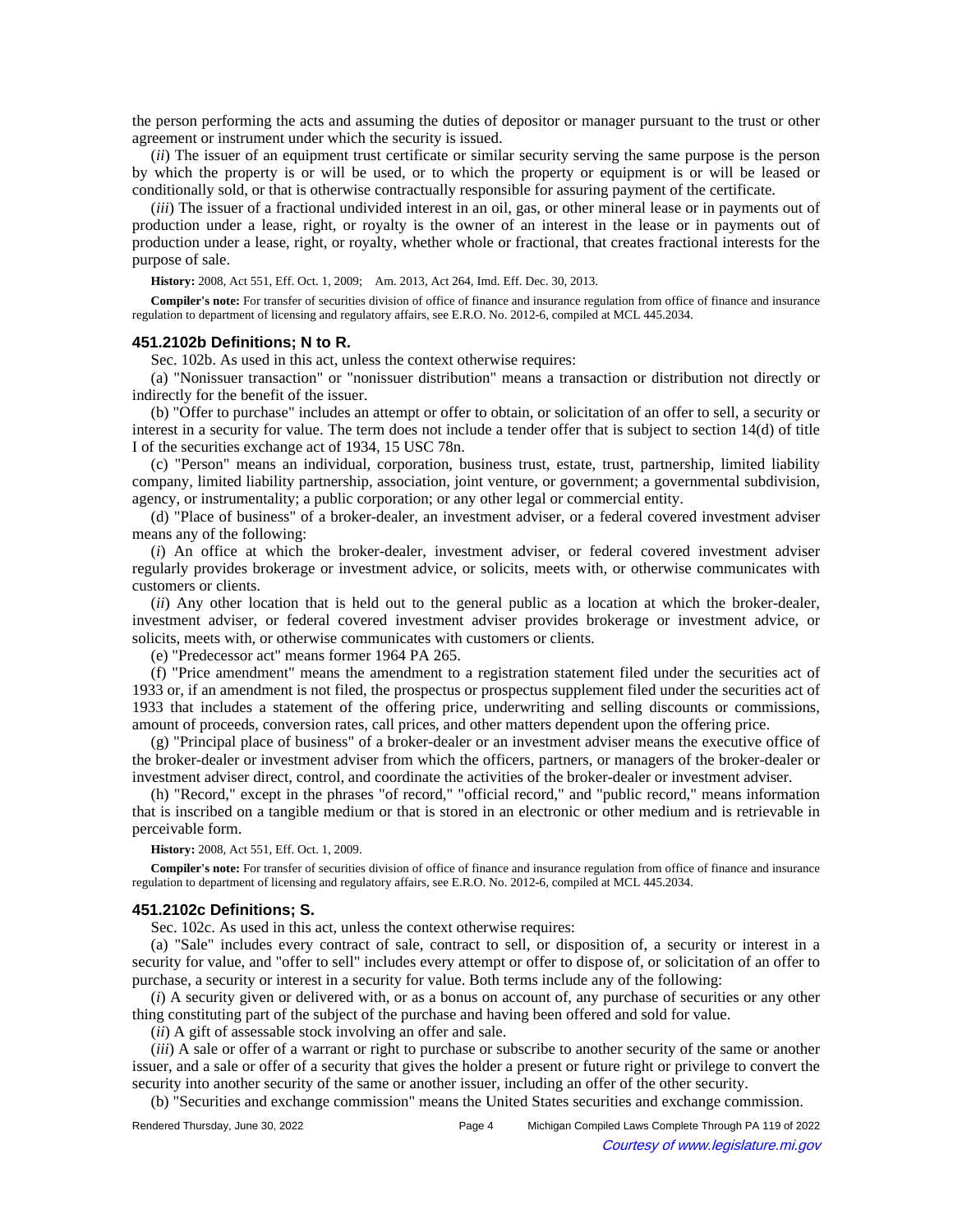the person performing the acts and assuming the duties of depositor or manager pursuant to the trust or other agreement or instrument under which the security is issued.

(*ii*) The issuer of an equipment trust certificate or similar security serving the same purpose is the person by which the property is or will be used, or to which the property or equipment is or will be leased or conditionally sold, or that is otherwise contractually responsible for assuring payment of the certificate.

(*iii*) The issuer of a fractional undivided interest in an oil, gas, or other mineral lease or in payments out of production under a lease, right, or royalty is the owner of an interest in the lease or in payments out of production under a lease, right, or royalty, whether whole or fractional, that creates fractional interests for the purpose of sale.

**History:** 2008, Act 551, Eff. Oct. 1, 2009;—Am. 2013, Act 264, Imd. Eff. Dec. 30, 2013.

**Compiler's note:** For transfer of securities division of office of finance and insurance regulation from office of finance and insurance regulation to department of licensing and regulatory affairs, see E.R.O. No. 2012-6, compiled at MCL 445.2034.

### 451.2102b Definitions; N to R.

Sec. 102b. As used in this act, unless the context otherwise requires:

(a) "Nonissuer transaction" or "nonissuer distribution" means a transaction or distribution not directly or indirectly for the benefit of the issuer.

(b) "Offer to purchase" includes an attempt or offer to obtain, or solicitation of an offer to sell, a security or interest in a security for value. The term does not include a tender offer that is subject to section 14(d) of title I of the securities exchange act of 1934, 15 USC 78n.

(c) "Person" means an individual, corporation, business trust, estate, trust, partnership, limited liability company, limited liability partnership, association, joint venture, or government; a governmental subdivision, agency, or instrumentality; a public corporation; or any other legal or commercial entity.

(d) "Place of business" of a broker-dealer, an investment adviser, or a federal covered investment adviser means any of the following:

(*i*) An office at which the broker-dealer, investment adviser, or federal covered investment adviser regularly provides brokerage or investment advice, or solicits, meets with, or otherwise communicates with customers or clients.

(*ii*) Any other location that is held out to the general public as a location at which the broker-dealer, investment adviser, or federal covered investment adviser provides brokerage or investment advice, or solicits, meets with, or otherwise communicates with customers or clients.

(e) "Predecessor act" means former 1964 PA 265.

(f) "Price amendment" means the amendment to a registration statement filed under the securities act of 1933 or, if an amendment is not filed, the prospectus or prospectus supplement filed under the securities act of 1933 that includes a statement of the offering price, underwriting and selling discounts or commissions, amount of proceeds, conversion rates, call prices, and other matters dependent upon the offering price.

(g) "Principal place of business" of a broker-dealer or an investment adviser means the executive office of the broker-dealer or investment adviser from which the officers, partners, or managers of the broker-dealer or investment adviser direct, control, and coordinate the activities of the broker-dealer or investment adviser.

(h) "Record," except in the phrases "of record," "official record," and "public record," means information that is inscribed on a tangible medium or that is stored in an electronic or other medium and is retrievable in perceivable form.

**History:** 2008, Act 551, Eff. Oct. 1, 2009.

**Compiler's note:** For transfer of securities division of office of finance and insurance regulation from office of finance and insurance regulation to department of licensing and regulatory affairs, see E.R.O. No. 2012-6, compiled at MCL 445.2034.

### 451.2102c Definitions; S.

Sec. 102c. As used in this act, unless the context otherwise requires:

(a) "Sale" includes every contract of sale, contract to sell, or disposition of, a security or interest in a security for value, and "offer to sell" includes every attempt or offer to dispose of, or solicitation of an offer to purchase, a security or interest in a security for value. Both terms include any of the following:

(*i*) A security given or delivered with, or as a bonus on account of, any purchase of securities or any other thing constituting part of the subject of the purchase and having been offered and sold for value.

(*ii*) A gift of assessable stock involving an offer and sale.

(*iii*) A sale or offer of a warrant or right to purchase or subscribe to another security of the same or another issuer, and a sale or offer of a security that gives the holder a present or future right or privilege to convert the security into another security of the same or another issuer, including an offer of the other security.

(b) "Securities and exchange commission" means the United States securities and exchange commission.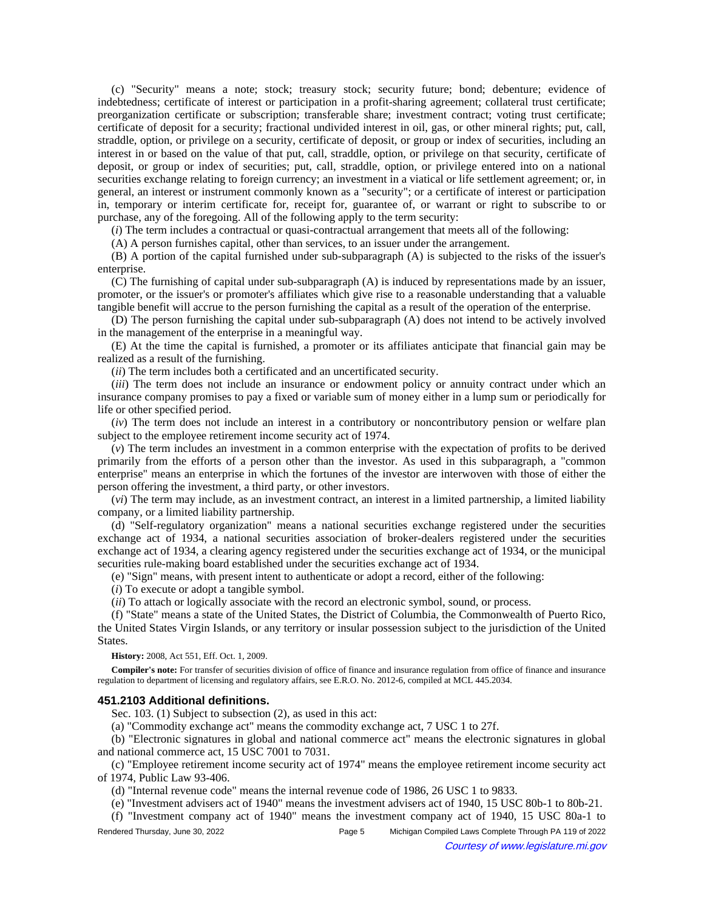(c) "Security" means a note; stock; treasury stock; security future; bond; debenture; evidence of indebtedness; certificate of interest or participation in a profit-sharing agreement; collateral trust certificate; preorganization certificate or subscription; transferable share; investment contract; voting trust certificate; certificate of deposit for a security; fractional undivided interest in oil, gas, or other mineral rights; put, call, straddle, option, or privilege on a security, certificate of deposit, or group or index of securities, including an interest in or based on the value of that put, call, straddle, option, or privilege on that security, certificate of deposit, or group or index of securities; put, call, straddle, option, or privilege entered into on a national securities exchange relating to foreign currency; an investment in a viatical or life settlement agreement; or, in general, an interest or instrument commonly known as a "security"; or a certificate of interest or participation in, temporary or interim certificate for, receipt for, guarantee of, or warrant or right to subscribe to or purchase, any of the foregoing. All of the following apply to the term security:

(*i*) The term includes a contractual or quasi-contractual arrangement that meets all of the following:

(A) A person furnishes capital, other than services, to an issuer under the arrangement.

(B) A portion of the capital furnished under sub-subparagraph (A) is subjected to the risks of the issuer's enterprise.

(C) The furnishing of capital under sub-subparagraph (A) is induced by representations made by an issuer, promoter, or the issuer's or promoter's affiliates which give rise to a reasonable understanding that a valuable tangible benefit will accrue to the person furnishing the capital as a result of the operation of the enterprise.

(D) The person furnishing the capital under sub-subparagraph (A) does not intend to be actively involved in the management of the enterprise in a meaningful way.

(E) At the time the capital is furnished, a promoter or its affiliates anticipate that financial gain may be realized as a result of the furnishing.

(*ii*) The term includes both a certificated and an uncertificated security.

(*iii*) The term does not include an insurance or endowment policy or annuity contract under which an insurance company promises to pay a fixed or variable sum of money either in a lump sum or periodically for life or other specified period.

(*iv*) The term does not include an interest in a contributory or noncontributory pension or welfare plan subject to the employee retirement income security act of 1974.

(*v*) The term includes an investment in a common enterprise with the expectation of profits to be derived primarily from the efforts of a person other than the investor. As used in this subparagraph, a "common enterprise" means an enterprise in which the fortunes of the investor are interwoven with those of either the person offering the investment, a third party, or other investors.

(*vi*) The term may include, as an investment contract, an interest in a limited partnership, a limited liability company, or a limited liability partnership.

(d) "Self-regulatory organization" means a national securities exchange registered under the securities exchange act of 1934, a national securities association of broker-dealers registered under the securities exchange act of 1934, a clearing agency registered under the securities exchange act of 1934, or the municipal securities rule-making board established under the securities exchange act of 1934.

(e) "Sign" means, with present intent to authenticate or adopt a record, either of the following:

(*i*) To execute or adopt a tangible symbol.

(*ii*) To attach or logically associate with the record an electronic symbol, sound, or process.

(f) "State" means a state of the United States, the District of Columbia, the Commonwealth of Puerto Rico, the United States Virgin Islands, or any territory or insular possession subject to the jurisdiction of the United States.

**History:** 2008, Act 551, Eff. Oct. 1, 2009.

**Compiler's note:** For transfer of securities division of office of finance and insurance regulation from office of finance and insurance regulation to department of licensing and regulatory affairs, see E.R.O. No. 2012-6, compiled at MCL 445.2034.

### 451.2103 Additional definitions.

Sec. 103. (1) Subject to subsection (2), as used in this act:

(a) "Commodity exchange act" means the commodity exchange act, 7 USC 1 to 27f.

(b) "Electronic signatures in global and national commerce act" means the electronic signatures in global and national commerce act, 15 USC 7001 to 7031.

(c) "Employee retirement income security act of 1974" means the employee retirement income security act of 1974, Public Law 93-406.

(d) "Internal revenue code" means the internal revenue code of 1986, 26 USC 1 to 9833.

(e) "Investment advisers act of 1940" means the investment advisers act of 1940, 15 USC 80b-1 to 80b-21.

(f) "Investment company act of 1940" means the investment company act of 1940, 15 USC 80a-1 to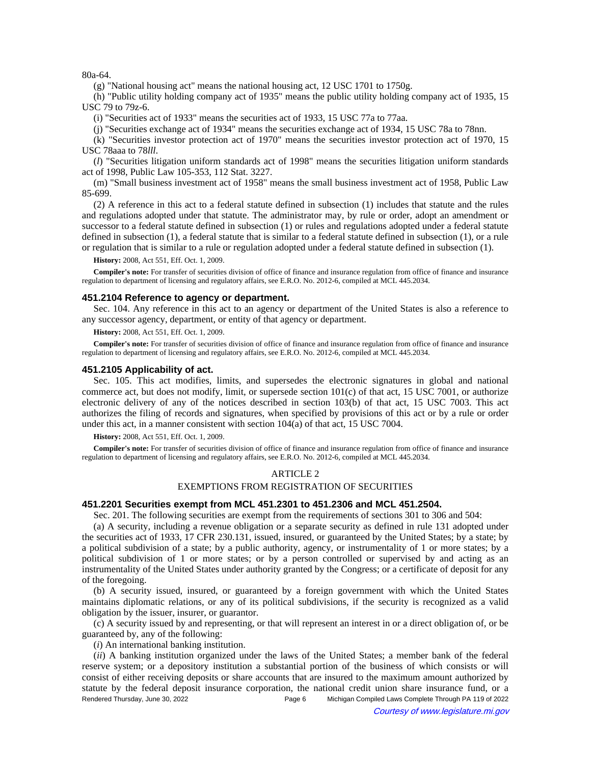80a-64.

(g) "National housing act" means the national housing act, 12 USC 1701 to 1750g.

(h) "Public utility holding company act of 1935" means the public utility holding company act of 1935, 15 USC 79 to 79z-6.

(i) "Securities act of 1933" means the securities act of 1933, 15 USC 77a to 77aa.

(j) "Securities exchange act of 1934" means the securities exchange act of 1934, 15 USC 78a to 78nn.

(k) "Securities investor protection act of 1970" means the securities investor protection act of 1970, 15 USC 78aaa to 78*lll*.

(*l*) "Securities litigation uniform standards act of 1998" means the securities litigation uniform standards act of 1998, Public Law 105-353, 112 Stat. 3227.

(m) "Small business investment act of 1958" means the small business investment act of 1958, Public Law 85-699.

(2) A reference in this act to a federal statute defined in subsection (1) includes that statute and the rules and regulations adopted under that statute. The administrator may, by rule or order, adopt an amendment or successor to a federal statute defined in subsection (1) or rules and regulations adopted under a federal statute defined in subsection (1), a federal statute that is similar to a federal statute defined in subsection (1), or a rule or regulation that is similar to a rule or regulation adopted under a federal statute defined in subsection (1).

**History:** 2008, Act 551, Eff. Oct. 1, 2009.

**Compiler's note:** For transfer of securities division of office of finance and insurance regulation from office of finance and insurance regulation to department of licensing and regulatory affairs, see E.R.O. No. 2012-6, compiled at MCL 445.2034.

### 451.2104 Reference to agency or department.

Sec. 104. Any reference in this act to an agency or department of the United States is also a reference to any successor agency, department, or entity of that agency or department.

**History:** 2008, Act 551, Eff. Oct. 1, 2009.

**Compiler's note:** For transfer of securities division of office of finance and insurance regulation from office of finance and insurance regulation to department of licensing and regulatory affairs, see E.R.O. No. 2012-6, compiled at MCL 445.2034.

### 451.2105 Applicability of act.

Sec. 105. This act modifies, limits, and supersedes the electronic signatures in global and national commerce act, but does not modify, limit, or supersede section 101(c) of that act, 15 USC 7001, or authorize electronic delivery of any of the notices described in section 103(b) of that act, 15 USC 7003. This act authorizes the filing of records and signatures, when specified by provisions of this act or by a rule or order under this act, in a manner consistent with section 104(a) of that act, 15 USC 7004.

**History:** 2008, Act 551, Eff. Oct. 1, 2009.

**Compiler's note:** For transfer of securities division of office of finance and insurance regulation from office of finance and insurance regulation to department of licensing and regulatory affairs, see E.R.O. No. 2012-6, compiled at MCL 445.2034.

## ARTICLE 2

## EXEMPTIONS FROM REGISTRATION OF SECURITIES

### 451.2201 Securities exempt from MCL 451.2301 to 451.2306 and MCL 451.2504.

Sec. 201. The following securities are exempt from the requirements of sections 301 to 306 and 504:

(a) A security, including a revenue obligation or a separate security as defined in rule 131 adopted under the securities act of 1933, 17 CFR 230.131, issued, insured, or guaranteed by the United States; by a state; by a political subdivision of a state; by a public authority, agency, or instrumentality of 1 or more states; by a political subdivision of 1 or more states; or by a person controlled or supervised by and acting as an instrumentality of the United States under authority granted by the Congress; or a certificate of deposit for any of the foregoing.

(b) A security issued, insured, or guaranteed by a foreign government with which the United States maintains diplomatic relations, or any of its political subdivisions, if the security is recognized as a valid obligation by the issuer, insurer, or guarantor.

(c) A security issued by and representing, or that will represent an interest in or a direct obligation of, or be guaranteed by, any of the following:

(*i*) An international banking institution.

(*ii*) A banking institution organized under the laws of the United States; a member bank of the federal reserve system; or a depository institution a substantial portion of the business of which consists or will consist of either receiving deposits or share accounts that are insured to the maximum amount authorized by statute by the federal deposit insurance corporation, the national credit union share insurance fund, or a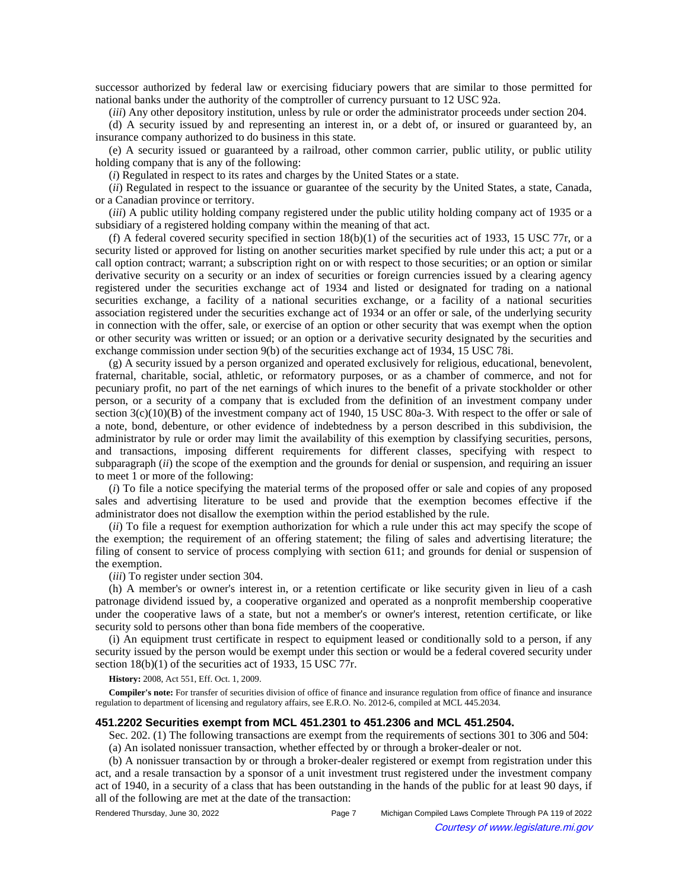successor authorized by federal law or exercising fiduciary powers that are similar to those permitted for national banks under the authority of the comptroller of currency pursuant to 12 USC 92a.

(*iii*) Any other depository institution, unless by rule or order the administrator proceeds under section 204.

(d) A security issued by and representing an interest in, or a debt of, or insured or guaranteed by, an insurance company authorized to do business in this state.

(e) A security issued or guaranteed by a railroad, other common carrier, public utility, or public utility holding company that is any of the following:

(*i*) Regulated in respect to its rates and charges by the United States or a state.

(*ii*) Regulated in respect to the issuance or guarantee of the security by the United States, a state, Canada, or a Canadian province or territory.

(*iii*) A public utility holding company registered under the public utility holding company act of 1935 or a subsidiary of a registered holding company within the meaning of that act.

(f) A federal covered security specified in section 18(b)(1) of the securities act of 1933, 15 USC 77r, or a security listed or approved for listing on another securities market specified by rule under this act; a put or a call option contract; warrant; a subscription right on or with respect to those securities; or an option or similar derivative security on a security or an index of securities or foreign currencies issued by a clearing agency registered under the securities exchange act of 1934 and listed or designated for trading on a national securities exchange, a facility of a national securities exchange, or a facility of a national securities association registered under the securities exchange act of 1934 or an offer or sale, of the underlying security in connection with the offer, sale, or exercise of an option or other security that was exempt when the option or other security was written or issued; or an option or a derivative security designated by the securities and exchange commission under section 9(b) of the securities exchange act of 1934, 15 USC 78i.

(g) A security issued by a person organized and operated exclusively for religious, educational, benevolent, fraternal, charitable, social, athletic, or reformatory purposes, or as a chamber of commerce, and not for pecuniary profit, no part of the net earnings of which inures to the benefit of a private stockholder or other person, or a security of a company that is excluded from the definition of an investment company under section 3(c)(10)(B) of the investment company act of 1940, 15 USC 80a-3. With respect to the offer or sale of a note, bond, debenture, or other evidence of indebtedness by a person described in this subdivision, the administrator by rule or order may limit the availability of this exemption by classifying securities, persons, and transactions, imposing different requirements for different classes, specifying with respect to subparagraph (*ii*) the scope of the exemption and the grounds for denial or suspension, and requiring an issuer to meet 1 or more of the following:

(*i*) To file a notice specifying the material terms of the proposed offer or sale and copies of any proposed sales and advertising literature to be used and provide that the exemption becomes effective if the administrator does not disallow the exemption within the period established by the rule.

(*ii*) To file a request for exemption authorization for which a rule under this act may specify the scope of the exemption; the requirement of an offering statement; the filing of sales and advertising literature; the filing of consent to service of process complying with section 611; and grounds for denial or suspension of the exemption.

(*iii*) To register under section 304.

(h) A member's or owner's interest in, or a retention certificate or like security given in lieu of a cash patronage dividend issued by, a cooperative organized and operated as a nonprofit membership cooperative under the cooperative laws of a state, but not a member's or owner's interest, retention certificate, or like security sold to persons other than bona fide members of the cooperative.

(i) An equipment trust certificate in respect to equipment leased or conditionally sold to a person, if any security issued by the person would be exempt under this section or would be a federal covered security under section 18(b)(1) of the securities act of 1933, 15 USC 77r.

**History:** 2008, Act 551, Eff. Oct. 1, 2009.

**Compiler's note:** For transfer of securities division of office of finance and insurance regulation from office of finance and insurance regulation to department of licensing and regulatory affairs, see E.R.O. No. 2012-6, compiled at MCL 445.2034.

### 451.2202 Securities exempt from MCL 451.2301 to 451.2306 and MCL 451.2504.

Sec. 202. (1) The following transactions are exempt from the requirements of sections 301 to 306 and 504:

(a) An isolated nonissuer transaction, whether effected by or through a broker-dealer or not.

(b) A nonissuer transaction by or through a broker-dealer registered or exempt from registration under this act, and a resale transaction by a sponsor of a unit investment trust registered under the investment company act of 1940, in a security of a class that has been outstanding in the hands of the public for at least 90 days, if all of the following are met at the date of the transaction: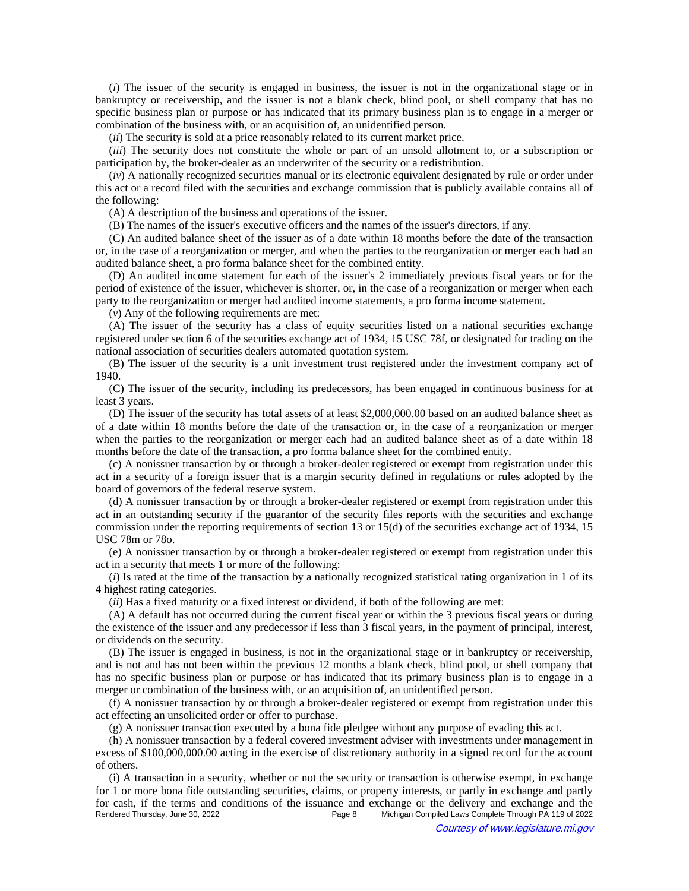(*i*) The issuer of the security is engaged in business, the issuer is not in the organizational stage or in bankruptcy or receivership, and the issuer is not a blank check, blind pool, or shell company that has no specific business plan or purpose or has indicated that its primary business plan is to engage in a merger or combination of the business with, or an acquisition of, an unidentified person.

(*ii*) The security is sold at a price reasonably related to its current market price.

(*iii*) The security does not constitute the whole or part of an unsold allotment to, or a subscription or participation by, the broker-dealer as an underwriter of the security or a redistribution.

(*iv*) A nationally recognized securities manual or its electronic equivalent designated by rule or order under this act or a record filed with the securities and exchange commission that is publicly available contains all of the following:

(A) A description of the business and operations of the issuer.

(B) The names of the issuer's executive officers and the names of the issuer's directors, if any.

(C) An audited balance sheet of the issuer as of a date within 18 months before the date of the transaction or, in the case of a reorganization or merger, and when the parties to the reorganization or merger each had an audited balance sheet, a pro forma balance sheet for the combined entity.

(D) An audited income statement for each of the issuer's 2 immediately previous fiscal years or for the period of existence of the issuer, whichever is shorter, or, in the case of a reorganization or merger when each party to the reorganization or merger had audited income statements, a pro forma income statement.

(*v*) Any of the following requirements are met:

(A) The issuer of the security has a class of equity securities listed on a national securities exchange registered under section 6 of the securities exchange act of 1934, 15 USC 78f, or designated for trading on the national association of securities dealers automated quotation system.

(B) The issuer of the security is a unit investment trust registered under the investment company act of 1940.

(C) The issuer of the security, including its predecessors, has been engaged in continuous business for at least 3 years.

(D) The issuer of the security has total assets of at least $2,000,000.00 based on an audited balance sheet as of a date within 18 months before the date of the transaction or, in the case of a reorganization or merger when the parties to the reorganization or merger each had an audited balance sheet as of a date within 18 months before the date of the transaction, a pro forma balance sheet for the combined entity.

(c) A nonissuer transaction by or through a broker-dealer registered or exempt from registration under this act in a security of a foreign issuer that is a margin security defined in regulations or rules adopted by the board of governors of the federal reserve system.

(d) A nonissuer transaction by or through a broker-dealer registered or exempt from registration under this act in an outstanding security if the guarantor of the security files reports with the securities and exchange commission under the reporting requirements of section 13 or 15(d) of the securities exchange act of 1934, 15 USC 78m or 78o.

(e) A nonissuer transaction by or through a broker-dealer registered or exempt from registration under this act in a security that meets 1 or more of the following:

(*i*) Is rated at the time of the transaction by a nationally recognized statistical rating organization in 1 of its 4 highest rating categories.

(*ii*) Has a fixed maturity or a fixed interest or dividend, if both of the following are met:

(A) A default has not occurred during the current fiscal year or within the 3 previous fiscal years or during the existence of the issuer and any predecessor if less than 3 fiscal years, in the payment of principal, interest, or dividends on the security.

(B) The issuer is engaged in business, is not in the organizational stage or in bankruptcy or receivership, and is not and has not been within the previous 12 months a blank check, blind pool, or shell company that has no specific business plan or purpose or has indicated that its primary business plan is to engage in a merger or combination of the business with, or an acquisition of, an unidentified person.

(f) A nonissuer transaction by or through a broker-dealer registered or exempt from registration under this act effecting an unsolicited order or offer to purchase.

(g) A nonissuer transaction executed by a bona fide pledgee without any purpose of evading this act.

(h) A nonissuer transaction by a federal covered investment adviser with investments under management in excess of $100,000,000.00 acting in the exercise of discretionary authority in a signed record for the account of others.

(i) A transaction in a security, whether or not the security or transaction is otherwise exempt, in exchange for 1 or more bona fide outstanding securities, claims, or property interests, or partly in exchange and partly for cash, if the terms and conditions of the issuance and exchange or the delivery and exchange and the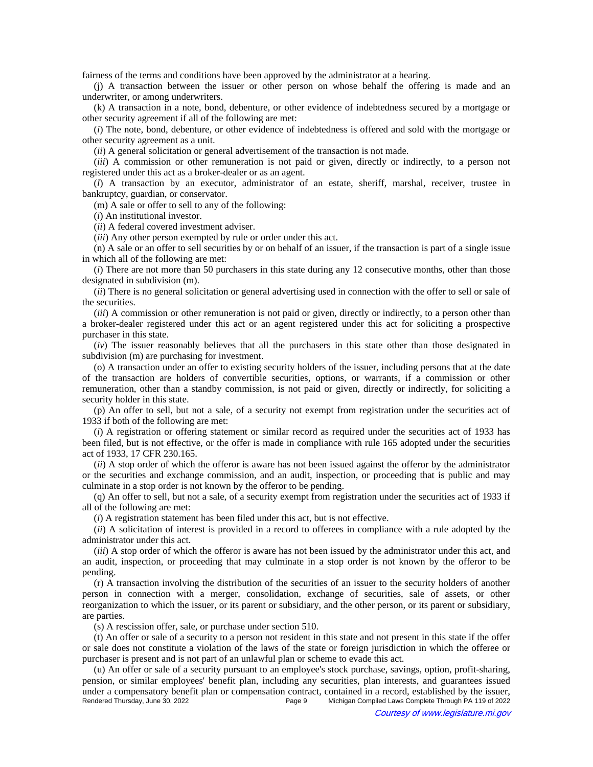fairness of the terms and conditions have been approved by the administrator at a hearing.

(j) A transaction between the issuer or other person on whose behalf the offering is made and an underwriter, or among underwriters.

(k) A transaction in a note, bond, debenture, or other evidence of indebtedness secured by a mortgage or other security agreement if all of the following are met:

(*i*) The note, bond, debenture, or other evidence of indebtedness is offered and sold with the mortgage or other security agreement as a unit.

(*ii*) A general solicitation or general advertisement of the transaction is not made.

(*iii*) A commission or other remuneration is not paid or given, directly or indirectly, to a person not registered under this act as a broker-dealer or as an agent.

(*l*) A transaction by an executor, administrator of an estate, sheriff, marshal, receiver, trustee in bankruptcy, guardian, or conservator.

(m) A sale or offer to sell to any of the following:

(*i*) An institutional investor.

(*ii*) A federal covered investment adviser.

(*iii*) Any other person exempted by rule or order under this act.

(n) A sale or an offer to sell securities by or on behalf of an issuer, if the transaction is part of a single issue in which all of the following are met:

(*i*) There are not more than 50 purchasers in this state during any 12 consecutive months, other than those designated in subdivision (m).

(*ii*) There is no general solicitation or general advertising used in connection with the offer to sell or sale of the securities.

(*iii*) A commission or other remuneration is not paid or given, directly or indirectly, to a person other than a broker-dealer registered under this act or an agent registered under this act for soliciting a prospective purchaser in this state.

(*iv*) The issuer reasonably believes that all the purchasers in this state other than those designated in subdivision (m) are purchasing for investment.

(o) A transaction under an offer to existing security holders of the issuer, including persons that at the date of the transaction are holders of convertible securities, options, or warrants, if a commission or other remuneration, other than a standby commission, is not paid or given, directly or indirectly, for soliciting a security holder in this state.

(p) An offer to sell, but not a sale, of a security not exempt from registration under the securities act of 1933 if both of the following are met:

(*i*) A registration or offering statement or similar record as required under the securities act of 1933 has been filed, but is not effective, or the offer is made in compliance with rule 165 adopted under the securities act of 1933, 17 CFR 230.165.

(*ii*) A stop order of which the offeror is aware has not been issued against the offeror by the administrator or the securities and exchange commission, and an audit, inspection, or proceeding that is public and may culminate in a stop order is not known by the offeror to be pending.

(q) An offer to sell, but not a sale, of a security exempt from registration under the securities act of 1933 if all of the following are met:

(*i*) A registration statement has been filed under this act, but is not effective.

(*ii*) A solicitation of interest is provided in a record to offerees in compliance with a rule adopted by the administrator under this act.

(*iii*) A stop order of which the offeror is aware has not been issued by the administrator under this act, and an audit, inspection, or proceeding that may culminate in a stop order is not known by the offeror to be pending.

(r) A transaction involving the distribution of the securities of an issuer to the security holders of another person in connection with a merger, consolidation, exchange of securities, sale of assets, or other reorganization to which the issuer, or its parent or subsidiary, and the other person, or its parent or subsidiary, are parties.

(s) A rescission offer, sale, or purchase under section 510.

(t) An offer or sale of a security to a person not resident in this state and not present in this state if the offer or sale does not constitute a violation of the laws of the state or foreign jurisdiction in which the offeree or purchaser is present and is not part of an unlawful plan or scheme to evade this act.

(u) An offer or sale of a security pursuant to an employee's stock purchase, savings, option, profit-sharing, pension, or similar employees' benefit plan, including any securities, plan interests, and guarantees issued under a compensatory benefit plan or compensation contract, contained in a record, established by the issuer,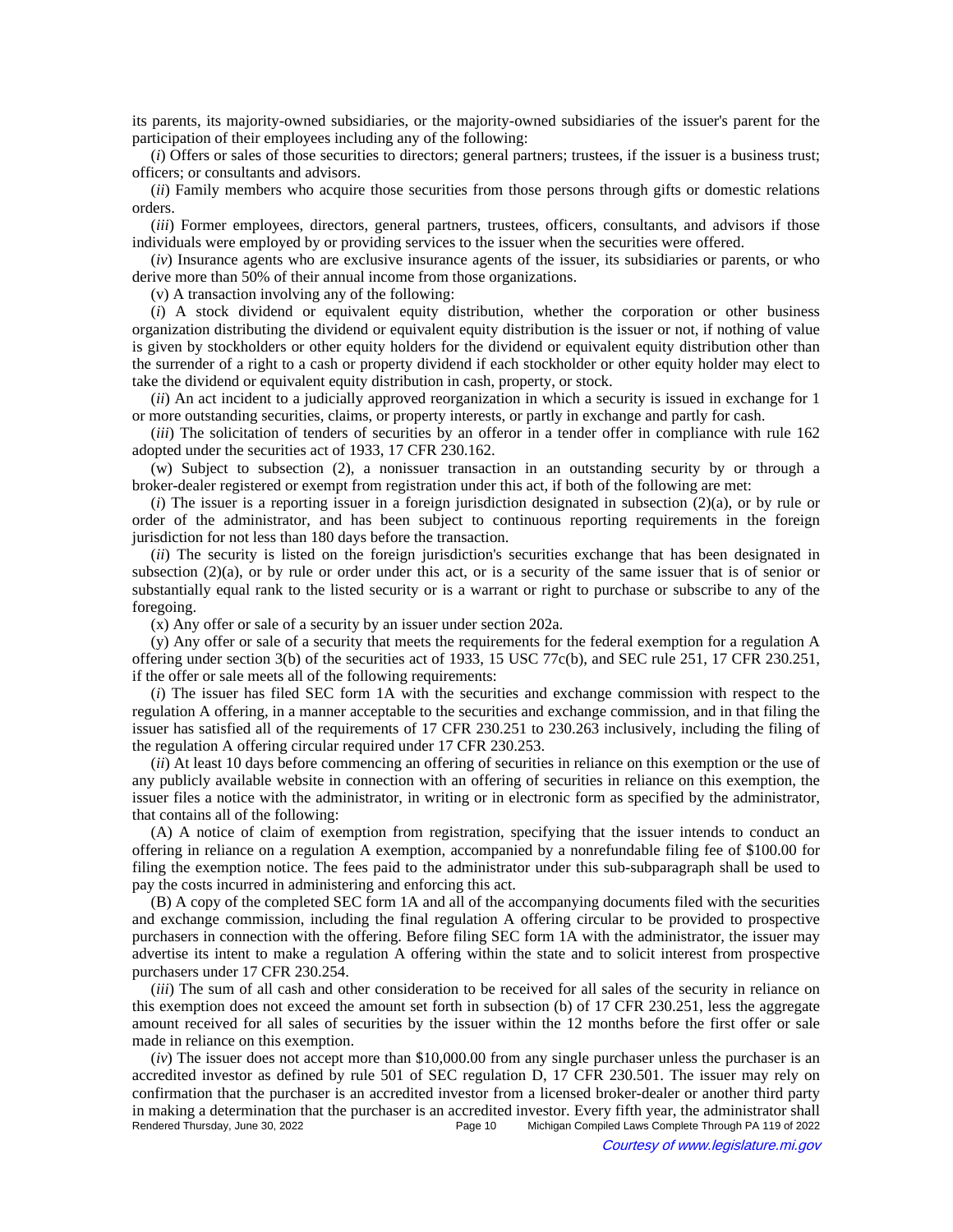its parents, its majority-owned subsidiaries, or the majority-owned subsidiaries of the issuer's parent for the participation of their employees including any of the following:

(*i*) Offers or sales of those securities to directors; general partners; trustees, if the issuer is a business trust; officers; or consultants and advisors.

(*ii*) Family members who acquire those securities from those persons through gifts or domestic relations orders.

(*iii*) Former employees, directors, general partners, trustees, officers, consultants, and advisors if those individuals were employed by or providing services to the issuer when the securities were offered.

(*iv*) Insurance agents who are exclusive insurance agents of the issuer, its subsidiaries or parents, or who derive more than 50% of their annual income from those organizations.

(v) A transaction involving any of the following:

(*i*) A stock dividend or equivalent equity distribution, whether the corporation or other business organization distributing the dividend or equivalent equity distribution is the issuer or not, if nothing of value is given by stockholders or other equity holders for the dividend or equivalent equity distribution other than the surrender of a right to a cash or property dividend if each stockholder or other equity holder may elect to take the dividend or equivalent equity distribution in cash, property, or stock.

(*ii*) An act incident to a judicially approved reorganization in which a security is issued in exchange for 1 or more outstanding securities, claims, or property interests, or partly in exchange and partly for cash.

(*iii*) The solicitation of tenders of securities by an offeror in a tender offer in compliance with rule 162 adopted under the securities act of 1933, 17 CFR 230.162.

(w) Subject to subsection (2), a nonissuer transaction in an outstanding security by or through a broker-dealer registered or exempt from registration under this act, if both of the following are met:

(*i*) The issuer is a reporting issuer in a foreign jurisdiction designated in subsection (2)(a), or by rule or order of the administrator, and has been subject to continuous reporting requirements in the foreign jurisdiction for not less than 180 days before the transaction.

(*ii*) The security is listed on the foreign jurisdiction's securities exchange that has been designated in subsection (2)(a), or by rule or order under this act, or is a security of the same issuer that is of senior or substantially equal rank to the listed security or is a warrant or right to purchase or subscribe to any of the foregoing.

(x) Any offer or sale of a security by an issuer under section 202a.

(y) Any offer or sale of a security that meets the requirements for the federal exemption for a regulation A offering under section 3(b) of the securities act of 1933, 15 USC 77c(b), and SEC rule 251, 17 CFR 230.251, if the offer or sale meets all of the following requirements:

(*i*) The issuer has filed SEC form 1A with the securities and exchange commission with respect to the regulation A offering, in a manner acceptable to the securities and exchange commission, and in that filing the issuer has satisfied all of the requirements of 17 CFR 230.251 to 230.263 inclusively, including the filing of the regulation A offering circular required under 17 CFR 230.253.

(*ii*) At least 10 days before commencing an offering of securities in reliance on this exemption or the use of any publicly available website in connection with an offering of securities in reliance on this exemption, the issuer files a notice with the administrator, in writing or in electronic form as specified by the administrator, that contains all of the following:

(A) A notice of claim of exemption from registration, specifying that the issuer intends to conduct an offering in reliance on a regulation A exemption, accompanied by a nonrefundable filing fee of $100.00 for filing the exemption notice. The fees paid to the administrator under this sub-subparagraph shall be used to pay the costs incurred in administering and enforcing this act.

(B) A copy of the completed SEC form 1A and all of the accompanying documents filed with the securities and exchange commission, including the final regulation A offering circular to be provided to prospective purchasers in connection with the offering. Before filing SEC form 1A with the administrator, the issuer may advertise its intent to make a regulation A offering within the state and to solicit interest from prospective purchasers under 17 CFR 230.254.

(*iii*) The sum of all cash and other consideration to be received for all sales of the security in reliance on this exemption does not exceed the amount set forth in subsection (b) of 17 CFR 230.251, less the aggregate amount received for all sales of securities by the issuer within the 12 months before the first offer or sale made in reliance on this exemption.

(*iv*) The issuer does not accept more than $10,000.00 from any single purchaser unless the purchaser is an accredited investor as defined by rule 501 of SEC regulation D, 17 CFR 230.501. The issuer may rely on confirmation that the purchaser is an accredited investor from a licensed broker-dealer or another third party in making a determination that the purchaser is an accredited investor. Every fifth year, the administrator shall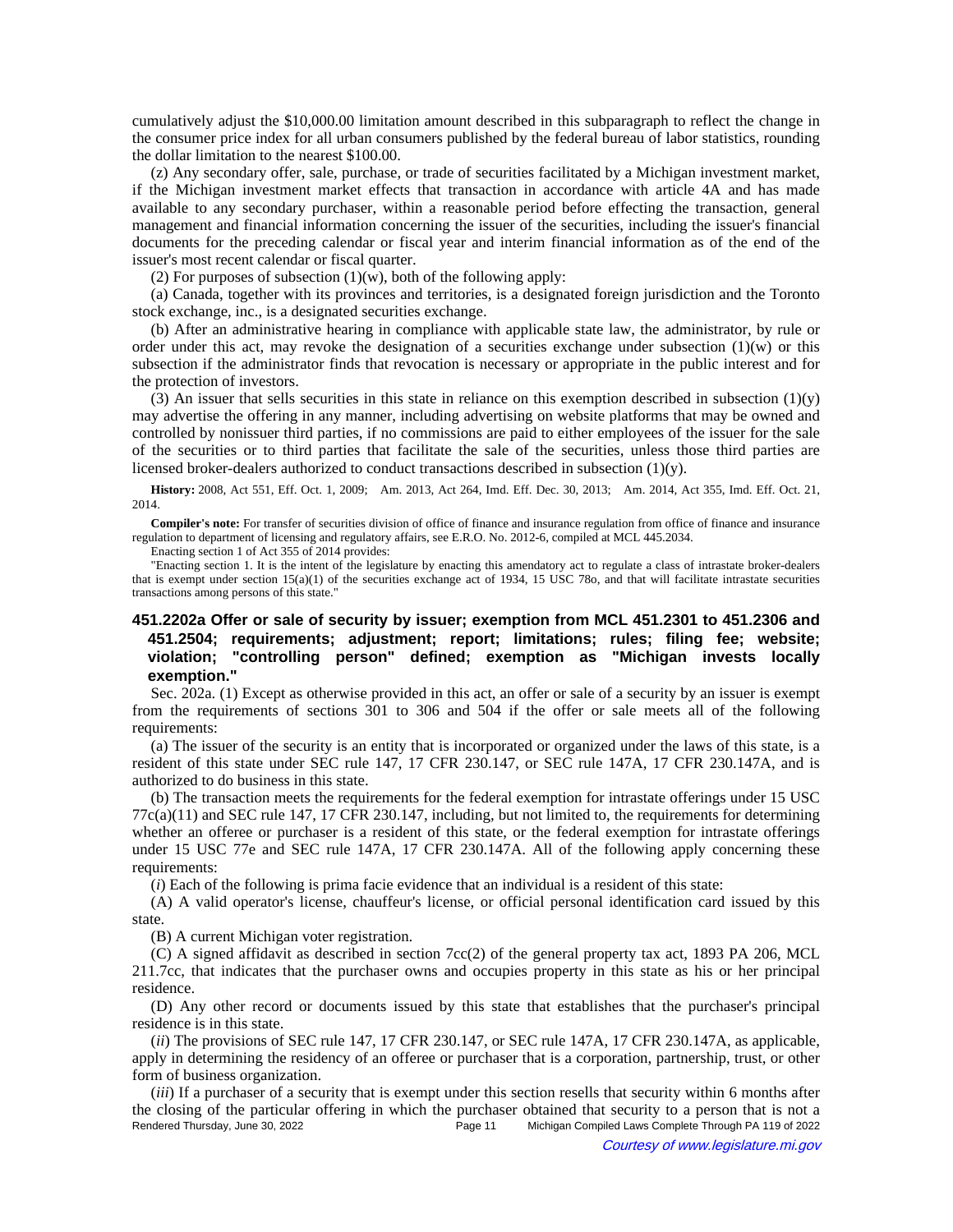cumulatively adjust the $10,000.00 limitation amount described in this subparagraph to reflect the change in the consumer price index for all urban consumers published by the federal bureau of labor statistics, rounding the dollar limitation to the nearest $100.00.

(z) Any secondary offer, sale, purchase, or trade of securities facilitated by a Michigan investment market, if the Michigan investment market effects that transaction in accordance with article 4A and has made available to any secondary purchaser, within a reasonable period before effecting the transaction, general management and financial information concerning the issuer of the securities, including the issuer's financial documents for the preceding calendar or fiscal year and interim financial information as of the end of the issuer's most recent calendar or fiscal quarter.

(2) For purposes of subsection (1)(w), both of the following apply:

(a) Canada, together with its provinces and territories, is a designated foreign jurisdiction and the Toronto stock exchange, inc., is a designated securities exchange.

(b) After an administrative hearing in compliance with applicable state law, the administrator, by rule or order under this act, may revoke the designation of a securities exchange under subsection (1)(w) or this subsection if the administrator finds that revocation is necessary or appropriate in the public interest and for the protection of investors.

(3) An issuer that sells securities in this state in reliance on this exemption described in subsection (1)(y) may advertise the offering in any manner, including advertising on website platforms that may be owned and controlled by nonissuer third parties, if no commissions are paid to either employees of the issuer for the sale of the securities or to third parties that facilitate the sale of the securities, unless those third parties are licensed broker-dealers authorized to conduct transactions described in subsection (1)(y).

**History:** 2008, Act 551, Eff. Oct. 1, 2009;—Am. 2013, Act 264, Imd. Eff. Dec. 30, 2013;—Am. 2014, Act 355, Imd. Eff. Oct. 21, 2014.

**Compiler's note:** For transfer of securities division of office of finance and insurance regulation from office of finance and insurance regulation to department of licensing and regulatory affairs, see E.R.O. No. 2012-6, compiled at MCL 445.2034.

Enacting section 1 of Act 355 of 2014 provides:

"Enacting section 1. It is the intent of the legislature by enacting this amendatory act to regulate a class of intrastate broker-dealers that is exempt under section 15(a)(1) of the securities exchange act of 1934, 15 USC 78o, and that will facilitate intrastate securities transactions among persons of this state."

### 451.2202a Offer or sale of security by issuer; exemption from MCL 451.2301 to 451.2306 and 451.2504; requirements; adjustment; report; limitations; rules; filing fee; website; violation; "controlling person" defined; exemption as "Michigan invests locally exemption."

Sec. 202a. (1) Except as otherwise provided in this act, an offer or sale of a security by an issuer is exempt from the requirements of sections 301 to 306 and 504 if the offer or sale meets all of the following requirements:

(a) The issuer of the security is an entity that is incorporated or organized under the laws of this state, is a resident of this state under SEC rule 147, 17 CFR 230.147, or SEC rule 147A, 17 CFR 230.147A, and is authorized to do business in this state.

(b) The transaction meets the requirements for the federal exemption for intrastate offerings under 15 USC 77c(a)(11) and SEC rule 147, 17 CFR 230.147, including, but not limited to, the requirements for determining whether an offeree or purchaser is a resident of this state, or the federal exemption for intrastate offerings under 15 USC 77e and SEC rule 147A, 17 CFR 230.147A. All of the following apply concerning these requirements:

(*i*) Each of the following is prima facie evidence that an individual is a resident of this state:

(A) A valid operator's license, chauffeur's license, or official personal identification card issued by this state.

(B) A current Michigan voter registration.

(C) A signed affidavit as described in section 7cc(2) of the general property tax act, 1893 PA 206, MCL 211.7cc, that indicates that the purchaser owns and occupies property in this state as his or her principal residence.

(D) Any other record or documents issued by this state that establishes that the purchaser's principal residence is in this state.

(*ii*) The provisions of SEC rule 147, 17 CFR 230.147, or SEC rule 147A, 17 CFR 230.147A, as applicable, apply in determining the residency of an offeree or purchaser that is a corporation, partnership, trust, or other form of business organization.

(*iii*) If a purchaser of a security that is exempt under this section resells that security within 6 months after the closing of the particular offering in which the purchaser obtained that security to a person that is not a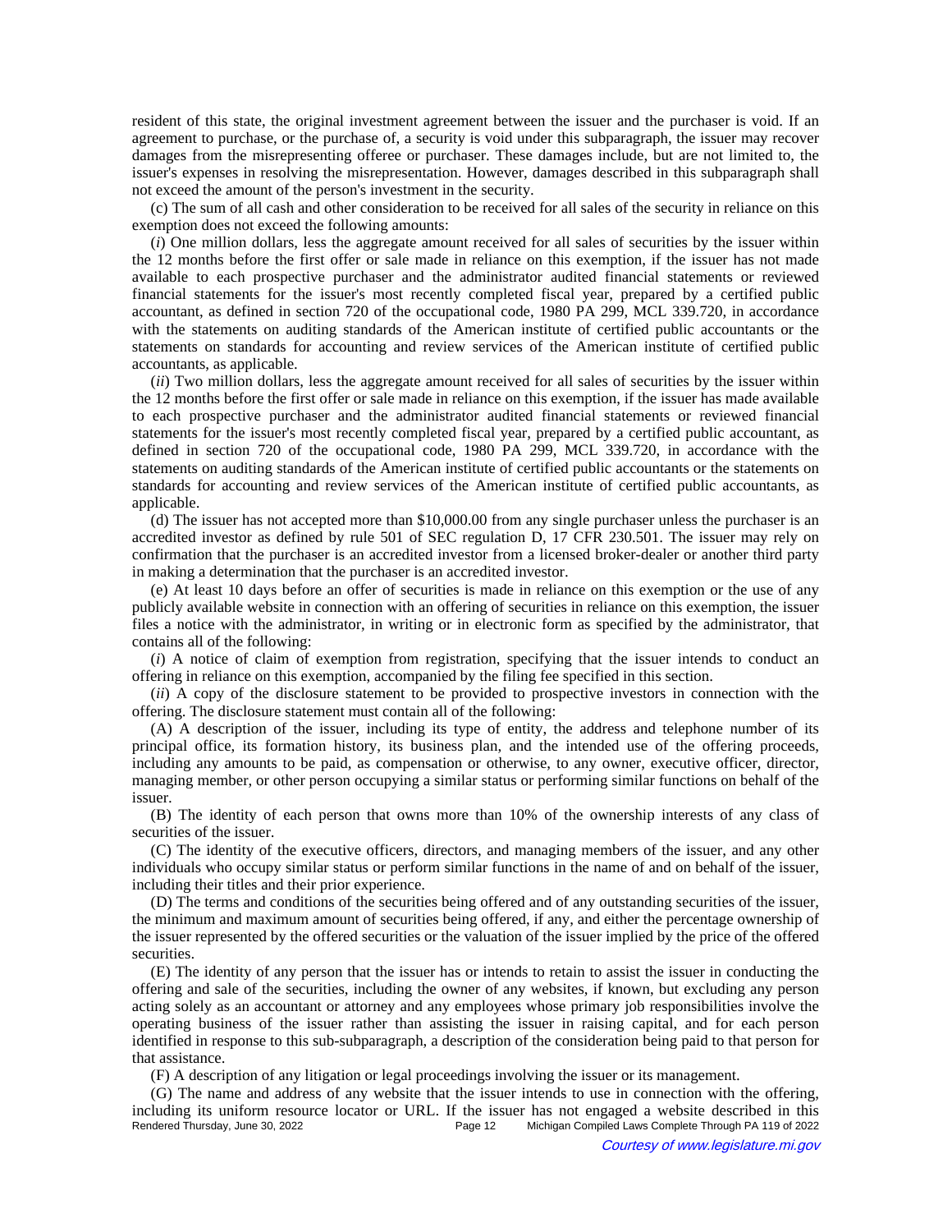resident of this state, the original investment agreement between the issuer and the purchaser is void. If an agreement to purchase, or the purchase of, a security is void under this subparagraph, the issuer may recover damages from the misrepresenting offeree or purchaser. These damages include, but are not limited to, the issuer's expenses in resolving the misrepresentation. However, damages described in this subparagraph shall not exceed the amount of the person's investment in the security.

(c) The sum of all cash and other consideration to be received for all sales of the security in reliance on this exemption does not exceed the following amounts:

(*i*) One million dollars, less the aggregate amount received for all sales of securities by the issuer within the 12 months before the first offer or sale made in reliance on this exemption, if the issuer has not made available to each prospective purchaser and the administrator audited financial statements or reviewed financial statements for the issuer's most recently completed fiscal year, prepared by a certified public accountant, as defined in section 720 of the occupational code, 1980 PA 299, MCL 339.720, in accordance with the statements on auditing standards of the American institute of certified public accountants or the statements on standards for accounting and review services of the American institute of certified public accountants, as applicable.

(*ii*) Two million dollars, less the aggregate amount received for all sales of securities by the issuer within the 12 months before the first offer or sale made in reliance on this exemption, if the issuer has made available to each prospective purchaser and the administrator audited financial statements or reviewed financial statements for the issuer's most recently completed fiscal year, prepared by a certified public accountant, as defined in section 720 of the occupational code, 1980 PA 299, MCL 339.720, in accordance with the statements on auditing standards of the American institute of certified public accountants or the statements on standards for accounting and review services of the American institute of certified public accountants, as applicable.

(d) The issuer has not accepted more than $10,000.00 from any single purchaser unless the purchaser is an accredited investor as defined by rule 501 of SEC regulation D, 17 CFR 230.501. The issuer may rely on confirmation that the purchaser is an accredited investor from a licensed broker-dealer or another third party in making a determination that the purchaser is an accredited investor.

(e) At least 10 days before an offer of securities is made in reliance on this exemption or the use of any publicly available website in connection with an offering of securities in reliance on this exemption, the issuer files a notice with the administrator, in writing or in electronic form as specified by the administrator, that contains all of the following:

(*i*) A notice of claim of exemption from registration, specifying that the issuer intends to conduct an offering in reliance on this exemption, accompanied by the filing fee specified in this section.

(*ii*) A copy of the disclosure statement to be provided to prospective investors in connection with the offering. The disclosure statement must contain all of the following:

(A) A description of the issuer, including its type of entity, the address and telephone number of its principal office, its formation history, its business plan, and the intended use of the offering proceeds, including any amounts to be paid, as compensation or otherwise, to any owner, executive officer, director, managing member, or other person occupying a similar status or performing similar functions on behalf of the issuer.

(B) The identity of each person that owns more than 10% of the ownership interests of any class of securities of the issuer.

(C) The identity of the executive officers, directors, and managing members of the issuer, and any other individuals who occupy similar status or perform similar functions in the name of and on behalf of the issuer, including their titles and their prior experience.

(D) The terms and conditions of the securities being offered and of any outstanding securities of the issuer, the minimum and maximum amount of securities being offered, if any, and either the percentage ownership of the issuer represented by the offered securities or the valuation of the issuer implied by the price of the offered securities.

(E) The identity of any person that the issuer has or intends to retain to assist the issuer in conducting the offering and sale of the securities, including the owner of any websites, if known, but excluding any person acting solely as an accountant or attorney and any employees whose primary job responsibilities involve the operating business of the issuer rather than assisting the issuer in raising capital, and for each person identified in response to this sub-subparagraph, a description of the consideration being paid to that person for that assistance.

(F) A description of any litigation or legal proceedings involving the issuer or its management.

(G) The name and address of any website that the issuer intends to use in connection with the offering, including its uniform resource locator or URL. If the issuer has not engaged a website described in this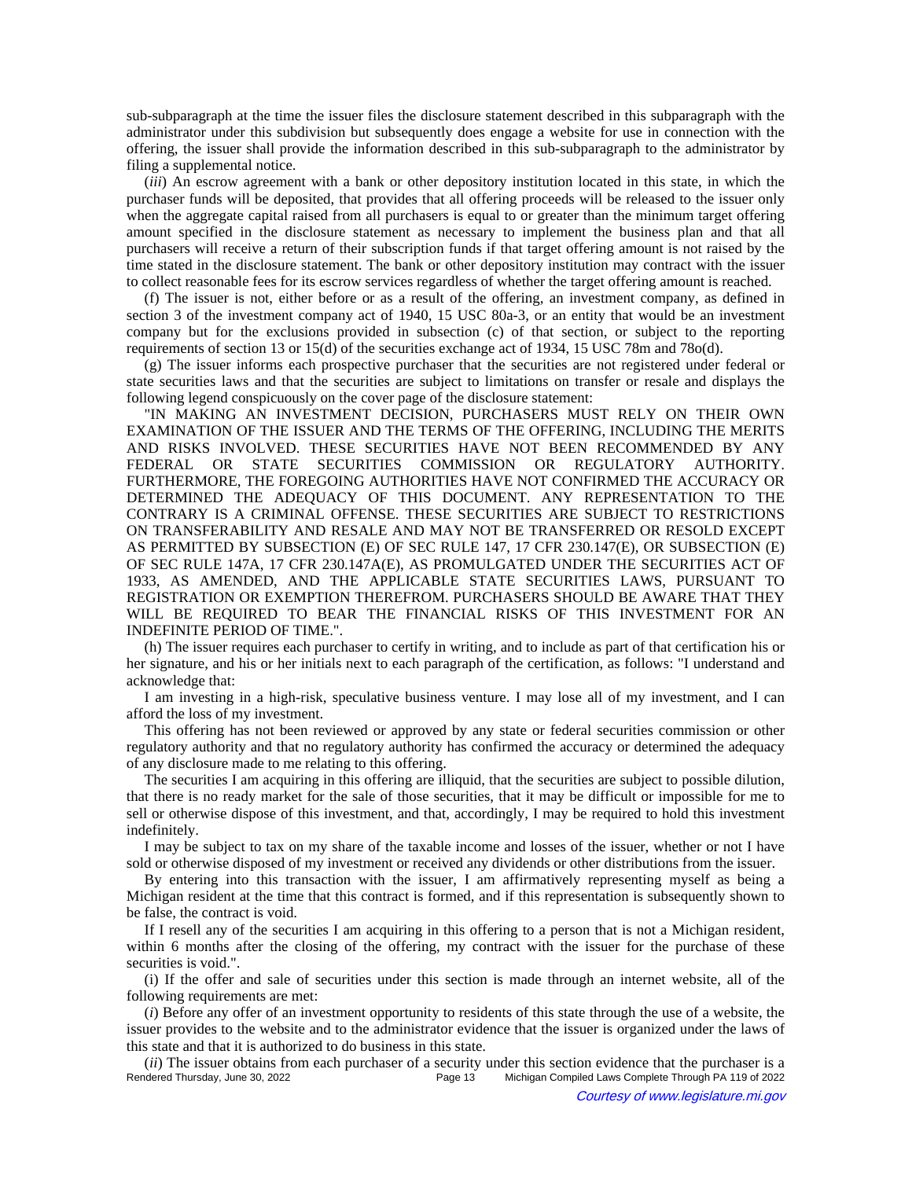sub-subparagraph at the time the issuer files the disclosure statement described in this subparagraph with the administrator under this subdivision but subsequently does engage a website for use in connection with the offering, the issuer shall provide the information described in this sub-subparagraph to the administrator by filing a supplemental notice.

(*iii*) An escrow agreement with a bank or other depository institution located in this state, in which the purchaser funds will be deposited, that provides that all offering proceeds will be released to the issuer only when the aggregate capital raised from all purchasers is equal to or greater than the minimum target offering amount specified in the disclosure statement as necessary to implement the business plan and that all purchasers will receive a return of their subscription funds if that target offering amount is not raised by the time stated in the disclosure statement. The bank or other depository institution may contract with the issuer to collect reasonable fees for its escrow services regardless of whether the target offering amount is reached.

(f) The issuer is not, either before or as a result of the offering, an investment company, as defined in section 3 of the investment company act of 1940, 15 USC 80a-3, or an entity that would be an investment company but for the exclusions provided in subsection (c) of that section, or subject to the reporting requirements of section 13 or 15(d) of the securities exchange act of 1934, 15 USC 78m and 78o(d).

(g) The issuer informs each prospective purchaser that the securities are not registered under federal or state securities laws and that the securities are subject to limitations on transfer or resale and displays the following legend conspicuously on the cover page of the disclosure statement:

"IN MAKING AN INVESTMENT DECISION, PURCHASERS MUST RELY ON THEIR OWN EXAMINATION OF THE ISSUER AND THE TERMS OF THE OFFERING, INCLUDING THE MERITS AND RISKS INVOLVED. THESE SECURITIES HAVE NOT BEEN RECOMMENDED BY ANY FEDERAL OR STATE SECURITIES COMMISSION OR REGULATORY AUTHORITY. FURTHERMORE, THE FOREGOING AUTHORITIES HAVE NOT CONFIRMED THE ACCURACY OR DETERMINED THE ADEQUACY OF THIS DOCUMENT. ANY REPRESENTATION TO THE CONTRARY IS A CRIMINAL OFFENSE. THESE SECURITIES ARE SUBJECT TO RESTRICTIONS ON TRANSFERABILITY AND RESALE AND MAY NOT BE TRANSFERRED OR RESOLD EXCEPT AS PERMITTED BY SUBSECTION (E) OF SEC RULE 147, 17 CFR 230.147(E), OR SUBSECTION (E) OF SEC RULE 147A, 17 CFR 230.147A(E), AS PROMULGATED UNDER THE SECURITIES ACT OF 1933, AS AMENDED, AND THE APPLICABLE STATE SECURITIES LAWS, PURSUANT TO REGISTRATION OR EXEMPTION THEREFROM. PURCHASERS SHOULD BE AWARE THAT THEY WILL BE REQUIRED TO BEAR THE FINANCIAL RISKS OF THIS INVESTMENT FOR AN INDEFINITE PERIOD OF TIME.".

(h) The issuer requires each purchaser to certify in writing, and to include as part of that certification his or her signature, and his or her initials next to each paragraph of the certification, as follows: "I understand and acknowledge that:

I am investing in a high-risk, speculative business venture. I may lose all of my investment, and I can afford the loss of my investment.

This offering has not been reviewed or approved by any state or federal securities commission or other regulatory authority and that no regulatory authority has confirmed the accuracy or determined the adequacy of any disclosure made to me relating to this offering.

The securities I am acquiring in this offering are illiquid, that the securities are subject to possible dilution, that there is no ready market for the sale of those securities, that it may be difficult or impossible for me to sell or otherwise dispose of this investment, and that, accordingly, I may be required to hold this investment indefinitely.

I may be subject to tax on my share of the taxable income and losses of the issuer, whether or not I have sold or otherwise disposed of my investment or received any dividends or other distributions from the issuer.

By entering into this transaction with the issuer, I am affirmatively representing myself as being a Michigan resident at the time that this contract is formed, and if this representation is subsequently shown to be false, the contract is void.

If I resell any of the securities I am acquiring in this offering to a person that is not a Michigan resident, within 6 months after the closing of the offering, my contract with the issuer for the purchase of these securities is void.".

(i) If the offer and sale of securities under this section is made through an internet website, all of the following requirements are met:

(*i*) Before any offer of an investment opportunity to residents of this state through the use of a website, the issuer provides to the website and to the administrator evidence that the issuer is organized under the laws of this state and that it is authorized to do business in this state.

(*ii*) The issuer obtains from each purchaser of a security under this section evidence that the purchaser is a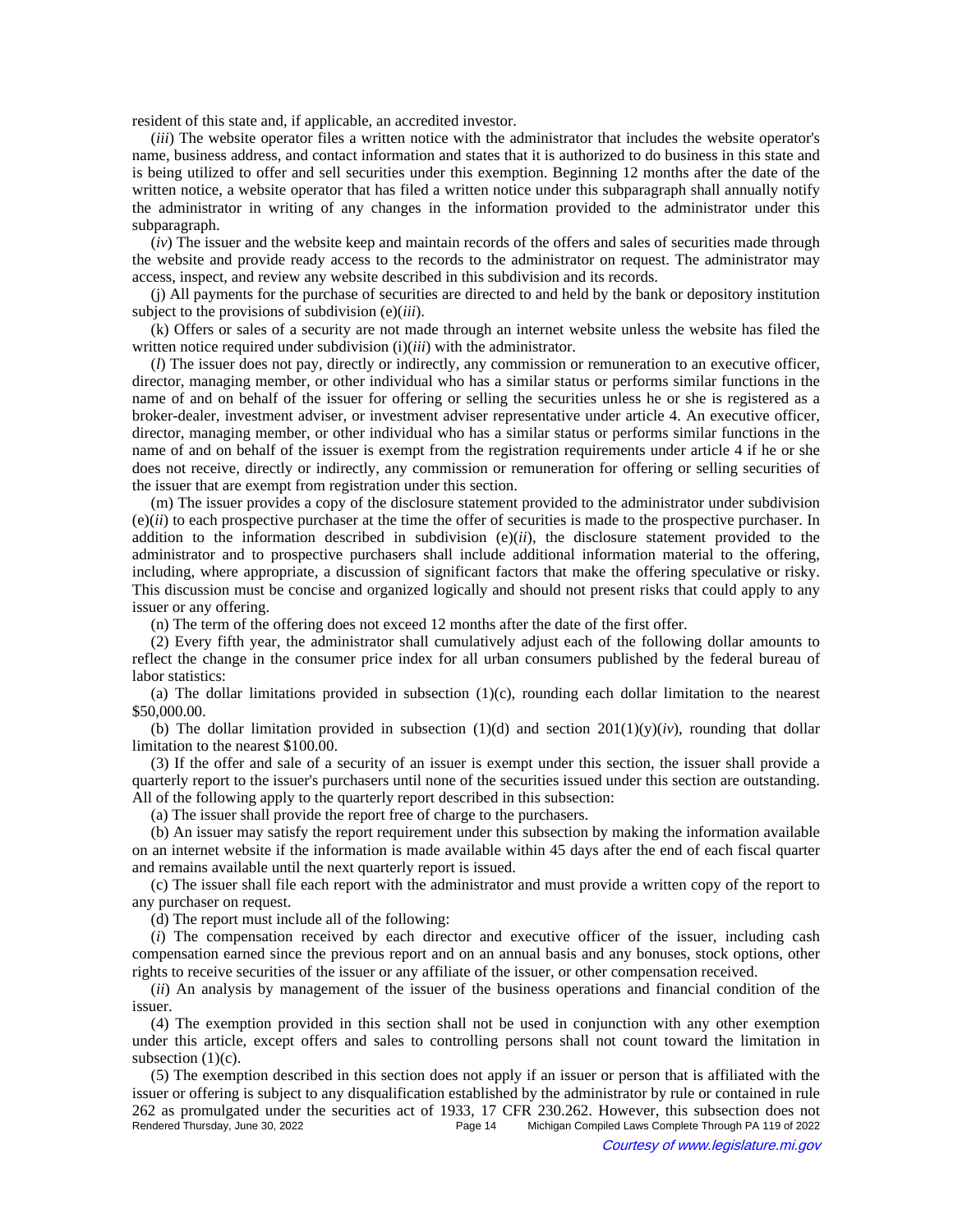resident of this state and, if applicable, an accredited investor.

(*iii*) The website operator files a written notice with the administrator that includes the website operator's name, business address, and contact information and states that it is authorized to do business in this state and is being utilized to offer and sell securities under this exemption. Beginning 12 months after the date of the written notice, a website operator that has filed a written notice under this subparagraph shall annually notify the administrator in writing of any changes in the information provided to the administrator under this subparagraph.

(*iv*) The issuer and the website keep and maintain records of the offers and sales of securities made through the website and provide ready access to the records to the administrator on request. The administrator may access, inspect, and review any website described in this subdivision and its records.

(j) All payments for the purchase of securities are directed to and held by the bank or depository institution subject to the provisions of subdivision (e)(*iii*).

(k) Offers or sales of a security are not made through an internet website unless the website has filed the written notice required under subdivision (i)(*iii*) with the administrator.

(*l*) The issuer does not pay, directly or indirectly, any commission or remuneration to an executive officer, director, managing member, or other individual who has a similar status or performs similar functions in the name of and on behalf of the issuer for offering or selling the securities unless he or she is registered as a broker-dealer, investment adviser, or investment adviser representative under article 4. An executive officer, director, managing member, or other individual who has a similar status or performs similar functions in the name of and on behalf of the issuer is exempt from the registration requirements under article 4 if he or she does not receive, directly or indirectly, any commission or remuneration for offering or selling securities of the issuer that are exempt from registration under this section.

(m) The issuer provides a copy of the disclosure statement provided to the administrator under subdivision (e)(*ii*) to each prospective purchaser at the time the offer of securities is made to the prospective purchaser. In addition to the information described in subdivision (e)(*ii*), the disclosure statement provided to the administrator and to prospective purchasers shall include additional information material to the offering, including, where appropriate, a discussion of significant factors that make the offering speculative or risky. This discussion must be concise and organized logically and should not present risks that could apply to any issuer or any offering.

(n) The term of the offering does not exceed 12 months after the date of the first offer.

(2) Every fifth year, the administrator shall cumulatively adjust each of the following dollar amounts to reflect the change in the consumer price index for all urban consumers published by the federal bureau of labor statistics:

(a) The dollar limitations provided in subsection (1)(c), rounding each dollar limitation to the nearest $50,000.00.

(b) The dollar limitation provided in subsection (1)(d) and section 201(1)(y)(*iv*), rounding that dollar limitation to the nearest $100.00.

(3) If the offer and sale of a security of an issuer is exempt under this section, the issuer shall provide a quarterly report to the issuer's purchasers until none of the securities issued under this section are outstanding. All of the following apply to the quarterly report described in this subsection:

(a) The issuer shall provide the report free of charge to the purchasers.

(b) An issuer may satisfy the report requirement under this subsection by making the information available on an internet website if the information is made available within 45 days after the end of each fiscal quarter and remains available until the next quarterly report is issued.

(c) The issuer shall file each report with the administrator and must provide a written copy of the report to any purchaser on request.

(d) The report must include all of the following:

(*i*) The compensation received by each director and executive officer of the issuer, including cash compensation earned since the previous report and on an annual basis and any bonuses, stock options, other rights to receive securities of the issuer or any affiliate of the issuer, or other compensation received.

(*ii*) An analysis by management of the issuer of the business operations and financial condition of the issuer.

(4) The exemption provided in this section shall not be used in conjunction with any other exemption under this article, except offers and sales to controlling persons shall not count toward the limitation in subsection (1)(c).

(5) The exemption described in this section does not apply if an issuer or person that is affiliated with the issuer or offering is subject to any disqualification established by the administrator by rule or contained in rule 262 as promulgated under the securities act of 1933, 17 CFR 230.262. However, this subsection does not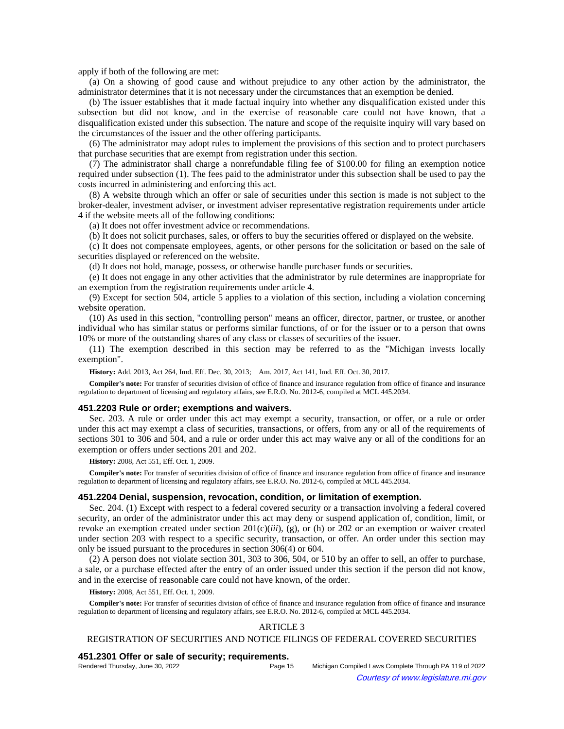apply if both of the following are met:

(a) On a showing of good cause and without prejudice to any other action by the administrator, the administrator determines that it is not necessary under the circumstances that an exemption be denied.

(b) The issuer establishes that it made factual inquiry into whether any disqualification existed under this subsection but did not know, and in the exercise of reasonable care could not have known, that a disqualification existed under this subsection. The nature and scope of the requisite inquiry will vary based on the circumstances of the issuer and the other offering participants.

(6) The administrator may adopt rules to implement the provisions of this section and to protect purchasers that purchase securities that are exempt from registration under this section.

(7) The administrator shall charge a nonrefundable filing fee of $100.00 for filing an exemption notice required under subsection (1). The fees paid to the administrator under this subsection shall be used to pay the costs incurred in administering and enforcing this act.

(8) A website through which an offer or sale of securities under this section is made is not subject to the broker-dealer, investment adviser, or investment adviser representative registration requirements under article 4 if the website meets all of the following conditions:

(a) It does not offer investment advice or recommendations.

(b) It does not solicit purchases, sales, or offers to buy the securities offered or displayed on the website.

(c) It does not compensate employees, agents, or other persons for the solicitation or based on the sale of securities displayed or referenced on the website.

(d) It does not hold, manage, possess, or otherwise handle purchaser funds or securities.

(e) It does not engage in any other activities that the administrator by rule determines are inappropriate for an exemption from the registration requirements under article 4.

(9) Except for section 504, article 5 applies to a violation of this section, including a violation concerning website operation.

(10) As used in this section, "controlling person" means an officer, director, partner, or trustee, or another individual who has similar status or performs similar functions, of or for the issuer or to a person that owns 10% or more of the outstanding shares of any class or classes of securities of the issuer.

(11) The exemption described in this section may be referred to as the "Michigan invests locally exemption".

**History:** Add. 2013, Act 264, Imd. Eff. Dec. 30, 2013; Am. 2017, Act 141, Imd. Eff. Oct. 30, 2017.

**Compiler's note:** For transfer of securities division of office of finance and insurance regulation from office of finance and insurance regulation to department of licensing and regulatory affairs, see E.R.O. No. 2012-6, compiled at MCL 445.2034.

### 451.2203 Rule or order; exemptions and waivers.

Sec. 203. A rule or order under this act may exempt a security, transaction, or offer, or a rule or order under this act may exempt a class of securities, transactions, or offers, from any or all of the requirements of sections 301 to 306 and 504, and a rule or order under this act may waive any or all of the conditions for an exemption or offers under sections 201 and 202.

**History:** 2008, Act 551, Eff. Oct. 1, 2009.

**Compiler's note:** For transfer of securities division of office of finance and insurance regulation from office of finance and insurance regulation to department of licensing and regulatory affairs, see E.R.O. No. 2012-6, compiled at MCL 445.2034.

### 451.2204 Denial, suspension, revocation, condition, or limitation of exemption.

Sec. 204. (1) Except with respect to a federal covered security or a transaction involving a federal covered security, an order of the administrator under this act may deny or suspend application of, condition, limit, or revoke an exemption created under section 201(c)(*iii*), (g), or (h) or 202 or an exemption or waiver created under section 203 with respect to a specific security, transaction, or offer. An order under this section may only be issued pursuant to the procedures in section 306(4) or 604.

(2) A person does not violate section 301, 303 to 306, 504, or 510 by an offer to sell, an offer to purchase, a sale, or a purchase effected after the entry of an order issued under this section if the person did not know, and in the exercise of reasonable care could not have known, of the order.

**History:** 2008, Act 551, Eff. Oct. 1, 2009.

**Compiler's note:** For transfer of securities division of office of finance and insurance regulation from office of finance and insurance regulation to department of licensing and regulatory affairs, see E.R.O. No. 2012-6, compiled at MCL 445.2034.

## ARTICLE 3

## REGISTRATION OF SECURITIES AND NOTICE FILINGS OF FEDERAL COVERED SECURITIES

### 451.2301 Offer or sale of security; requirements.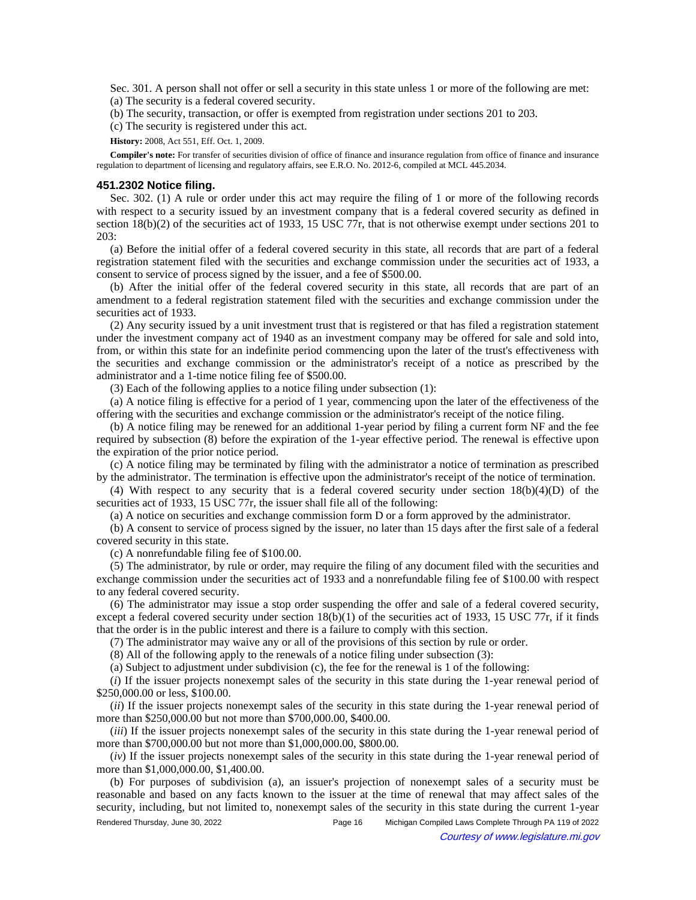Sec. 301. A person shall not offer or sell a security in this state unless 1 or more of the following are met:

(a) The security is a federal covered security.

(b) The security, transaction, or offer is exempted from registration under sections 201 to 203.

(c) The security is registered under this act.

**History:** 2008, Act 551, Eff. Oct. 1, 2009.

**Compiler's note:** For transfer of securities division of office of finance and insurance regulation from office of finance and insurance regulation to department of licensing and regulatory affairs, see E.R.O. No. 2012-6, compiled at MCL 445.2034.

### 451.2302 Notice filing.

Sec. 302. (1) A rule or order under this act may require the filing of 1 or more of the following records with respect to a security issued by an investment company that is a federal covered security as defined in section 18(b)(2) of the securities act of 1933, 15 USC 77r, that is not otherwise exempt under sections 201 to 203:

(a) Before the initial offer of a federal covered security in this state, all records that are part of a federal registration statement filed with the securities and exchange commission under the securities act of 1933, a consent to service of process signed by the issuer, and a fee of $500.00.

(b) After the initial offer of the federal covered security in this state, all records that are part of an amendment to a federal registration statement filed with the securities and exchange commission under the securities act of 1933.

(2) Any security issued by a unit investment trust that is registered or that has filed a registration statement under the investment company act of 1940 as an investment company may be offered for sale and sold into, from, or within this state for an indefinite period commencing upon the later of the trust's effectiveness with the securities and exchange commission or the administrator's receipt of a notice as prescribed by the administrator and a 1-time notice filing fee of $500.00.

(3) Each of the following applies to a notice filing under subsection (1):

(a) A notice filing is effective for a period of 1 year, commencing upon the later of the effectiveness of the offering with the securities and exchange commission or the administrator's receipt of the notice filing.

(b) A notice filing may be renewed for an additional 1-year period by filing a current form NF and the fee required by subsection (8) before the expiration of the 1-year effective period. The renewal is effective upon the expiration of the prior notice period.

(c) A notice filing may be terminated by filing with the administrator a notice of termination as prescribed by the administrator. The termination is effective upon the administrator's receipt of the notice of termination.

(4) With respect to any security that is a federal covered security under section 18(b)(4)(D) of the securities act of 1933, 15 USC 77r, the issuer shall file all of the following:

(a) A notice on securities and exchange commission form D or a form approved by the administrator.

(b) A consent to service of process signed by the issuer, no later than 15 days after the first sale of a federal covered security in this state.

(c) A nonrefundable filing fee of $100.00.

(5) The administrator, by rule or order, may require the filing of any document filed with the securities and exchange commission under the securities act of 1933 and a nonrefundable filing fee of $100.00 with respect to any federal covered security.

(6) The administrator may issue a stop order suspending the offer and sale of a federal covered security, except a federal covered security under section 18(b)(1) of the securities act of 1933, 15 USC 77r, if it finds that the order is in the public interest and there is a failure to comply with this section.

(7) The administrator may waive any or all of the provisions of this section by rule or order.

(8) All of the following apply to the renewals of a notice filing under subsection (3):

(a) Subject to adjustment under subdivision (c), the fee for the renewal is 1 of the following:

(*i*) If the issuer projects nonexempt sales of the security in this state during the 1-year renewal period of $250,000.00 or less, $100.00.

(*ii*) If the issuer projects nonexempt sales of the security in this state during the 1-year renewal period of more than $250,000.00 but not more than $700,000.00, $400.00.

(*iii*) If the issuer projects nonexempt sales of the security in this state during the 1-year renewal period of more than $700,000.00 but not more than $1,000,000.00, $800.00.

(*iv*) If the issuer projects nonexempt sales of the security in this state during the 1-year renewal period of more than $1,000,000.00, $1,400.00.

(b) For purposes of subdivision (a), an issuer's projection of nonexempt sales of a security must be reasonable and based on any facts known to the issuer at the time of renewal that may affect sales of the security, including, but not limited to, nonexempt sales of the security in this state during the current 1-year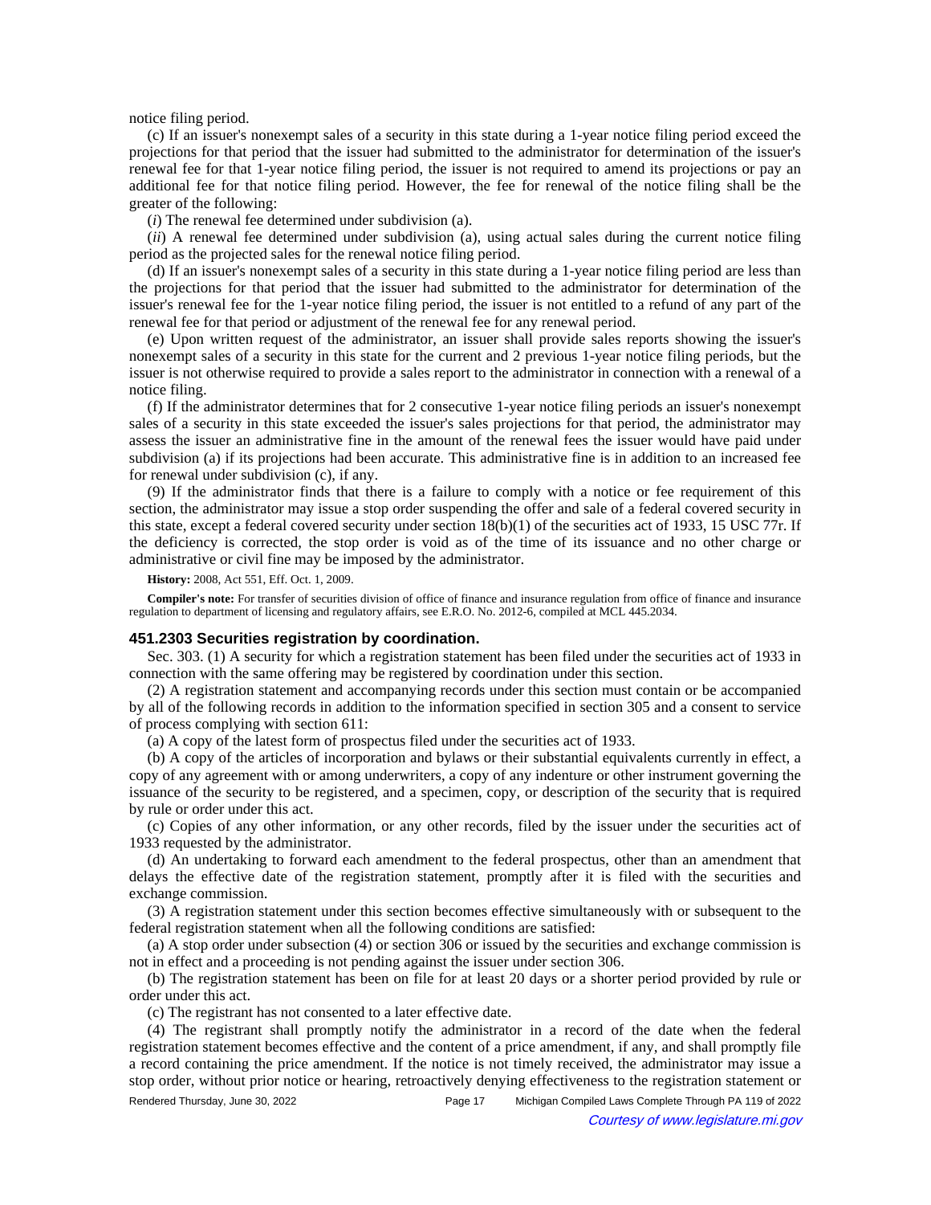notice filing period.

(c) If an issuer's nonexempt sales of a security in this state during a 1-year notice filing period exceed the projections for that period that the issuer had submitted to the administrator for determination of the issuer's renewal fee for that 1-year notice filing period, the issuer is not required to amend its projections or pay an additional fee for that notice filing period. However, the fee for renewal of the notice filing shall be the greater of the following:

(*i*) The renewal fee determined under subdivision (a).

(*ii*) A renewal fee determined under subdivision (a), using actual sales during the current notice filing period as the projected sales for the renewal notice filing period.

(d) If an issuer's nonexempt sales of a security in this state during a 1-year notice filing period are less than the projections for that period that the issuer had submitted to the administrator for determination of the issuer's renewal fee for the 1-year notice filing period, the issuer is not entitled to a refund of any part of the renewal fee for that period or adjustment of the renewal fee for any renewal period.

(e) Upon written request of the administrator, an issuer shall provide sales reports showing the issuer's nonexempt sales of a security in this state for the current and 2 previous 1-year notice filing periods, but the issuer is not otherwise required to provide a sales report to the administrator in connection with a renewal of a notice filing.

(f) If the administrator determines that for 2 consecutive 1-year notice filing periods an issuer's nonexempt sales of a security in this state exceeded the issuer's sales projections for that period, the administrator may assess the issuer an administrative fine in the amount of the renewal fees the issuer would have paid under subdivision (a) if its projections had been accurate. This administrative fine is in addition to an increased fee for renewal under subdivision (c), if any.

(9) If the administrator finds that there is a failure to comply with a notice or fee requirement of this section, the administrator may issue a stop order suspending the offer and sale of a federal covered security in this state, except a federal covered security under section 18(b)(1) of the securities act of 1933, 15 USC 77r. If the deficiency is corrected, the stop order is void as of the time of its issuance and no other charge or administrative or civil fine may be imposed by the administrator.

**History:** 2008, Act 551, Eff. Oct. 1, 2009.

**Compiler's note:** For transfer of securities division of office of finance and insurance regulation from office of finance and insurance regulation to department of licensing and regulatory affairs, see E.R.O. No. 2012-6, compiled at MCL 445.2034.

### 451.2303 Securities registration by coordination.

Sec. 303. (1) A security for which a registration statement has been filed under the securities act of 1933 in connection with the same offering may be registered by coordination under this section.

(2) A registration statement and accompanying records under this section must contain or be accompanied by all of the following records in addition to the information specified in section 305 and a consent to service of process complying with section 611:

(a) A copy of the latest form of prospectus filed under the securities act of 1933.

(b) A copy of the articles of incorporation and bylaws or their substantial equivalents currently in effect, a copy of any agreement with or among underwriters, a copy of any indenture or other instrument governing the issuance of the security to be registered, and a specimen, copy, or description of the security that is required by rule or order under this act.

(c) Copies of any other information, or any other records, filed by the issuer under the securities act of 1933 requested by the administrator.

(d) An undertaking to forward each amendment to the federal prospectus, other than an amendment that delays the effective date of the registration statement, promptly after it is filed with the securities and exchange commission.

(3) A registration statement under this section becomes effective simultaneously with or subsequent to the federal registration statement when all the following conditions are satisfied:

(a) A stop order under subsection (4) or section 306 or issued by the securities and exchange commission is not in effect and a proceeding is not pending against the issuer under section 306.

(b) The registration statement has been on file for at least 20 days or a shorter period provided by rule or order under this act.

(c) The registrant has not consented to a later effective date.

(4) The registrant shall promptly notify the administrator in a record of the date when the federal registration statement becomes effective and the content of a price amendment, if any, and shall promptly file a record containing the price amendment. If the notice is not timely received, the administrator may issue a stop order, without prior notice or hearing, retroactively denying effectiveness to the registration statement or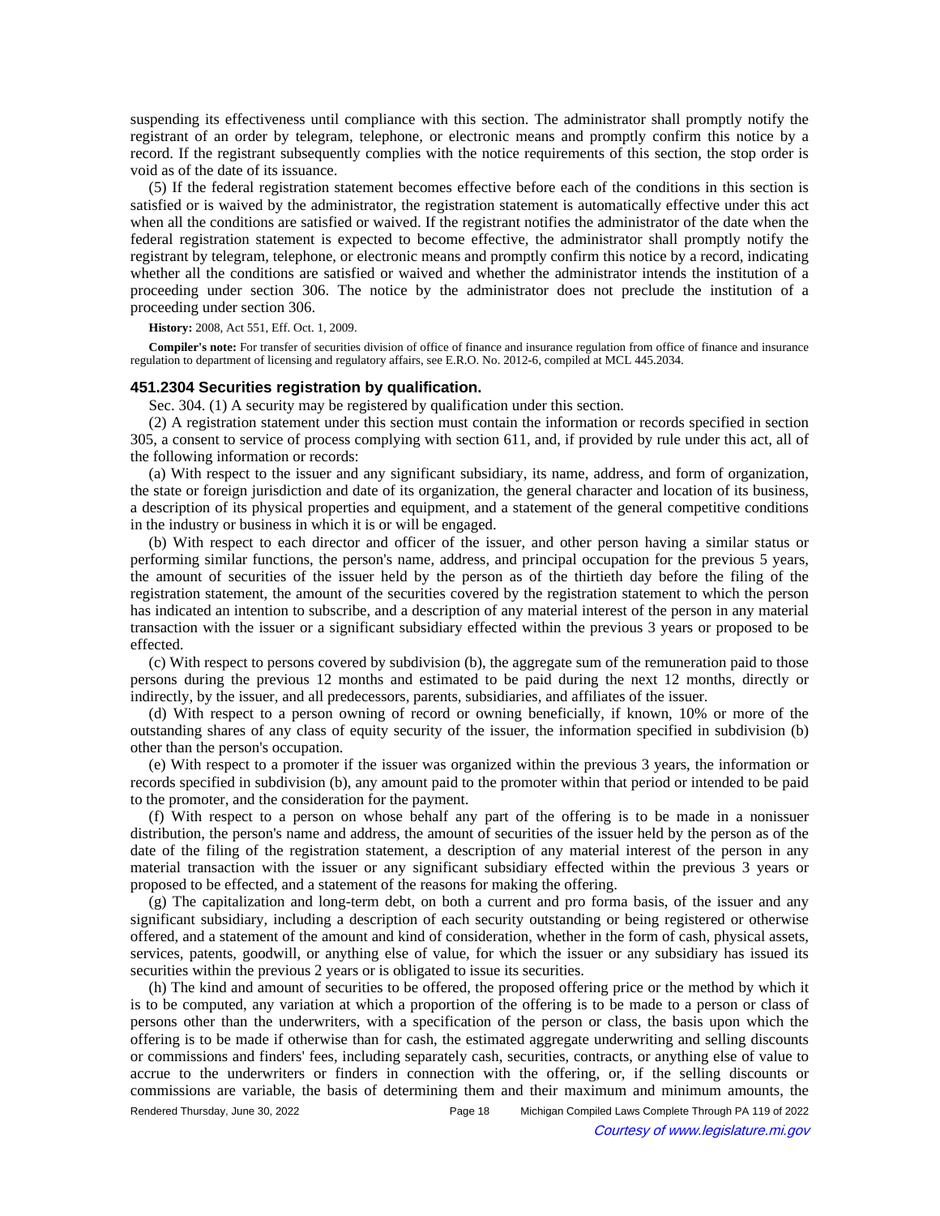suspending its effectiveness until compliance with this section. The administrator shall promptly notify the registrant of an order by telegram, telephone, or electronic means and promptly confirm this notice by a record. If the registrant subsequently complies with the notice requirements of this section, the stop order is void as of the date of its issuance.

(5) If the federal registration statement becomes effective before each of the conditions in this section is satisfied or is waived by the administrator, the registration statement is automatically effective under this act when all the conditions are satisfied or waived. If the registrant notifies the administrator of the date when the federal registration statement is expected to become effective, the administrator shall promptly notify the registrant by telegram, telephone, or electronic means and promptly confirm this notice by a record, indicating whether all the conditions are satisfied or waived and whether the administrator intends the institution of a proceeding under section 306. The notice by the administrator does not preclude the institution of a proceeding under section 306.

**History:** 2008, Act 551, Eff. Oct. 1, 2009.

**Compiler's note:** For transfer of securities division of office of finance and insurance regulation from office of finance and insurance regulation to department of licensing and regulatory affairs, see E.R.O. No. 2012-6, compiled at MCL 445.2034.

### 451.2304 Securities registration by qualification.

Sec. 304. (1) A security may be registered by qualification under this section.

(2) A registration statement under this section must contain the information or records specified in section 305, a consent to service of process complying with section 611, and, if provided by rule under this act, all of the following information or records:

(a) With respect to the issuer and any significant subsidiary, its name, address, and form of organization, the state or foreign jurisdiction and date of its organization, the general character and location of its business, a description of its physical properties and equipment, and a statement of the general competitive conditions in the industry or business in which it is or will be engaged.

(b) With respect to each director and officer of the issuer, and other person having a similar status or performing similar functions, the person's name, address, and principal occupation for the previous 5 years, the amount of securities of the issuer held by the person as of the thirtieth day before the filing of the registration statement, the amount of the securities covered by the registration statement to which the person has indicated an intention to subscribe, and a description of any material interest of the person in any material transaction with the issuer or a significant subsidiary effected within the previous 3 years or proposed to be effected.

(c) With respect to persons covered by subdivision (b), the aggregate sum of the remuneration paid to those persons during the previous 12 months and estimated to be paid during the next 12 months, directly or indirectly, by the issuer, and all predecessors, parents, subsidiaries, and affiliates of the issuer.

(d) With respect to a person owning of record or owning beneficially, if known, 10% or more of the outstanding shares of any class of equity security of the issuer, the information specified in subdivision (b) other than the person's occupation.

(e) With respect to a promoter if the issuer was organized within the previous 3 years, the information or records specified in subdivision (b), any amount paid to the promoter within that period or intended to be paid to the promoter, and the consideration for the payment.

(f) With respect to a person on whose behalf any part of the offering is to be made in a nonissuer distribution, the person's name and address, the amount of securities of the issuer held by the person as of the date of the filing of the registration statement, a description of any material interest of the person in any material transaction with the issuer or any significant subsidiary effected within the previous 3 years or proposed to be effected, and a statement of the reasons for making the offering.

(g) The capitalization and long-term debt, on both a current and pro forma basis, of the issuer and any significant subsidiary, including a description of each security outstanding or being registered or otherwise offered, and a statement of the amount and kind of consideration, whether in the form of cash, physical assets, services, patents, goodwill, or anything else of value, for which the issuer or any subsidiary has issued its securities within the previous 2 years or is obligated to issue its securities.

(h) The kind and amount of securities to be offered, the proposed offering price or the method by which it is to be computed, any variation at which a proportion of the offering is to be made to a person or class of persons other than the underwriters, with a specification of the person or class, the basis upon which the offering is to be made if otherwise than for cash, the estimated aggregate underwriting and selling discounts or commissions and finders' fees, including separately cash, securities, contracts, or anything else of value to accrue to the underwriters or finders in connection with the offering, or, if the selling discounts or commissions are variable, the basis of determining them and their maximum and minimum amounts, the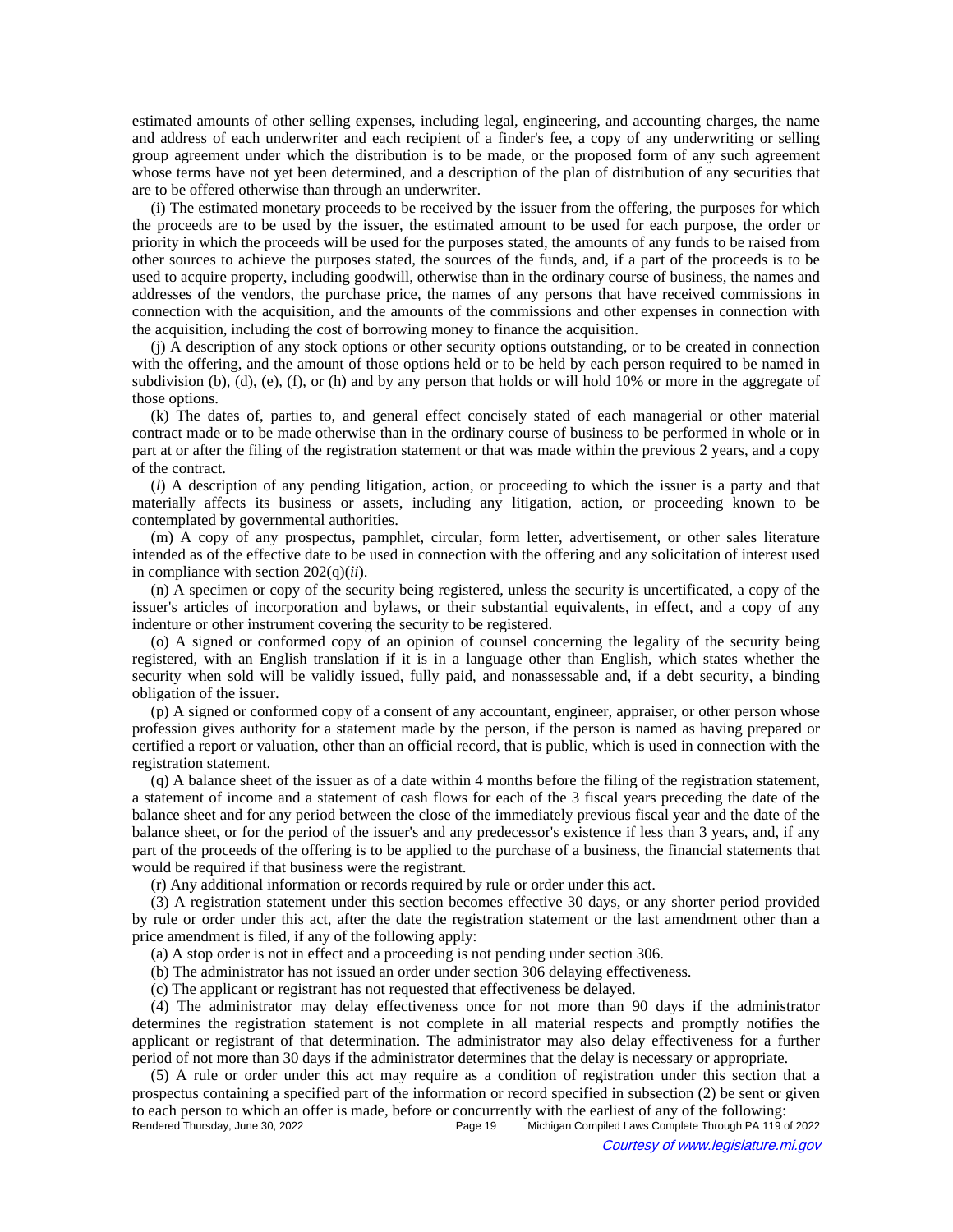estimated amounts of other selling expenses, including legal, engineering, and accounting charges, the name and address of each underwriter and each recipient of a finder's fee, a copy of any underwriting or selling group agreement under which the distribution is to be made, or the proposed form of any such agreement whose terms have not yet been determined, and a description of the plan of distribution of any securities that are to be offered otherwise than through an underwriter.

(i) The estimated monetary proceeds to be received by the issuer from the offering, the purposes for which the proceeds are to be used by the issuer, the estimated amount to be used for each purpose, the order or priority in which the proceeds will be used for the purposes stated, the amounts of any funds to be raised from other sources to achieve the purposes stated, the sources of the funds, and, if a part of the proceeds is to be used to acquire property, including goodwill, otherwise than in the ordinary course of business, the names and addresses of the vendors, the purchase price, the names of any persons that have received commissions in connection with the acquisition, and the amounts of the commissions and other expenses in connection with the acquisition, including the cost of borrowing money to finance the acquisition.

(j) A description of any stock options or other security options outstanding, or to be created in connection with the offering, and the amount of those options held or to be held by each person required to be named in subdivision (b), (d), (e), (f), or (h) and by any person that holds or will hold 10% or more in the aggregate of those options.

(k) The dates of, parties to, and general effect concisely stated of each managerial or other material contract made or to be made otherwise than in the ordinary course of business to be performed in whole or in part at or after the filing of the registration statement or that was made within the previous 2 years, and a copy of the contract.

(*l*) A description of any pending litigation, action, or proceeding to which the issuer is a party and that materially affects its business or assets, including any litigation, action, or proceeding known to be contemplated by governmental authorities.

(m) A copy of any prospectus, pamphlet, circular, form letter, advertisement, or other sales literature intended as of the effective date to be used in connection with the offering and any solicitation of interest used in compliance with section 202(q)(*ii*).

(n) A specimen or copy of the security being registered, unless the security is uncertificated, a copy of the issuer's articles of incorporation and bylaws, or their substantial equivalents, in effect, and a copy of any indenture or other instrument covering the security to be registered.

(o) A signed or conformed copy of an opinion of counsel concerning the legality of the security being registered, with an English translation if it is in a language other than English, which states whether the security when sold will be validly issued, fully paid, and nonassessable and, if a debt security, a binding obligation of the issuer.

(p) A signed or conformed copy of a consent of any accountant, engineer, appraiser, or other person whose profession gives authority for a statement made by the person, if the person is named as having prepared or certified a report or valuation, other than an official record, that is public, which is used in connection with the registration statement.

(q) A balance sheet of the issuer as of a date within 4 months before the filing of the registration statement, a statement of income and a statement of cash flows for each of the 3 fiscal years preceding the date of the balance sheet and for any period between the close of the immediately previous fiscal year and the date of the balance sheet, or for the period of the issuer's and any predecessor's existence if less than 3 years, and, if any part of the proceeds of the offering is to be applied to the purchase of a business, the financial statements that would be required if that business were the registrant.

(r) Any additional information or records required by rule or order under this act.

(3) A registration statement under this section becomes effective 30 days, or any shorter period provided by rule or order under this act, after the date the registration statement or the last amendment other than a price amendment is filed, if any of the following apply:

(a) A stop order is not in effect and a proceeding is not pending under section 306.

(b) The administrator has not issued an order under section 306 delaying effectiveness.

(c) The applicant or registrant has not requested that effectiveness be delayed.

(4) The administrator may delay effectiveness once for not more than 90 days if the administrator determines the registration statement is not complete in all material respects and promptly notifies the applicant or registrant of that determination. The administrator may also delay effectiveness for a further period of not more than 30 days if the administrator determines that the delay is necessary or appropriate.

(5) A rule or order under this act may require as a condition of registration under this section that a prospectus containing a specified part of the information or record specified in subsection (2) be sent or given to each person to which an offer is made, before or concurrently with the earliest of any of the following: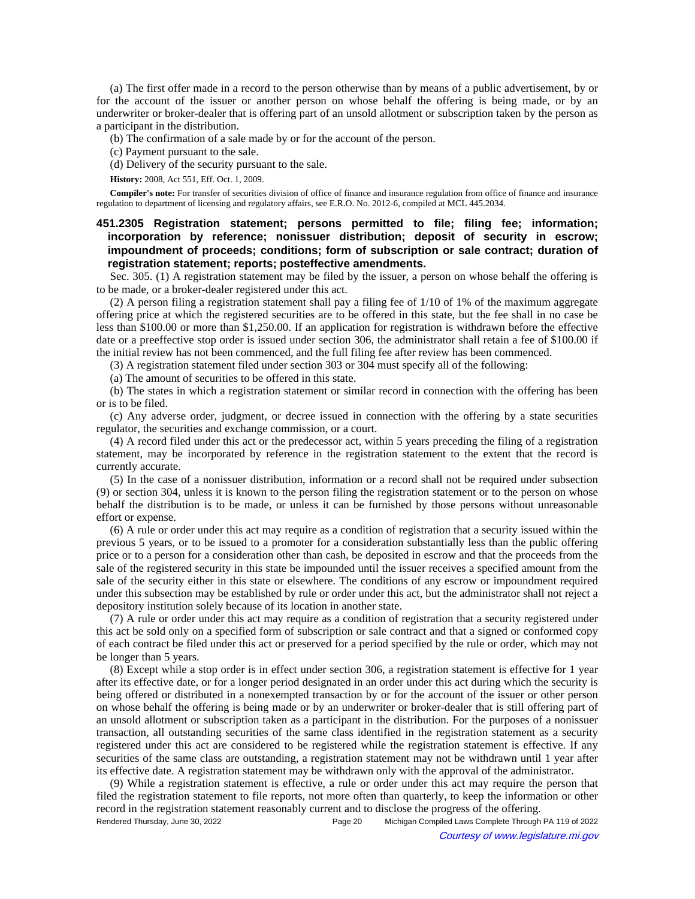(a) The first offer made in a record to the person otherwise than by means of a public advertisement, by or for the account of the issuer or another person on whose behalf the offering is being made, or by an underwriter or broker-dealer that is offering part of an unsold allotment or subscription taken by the person as a participant in the distribution.

(b) The confirmation of a sale made by or for the account of the person.

(c) Payment pursuant to the sale.

(d) Delivery of the security pursuant to the sale.

**History:** 2008, Act 551, Eff. Oct. 1, 2009.

**Compiler's note:** For transfer of securities division of office of finance and insurance regulation from office of finance and insurance regulation to department of licensing and regulatory affairs, see E.R.O. No. 2012-6, compiled at MCL 445.2034.

### 451.2305 Registration statement; persons permitted to file; filing fee; information; incorporation by reference; nonissuer distribution; deposit of security in escrow; impoundment of proceeds; conditions; form of subscription or sale contract; duration of registration statement; reports; posteffective amendments.

Sec. 305. (1) A registration statement may be filed by the issuer, a person on whose behalf the offering is to be made, or a broker-dealer registered under this act.

(2) A person filing a registration statement shall pay a filing fee of 1/10 of 1% of the maximum aggregate offering price at which the registered securities are to be offered in this state, but the fee shall in no case be less than $100.00 or more than $1,250.00. If an application for registration is withdrawn before the effective date or a preeffective stop order is issued under section 306, the administrator shall retain a fee of $100.00 if the initial review has not been commenced, and the full filing fee after review has been commenced.

(3) A registration statement filed under section 303 or 304 must specify all of the following:

(a) The amount of securities to be offered in this state.

(b) The states in which a registration statement or similar record in connection with the offering has been or is to be filed.

(c) Any adverse order, judgment, or decree issued in connection with the offering by a state securities regulator, the securities and exchange commission, or a court.

(4) A record filed under this act or the predecessor act, within 5 years preceding the filing of a registration statement, may be incorporated by reference in the registration statement to the extent that the record is currently accurate.

(5) In the case of a nonissuer distribution, information or a record shall not be required under subsection (9) or section 304, unless it is known to the person filing the registration statement or to the person on whose behalf the distribution is to be made, or unless it can be furnished by those persons without unreasonable effort or expense.

(6) A rule or order under this act may require as a condition of registration that a security issued within the previous 5 years, or to be issued to a promoter for a consideration substantially less than the public offering price or to a person for a consideration other than cash, be deposited in escrow and that the proceeds from the sale of the registered security in this state be impounded until the issuer receives a specified amount from the sale of the security either in this state or elsewhere. The conditions of any escrow or impoundment required under this subsection may be established by rule or order under this act, but the administrator shall not reject a depository institution solely because of its location in another state.

(7) A rule or order under this act may require as a condition of registration that a security registered under this act be sold only on a specified form of subscription or sale contract and that a signed or conformed copy of each contract be filed under this act or preserved for a period specified by the rule or order, which may not be longer than 5 years.

(8) Except while a stop order is in effect under section 306, a registration statement is effective for 1 year after its effective date, or for a longer period designated in an order under this act during which the security is being offered or distributed in a nonexempted transaction by or for the account of the issuer or other person on whose behalf the offering is being made or by an underwriter or broker-dealer that is still offering part of an unsold allotment or subscription taken as a participant in the distribution. For the purposes of a nonissuer transaction, all outstanding securities of the same class identified in the registration statement as a security registered under this act are considered to be registered while the registration statement is effective. If any securities of the same class are outstanding, a registration statement may not be withdrawn until 1 year after its effective date. A registration statement may be withdrawn only with the approval of the administrator.

(9) While a registration statement is effective, a rule or order under this act may require the person that filed the registration statement to file reports, not more often than quarterly, to keep the information or other record in the registration statement reasonably current and to disclose the progress of the offering.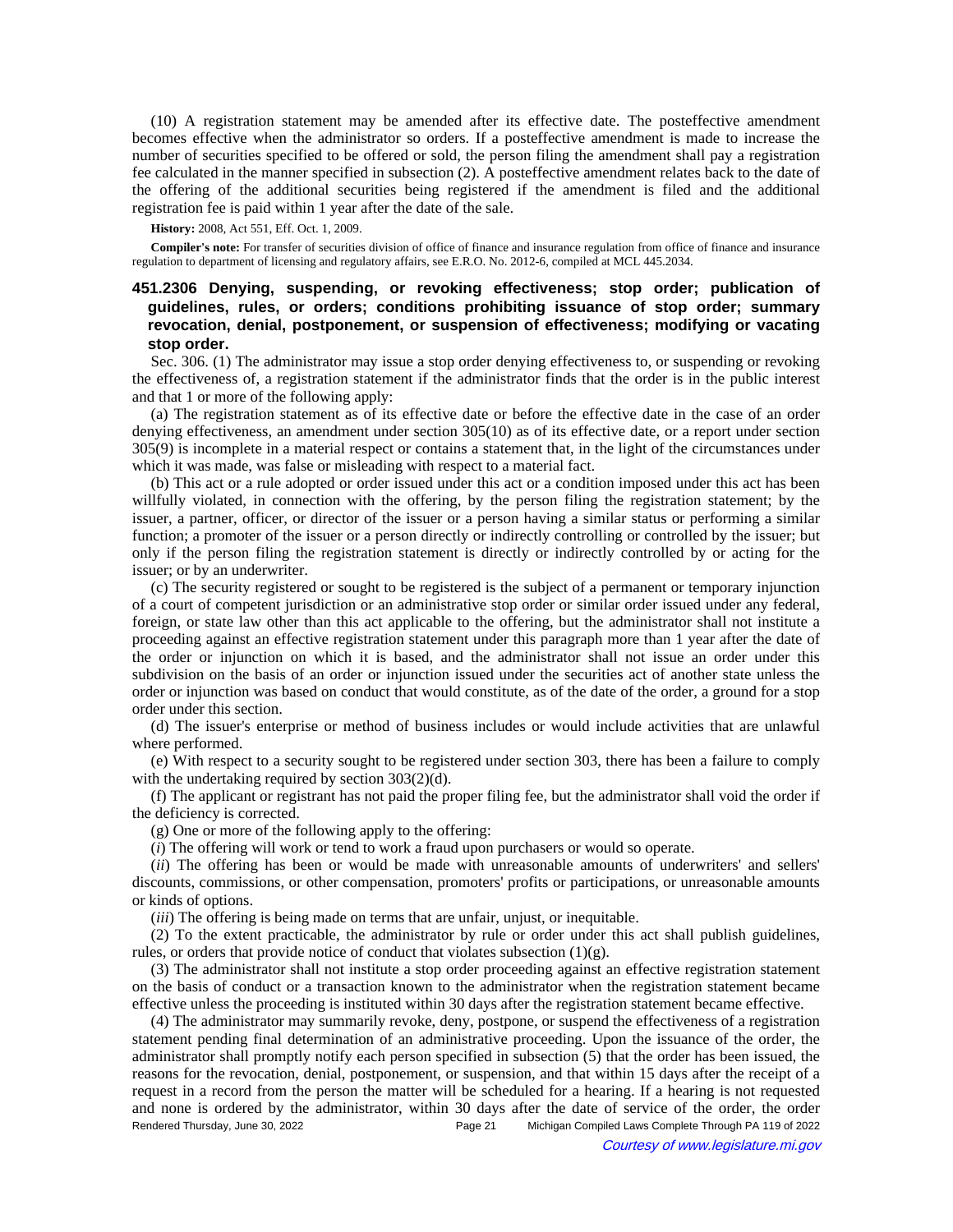(10) A registration statement may be amended after its effective date. The posteffective amendment becomes effective when the administrator so orders. If a posteffective amendment is made to increase the number of securities specified to be offered or sold, the person filing the amendment shall pay a registration fee calculated in the manner specified in subsection (2). A posteffective amendment relates back to the date of the offering of the additional securities being registered if the amendment is filed and the additional registration fee is paid within 1 year after the date of the sale.

**History:** 2008, Act 551, Eff. Oct. 1, 2009.

**Compiler's note:** For transfer of securities division of office of finance and insurance regulation from office of finance and insurance regulation to department of licensing and regulatory affairs, see E.R.O. No. 2012-6, compiled at MCL 445.2034.

### 451.2306 Denying, suspending, or revoking effectiveness; stop order; publication of guidelines, rules, or orders; conditions prohibiting issuance of stop order; summary revocation, denial, postponement, or suspension of effectiveness; modifying or vacating stop order.

Sec. 306. (1) The administrator may issue a stop order denying effectiveness to, or suspending or revoking the effectiveness of, a registration statement if the administrator finds that the order is in the public interest and that 1 or more of the following apply:

(a) The registration statement as of its effective date or before the effective date in the case of an order denying effectiveness, an amendment under section 305(10) as of its effective date, or a report under section 305(9) is incomplete in a material respect or contains a statement that, in the light of the circumstances under which it was made, was false or misleading with respect to a material fact.

(b) This act or a rule adopted or order issued under this act or a condition imposed under this act has been willfully violated, in connection with the offering, by the person filing the registration statement; by the issuer, a partner, officer, or director of the issuer or a person having a similar status or performing a similar function; a promoter of the issuer or a person directly or indirectly controlling or controlled by the issuer; but only if the person filing the registration statement is directly or indirectly controlled by or acting for the issuer; or by an underwriter.

(c) The security registered or sought to be registered is the subject of a permanent or temporary injunction of a court of competent jurisdiction or an administrative stop order or similar order issued under any federal, foreign, or state law other than this act applicable to the offering, but the administrator shall not institute a proceeding against an effective registration statement under this paragraph more than 1 year after the date of the order or injunction on which it is based, and the administrator shall not issue an order under this subdivision on the basis of an order or injunction issued under the securities act of another state unless the order or injunction was based on conduct that would constitute, as of the date of the order, a ground for a stop order under this section.

(d) The issuer's enterprise or method of business includes or would include activities that are unlawful where performed.

(e) With respect to a security sought to be registered under section 303, there has been a failure to comply with the undertaking required by section 303(2)(d).

(f) The applicant or registrant has not paid the proper filing fee, but the administrator shall void the order if the deficiency is corrected.

(g) One or more of the following apply to the offering:

(*i*) The offering will work or tend to work a fraud upon purchasers or would so operate.

(*ii*) The offering has been or would be made with unreasonable amounts of underwriters' and sellers' discounts, commissions, or other compensation, promoters' profits or participations, or unreasonable amounts or kinds of options.

(*iii*) The offering is being made on terms that are unfair, unjust, or inequitable.

(2) To the extent practicable, the administrator by rule or order under this act shall publish guidelines, rules, or orders that provide notice of conduct that violates subsection (1)(g).

(3) The administrator shall not institute a stop order proceeding against an effective registration statement on the basis of conduct or a transaction known to the administrator when the registration statement became effective unless the proceeding is instituted within 30 days after the registration statement became effective.

(4) The administrator may summarily revoke, deny, postpone, or suspend the effectiveness of a registration statement pending final determination of an administrative proceeding. Upon the issuance of the order, the administrator shall promptly notify each person specified in subsection (5) that the order has been issued, the reasons for the revocation, denial, postponement, or suspension, and that within 15 days after the receipt of a request in a record from the person the matter will be scheduled for a hearing. If a hearing is not requested and none is ordered by the administrator, within 30 days after the date of service of the order, the order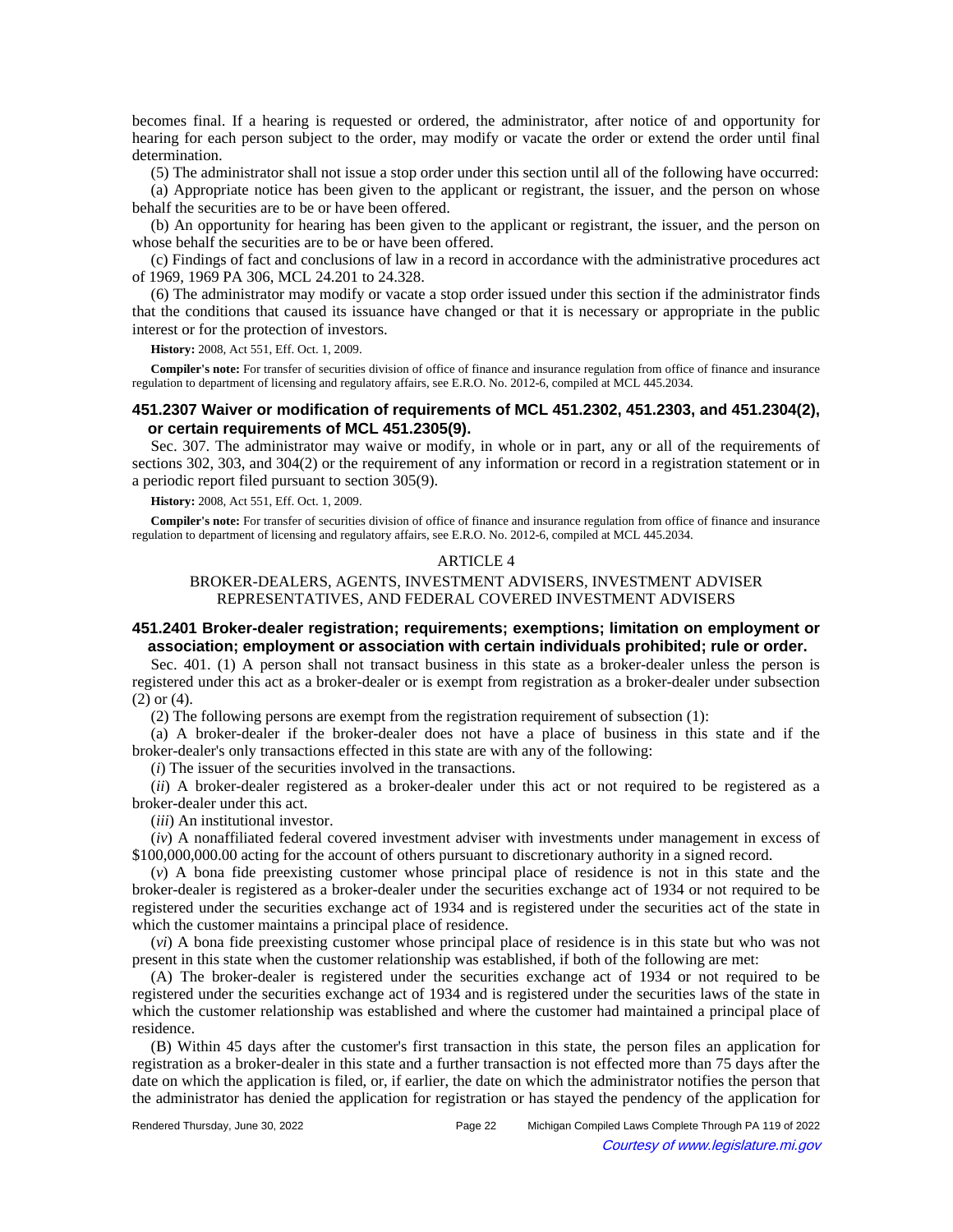becomes final. If a hearing is requested or ordered, the administrator, after notice of and opportunity for hearing for each person subject to the order, may modify or vacate the order or extend the order until final determination.

(5) The administrator shall not issue a stop order under this section until all of the following have occurred:

(a) Appropriate notice has been given to the applicant or registrant, the issuer, and the person on whose behalf the securities are to be or have been offered.

(b) An opportunity for hearing has been given to the applicant or registrant, the issuer, and the person on whose behalf the securities are to be or have been offered.

(c) Findings of fact and conclusions of law in a record in accordance with the administrative procedures act of 1969, 1969 PA 306, MCL 24.201 to 24.328.

(6) The administrator may modify or vacate a stop order issued under this section if the administrator finds that the conditions that caused its issuance have changed or that it is necessary or appropriate in the public interest or for the protection of investors.

**History:** 2008, Act 551, Eff. Oct. 1, 2009.

**Compiler's note:** For transfer of securities division of office of finance and insurance regulation from office of finance and insurance regulation to department of licensing and regulatory affairs, see E.R.O. No. 2012-6, compiled at MCL 445.2034.

### 451.2307 Waiver or modification of requirements of MCL 451.2302, 451.2303, and 451.2304(2), or certain requirements of MCL 451.2305(9).

Sec. 307. The administrator may waive or modify, in whole or in part, any or all of the requirements of sections 302, 303, and 304(2) or the requirement of any information or record in a registration statement or in a periodic report filed pursuant to section 305(9).

**History:** 2008, Act 551, Eff. Oct. 1, 2009.

**Compiler's note:** For transfer of securities division of office of finance and insurance regulation from office of finance and insurance regulation to department of licensing and regulatory affairs, see E.R.O. No. 2012-6, compiled at MCL 445.2034.

## ARTICLE 4

## BROKER-DEALERS, AGENTS, INVESTMENT ADVISERS, INVESTMENT ADVISER REPRESENTATIVES, AND FEDERAL COVERED INVESTMENT ADVISERS

### 451.2401 Broker-dealer registration; requirements; exemptions; limitation on employment or association; employment or association with certain individuals prohibited; rule or order.

Sec. 401. (1) A person shall not transact business in this state as a broker-dealer unless the person is registered under this act as a broker-dealer or is exempt from registration as a broker-dealer under subsection (2) or (4).

(2) The following persons are exempt from the registration requirement of subsection (1):

(a) A broker-dealer if the broker-dealer does not have a place of business in this state and if the broker-dealer's only transactions effected in this state are with any of the following:

(*i*) The issuer of the securities involved in the transactions.

(*ii*) A broker-dealer registered as a broker-dealer under this act or not required to be registered as a broker-dealer under this act.

(*iii*) An institutional investor.

(*iv*) A nonaffiliated federal covered investment adviser with investments under management in excess of $100,000,000.00 acting for the account of others pursuant to discretionary authority in a signed record.

(*v*) A bona fide preexisting customer whose principal place of residence is not in this state and the broker-dealer is registered as a broker-dealer under the securities exchange act of 1934 or not required to be registered under the securities exchange act of 1934 and is registered under the securities act of the state in which the customer maintains a principal place of residence.

(*vi*) A bona fide preexisting customer whose principal place of residence is in this state but who was not present in this state when the customer relationship was established, if both of the following are met:

(A) The broker-dealer is registered under the securities exchange act of 1934 or not required to be registered under the securities exchange act of 1934 and is registered under the securities laws of the state in which the customer relationship was established and where the customer had maintained a principal place of residence.

(B) Within 45 days after the customer's first transaction in this state, the person files an application for registration as a broker-dealer in this state and a further transaction is not effected more than 75 days after the date on which the application is filed, or, if earlier, the date on which the administrator notifies the person that the administrator has denied the application for registration or has stayed the pendency of the application for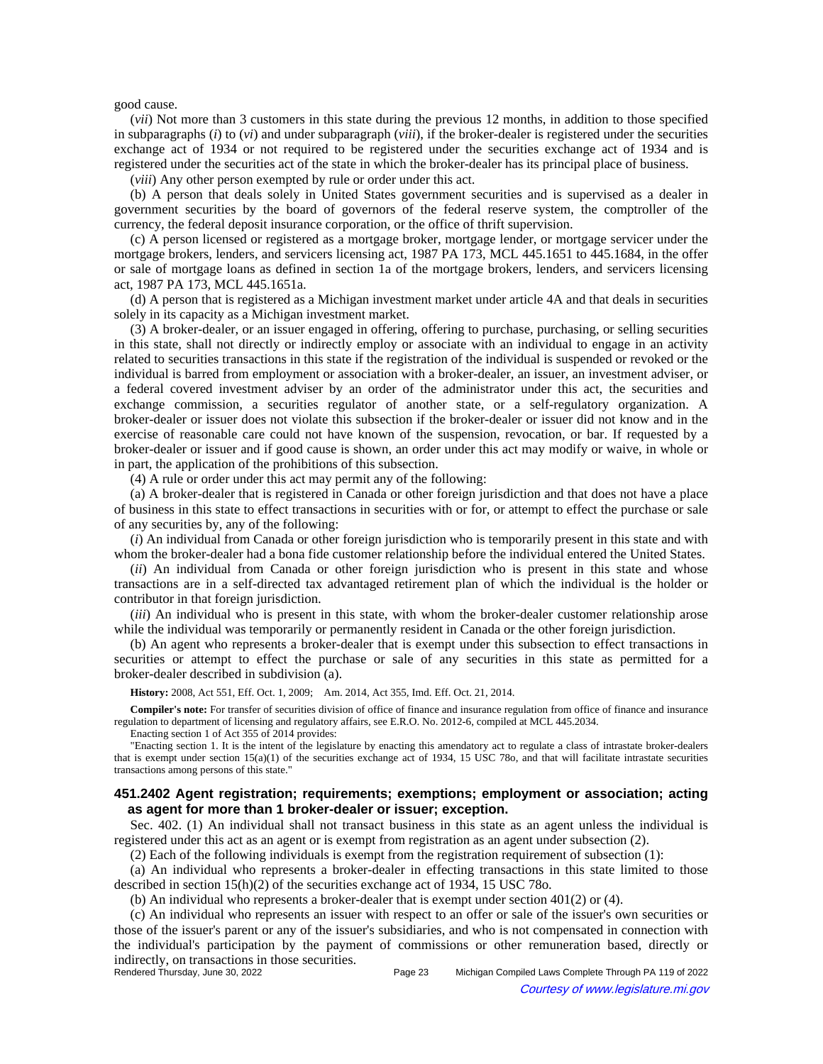good cause.

(*vii*) Not more than 3 customers in this state during the previous 12 months, in addition to those specified in subparagraphs (*i*) to (*vi*) and under subparagraph (*viii*), if the broker-dealer is registered under the securities exchange act of 1934 or not required to be registered under the securities exchange act of 1934 and is registered under the securities act of the state in which the broker-dealer has its principal place of business.

(*viii*) Any other person exempted by rule or order under this act.

(b) A person that deals solely in United States government securities and is supervised as a dealer in government securities by the board of governors of the federal reserve system, the comptroller of the currency, the federal deposit insurance corporation, or the office of thrift supervision.

(c) A person licensed or registered as a mortgage broker, mortgage lender, or mortgage servicer under the mortgage brokers, lenders, and servicers licensing act, 1987 PA 173, MCL 445.1651 to 445.1684, in the offer or sale of mortgage loans as defined in section 1a of the mortgage brokers, lenders, and servicers licensing act, 1987 PA 173, MCL 445.1651a.

(d) A person that is registered as a Michigan investment market under article 4A and that deals in securities solely in its capacity as a Michigan investment market.

(3) A broker-dealer, or an issuer engaged in offering, offering to purchase, purchasing, or selling securities in this state, shall not directly or indirectly employ or associate with an individual to engage in an activity related to securities transactions in this state if the registration of the individual is suspended or revoked or the individual is barred from employment or association with a broker-dealer, an issuer, an investment adviser, or a federal covered investment adviser by an order of the administrator under this act, the securities and exchange commission, a securities regulator of another state, or a self-regulatory organization. A broker-dealer or issuer does not violate this subsection if the broker-dealer or issuer did not know and in the exercise of reasonable care could not have known of the suspension, revocation, or bar. If requested by a broker-dealer or issuer and if good cause is shown, an order under this act may modify or waive, in whole or in part, the application of the prohibitions of this subsection.

(4) A rule or order under this act may permit any of the following:

(a) A broker-dealer that is registered in Canada or other foreign jurisdiction and that does not have a place of business in this state to effect transactions in securities with or for, or attempt to effect the purchase or sale of any securities by, any of the following:

(*i*) An individual from Canada or other foreign jurisdiction who is temporarily present in this state and with whom the broker-dealer had a bona fide customer relationship before the individual entered the United States.

(*ii*) An individual from Canada or other foreign jurisdiction who is present in this state and whose transactions are in a self-directed tax advantaged retirement plan of which the individual is the holder or contributor in that foreign jurisdiction.

(*iii*) An individual who is present in this state, with whom the broker-dealer customer relationship arose while the individual was temporarily or permanently resident in Canada or the other foreign jurisdiction.

(b) An agent who represents a broker-dealer that is exempt under this subsection to effect transactions in securities or attempt to effect the purchase or sale of any securities in this state as permitted for a broker-dealer described in subdivision (a).

**History:** 2008, Act 551, Eff. Oct. 1, 2009;—Am. 2014, Act 355, Imd. Eff. Oct. 21, 2014.

**Compiler's note:** For transfer of securities division of office of finance and insurance regulation from office of finance and insurance regulation to department of licensing and regulatory affairs, see E.R.O. No. 2012-6, compiled at MCL 445.2034.

Enacting section 1 of Act 355 of 2014 provides:

"Enacting section 1. It is the intent of the legislature by enacting this amendatory act to regulate a class of intrastate broker-dealers that is exempt under section 15(a)(1) of the securities exchange act of 1934, 15 USC 78o, and that will facilitate intrastate securities transactions among persons of this state."

### 451.2402 Agent registration; requirements; exemptions; employment or association; acting as agent for more than 1 broker-dealer or issuer; exception.

Sec. 402. (1) An individual shall not transact business in this state as an agent unless the individual is registered under this act as an agent or is exempt from registration as an agent under subsection (2).

(2) Each of the following individuals is exempt from the registration requirement of subsection (1):

(a) An individual who represents a broker-dealer in effecting transactions in this state limited to those described in section 15(h)(2) of the securities exchange act of 1934, 15 USC 78o.

(b) An individual who represents a broker-dealer that is exempt under section 401(2) or (4).

(c) An individual who represents an issuer with respect to an offer or sale of the issuer's own securities or those of the issuer's parent or any of the issuer's subsidiaries, and who is not compensated in connection with the individual's participation by the payment of commissions or other remuneration based, directly or indirectly, on transactions in those securities.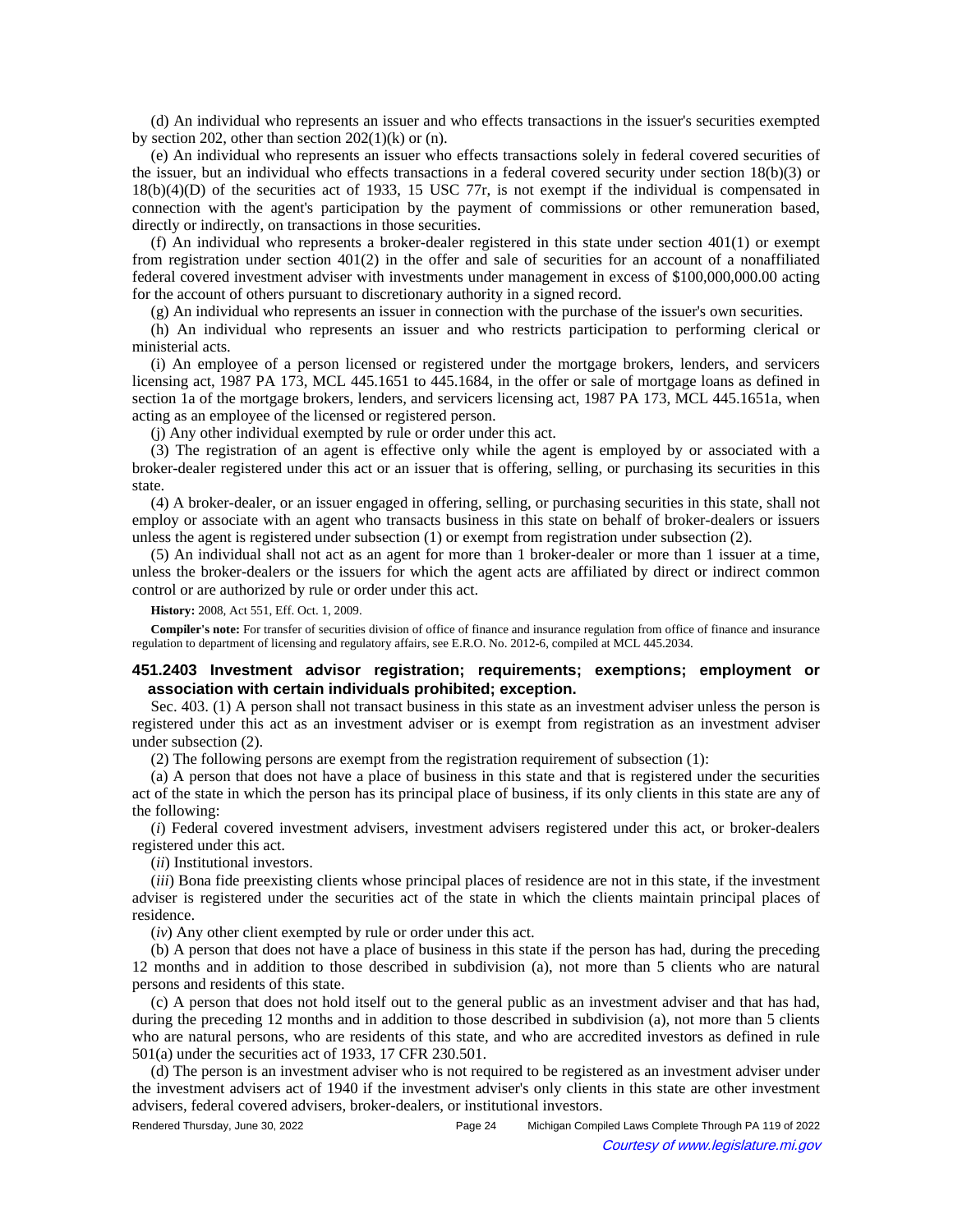(d) An individual who represents an issuer and who effects transactions in the issuer's securities exempted by section 202, other than section 202(1)(k) or (n).

(e) An individual who represents an issuer who effects transactions solely in federal covered securities of the issuer, but an individual who effects transactions in a federal covered security under section 18(b)(3) or 18(b)(4)(D) of the securities act of 1933, 15 USC 77r, is not exempt if the individual is compensated in connection with the agent's participation by the payment of commissions or other remuneration based, directly or indirectly, on transactions in those securities.

(f) An individual who represents a broker-dealer registered in this state under section 401(1) or exempt from registration under section 401(2) in the offer and sale of securities for an account of a nonaffiliated federal covered investment adviser with investments under management in excess of $100,000,000.00 acting for the account of others pursuant to discretionary authority in a signed record.

(g) An individual who represents an issuer in connection with the purchase of the issuer's own securities.

(h) An individual who represents an issuer and who restricts participation to performing clerical or ministerial acts.

(i) An employee of a person licensed or registered under the mortgage brokers, lenders, and servicers licensing act, 1987 PA 173, MCL 445.1651 to 445.1684, in the offer or sale of mortgage loans as defined in section 1a of the mortgage brokers, lenders, and servicers licensing act, 1987 PA 173, MCL 445.1651a, when acting as an employee of the licensed or registered person.

(j) Any other individual exempted by rule or order under this act.

(3) The registration of an agent is effective only while the agent is employed by or associated with a broker-dealer registered under this act or an issuer that is offering, selling, or purchasing its securities in this state.

(4) A broker-dealer, or an issuer engaged in offering, selling, or purchasing securities in this state, shall not employ or associate with an agent who transacts business in this state on behalf of broker-dealers or issuers unless the agent is registered under subsection (1) or exempt from registration under subsection (2).

(5) An individual shall not act as an agent for more than 1 broker-dealer or more than 1 issuer at a time, unless the broker-dealers or the issuers for which the agent acts are affiliated by direct or indirect common control or are authorized by rule or order under this act.

**History:** 2008, Act 551, Eff. Oct. 1, 2009.

**Compiler's note:** For transfer of securities division of office of finance and insurance regulation from office of finance and insurance regulation to department of licensing and regulatory affairs, see E.R.O. No. 2012-6, compiled at MCL 445.2034.

### 451.2403 Investment advisor registration; requirements; exemptions; employment or association with certain individuals prohibited; exception.

Sec. 403. (1) A person shall not transact business in this state as an investment adviser unless the person is registered under this act as an investment adviser or is exempt from registration as an investment adviser under subsection (2).

(2) The following persons are exempt from the registration requirement of subsection (1):

(a) A person that does not have a place of business in this state and that is registered under the securities act of the state in which the person has its principal place of business, if its only clients in this state are any of the following:

(*i*) Federal covered investment advisers, investment advisers registered under this act, or broker-dealers registered under this act.

(*ii*) Institutional investors.

(*iii*) Bona fide preexisting clients whose principal places of residence are not in this state, if the investment adviser is registered under the securities act of the state in which the clients maintain principal places of residence.

(*iv*) Any other client exempted by rule or order under this act.

(b) A person that does not have a place of business in this state if the person has had, during the preceding 12 months and in addition to those described in subdivision (a), not more than 5 clients who are natural persons and residents of this state.

(c) A person that does not hold itself out to the general public as an investment adviser and that has had, during the preceding 12 months and in addition to those described in subdivision (a), not more than 5 clients who are natural persons, who are residents of this state, and who are accredited investors as defined in rule 501(a) under the securities act of 1933, 17 CFR 230.501.

(d) The person is an investment adviser who is not required to be registered as an investment adviser under the investment advisers act of 1940 if the investment adviser's only clients in this state are other investment advisers, federal covered advisers, broker-dealers, or institutional investors.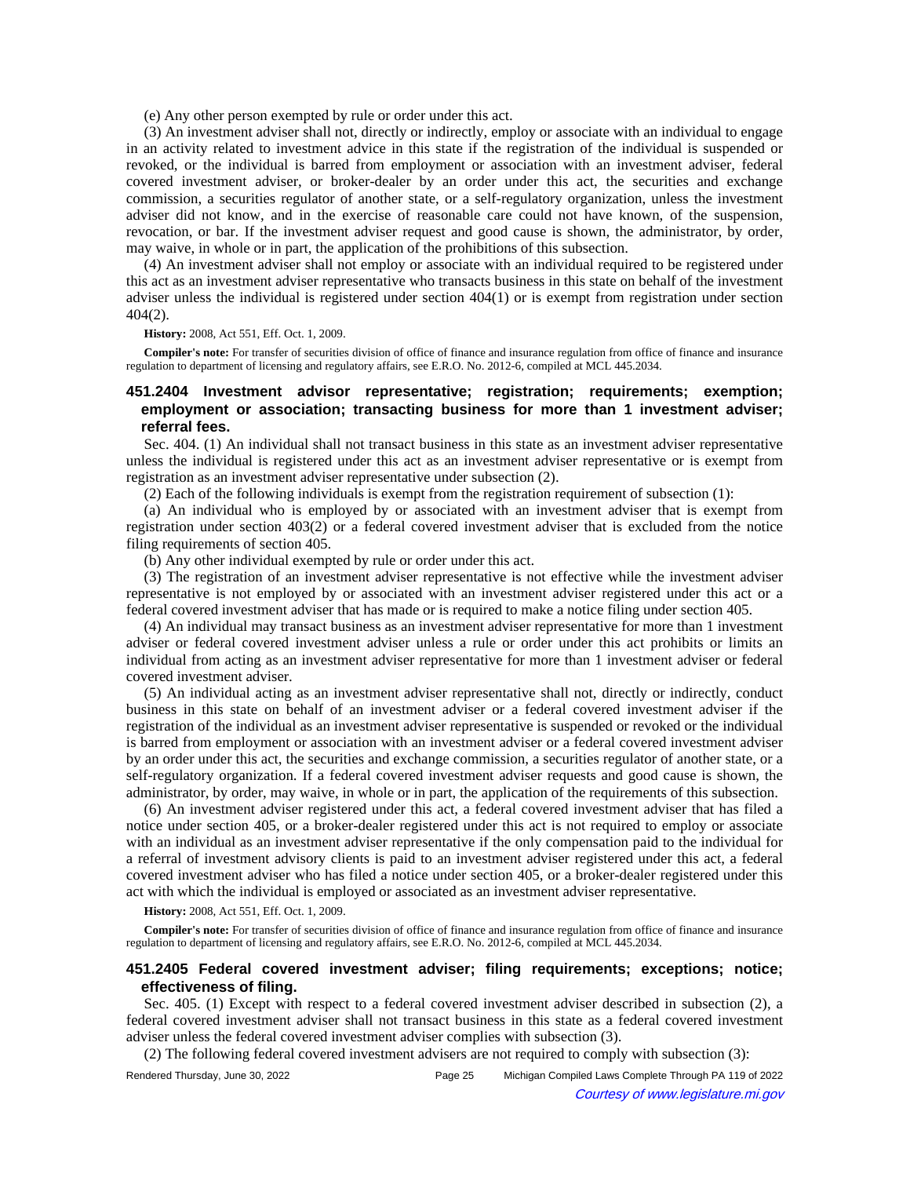(e) Any other person exempted by rule or order under this act.

(3) An investment adviser shall not, directly or indirectly, employ or associate with an individual to engage in an activity related to investment advice in this state if the registration of the individual is suspended or revoked, or the individual is barred from employment or association with an investment adviser, federal covered investment adviser, or broker-dealer by an order under this act, the securities and exchange commission, a securities regulator of another state, or a self-regulatory organization, unless the investment adviser did not know, and in the exercise of reasonable care could not have known, of the suspension, revocation, or bar. If the investment adviser request and good cause is shown, the administrator, by order, may waive, in whole or in part, the application of the prohibitions of this subsection.

(4) An investment adviser shall not employ or associate with an individual required to be registered under this act as an investment adviser representative who transacts business in this state on behalf of the investment adviser unless the individual is registered under section 404(1) or is exempt from registration under section 404(2).

**History:** 2008, Act 551, Eff. Oct. 1, 2009.

**Compiler's note:** For transfer of securities division of office of finance and insurance regulation from office of finance and insurance regulation to department of licensing and regulatory affairs, see E.R.O. No. 2012-6, compiled at MCL 445.2034.

### 451.2404 Investment advisor representative; registration; requirements; exemption; employment or association; transacting business for more than 1 investment adviser; referral fees.

Sec. 404. (1) An individual shall not transact business in this state as an investment adviser representative unless the individual is registered under this act as an investment adviser representative or is exempt from registration as an investment adviser representative under subsection (2).

(2) Each of the following individuals is exempt from the registration requirement of subsection (1):

(a) An individual who is employed by or associated with an investment adviser that is exempt from registration under section 403(2) or a federal covered investment adviser that is excluded from the notice filing requirements of section 405.

(b) Any other individual exempted by rule or order under this act.

(3) The registration of an investment adviser representative is not effective while the investment adviser representative is not employed by or associated with an investment adviser registered under this act or a federal covered investment adviser that has made or is required to make a notice filing under section 405.

(4) An individual may transact business as an investment adviser representative for more than 1 investment adviser or federal covered investment adviser unless a rule or order under this act prohibits or limits an individual from acting as an investment adviser representative for more than 1 investment adviser or federal covered investment adviser.

(5) An individual acting as an investment adviser representative shall not, directly or indirectly, conduct business in this state on behalf of an investment adviser or a federal covered investment adviser if the registration of the individual as an investment adviser representative is suspended or revoked or the individual is barred from employment or association with an investment adviser or a federal covered investment adviser by an order under this act, the securities and exchange commission, a securities regulator of another state, or a self-regulatory organization. If a federal covered investment adviser requests and good cause is shown, the administrator, by order, may waive, in whole or in part, the application of the requirements of this subsection.

(6) An investment adviser registered under this act, a federal covered investment adviser that has filed a notice under section 405, or a broker-dealer registered under this act is not required to employ or associate with an individual as an investment adviser representative if the only compensation paid to the individual for a referral of investment advisory clients is paid to an investment adviser registered under this act, a federal covered investment adviser who has filed a notice under section 405, or a broker-dealer registered under this act with which the individual is employed or associated as an investment adviser representative.

**History:** 2008, Act 551, Eff. Oct. 1, 2009.

**Compiler's note:** For transfer of securities division of office of finance and insurance regulation from office of finance and insurance regulation to department of licensing and regulatory affairs, see E.R.O. No. 2012-6, compiled at MCL 445.2034.

### 451.2405 Federal covered investment adviser; filing requirements; exceptions; notice; effectiveness of filing.

Sec. 405. (1) Except with respect to a federal covered investment adviser described in subsection (2), a federal covered investment adviser shall not transact business in this state as a federal covered investment adviser unless the federal covered investment adviser complies with subsection (3).

(2) The following federal covered investment advisers are not required to comply with subsection (3):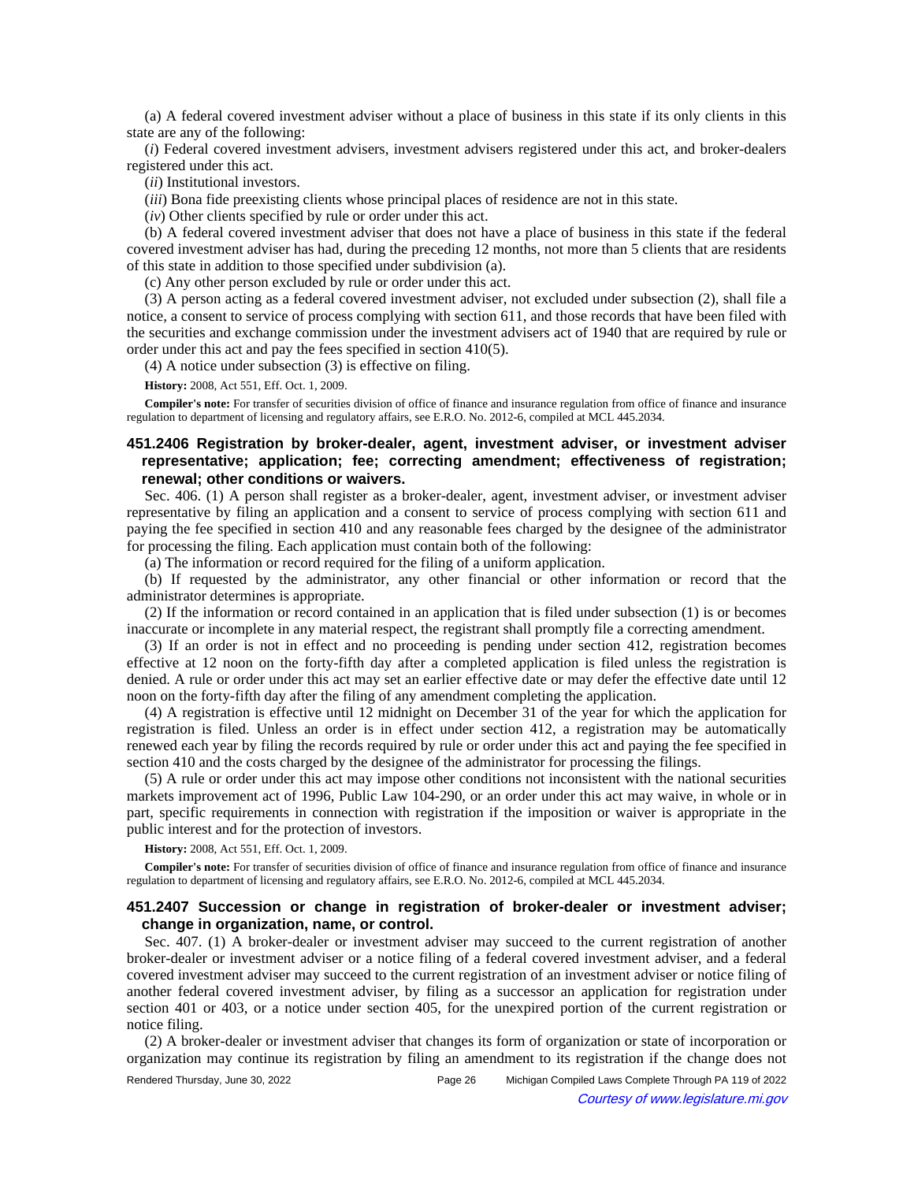(a) A federal covered investment adviser without a place of business in this state if its only clients in this state are any of the following:

(*i*) Federal covered investment advisers, investment advisers registered under this act, and broker-dealers registered under this act.

(*ii*) Institutional investors.

(*iii*) Bona fide preexisting clients whose principal places of residence are not in this state.

(*iv*) Other clients specified by rule or order under this act.

(b) A federal covered investment adviser that does not have a place of business in this state if the federal covered investment adviser has had, during the preceding 12 months, not more than 5 clients that are residents of this state in addition to those specified under subdivision (a).

(c) Any other person excluded by rule or order under this act.

(3) A person acting as a federal covered investment adviser, not excluded under subsection (2), shall file a notice, a consent to service of process complying with section 611, and those records that have been filed with the securities and exchange commission under the investment advisers act of 1940 that are required by rule or order under this act and pay the fees specified in section 410(5).

(4) A notice under subsection (3) is effective on filing.

**History:** 2008, Act 551, Eff. Oct. 1, 2009.

**Compiler's note:** For transfer of securities division of office of finance and insurance regulation from office of finance and insurance regulation to department of licensing and regulatory affairs, see E.R.O. No. 2012-6, compiled at MCL 445.2034.

### 451.2406 Registration by broker-dealer, agent, investment adviser, or investment adviser representative; application; fee; correcting amendment; effectiveness of registration; renewal; other conditions or waivers.

Sec. 406. (1) A person shall register as a broker-dealer, agent, investment adviser, or investment adviser representative by filing an application and a consent to service of process complying with section 611 and paying the fee specified in section 410 and any reasonable fees charged by the designee of the administrator for processing the filing. Each application must contain both of the following:

(a) The information or record required for the filing of a uniform application.

(b) If requested by the administrator, any other financial or other information or record that the administrator determines is appropriate.

(2) If the information or record contained in an application that is filed under subsection (1) is or becomes inaccurate or incomplete in any material respect, the registrant shall promptly file a correcting amendment.

(3) If an order is not in effect and no proceeding is pending under section 412, registration becomes effective at 12 noon on the forty-fifth day after a completed application is filed unless the registration is denied. A rule or order under this act may set an earlier effective date or may defer the effective date until 12 noon on the forty-fifth day after the filing of any amendment completing the application.

(4) A registration is effective until 12 midnight on December 31 of the year for which the application for registration is filed. Unless an order is in effect under section 412, a registration may be automatically renewed each year by filing the records required by rule or order under this act and paying the fee specified in section 410 and the costs charged by the designee of the administrator for processing the filings.

(5) A rule or order under this act may impose other conditions not inconsistent with the national securities markets improvement act of 1996, Public Law 104-290, or an order under this act may waive, in whole or in part, specific requirements in connection with registration if the imposition or waiver is appropriate in the public interest and for the protection of investors.

**History:** 2008, Act 551, Eff. Oct. 1, 2009.

**Compiler's note:** For transfer of securities division of office of finance and insurance regulation from office of finance and insurance regulation to department of licensing and regulatory affairs, see E.R.O. No. 2012-6, compiled at MCL 445.2034.

### 451.2407 Succession or change in registration of broker-dealer or investment adviser; change in organization, name, or control.

Sec. 407. (1) A broker-dealer or investment adviser may succeed to the current registration of another broker-dealer or investment adviser or a notice filing of a federal covered investment adviser, and a federal covered investment adviser may succeed to the current registration of an investment adviser or notice filing of another federal covered investment adviser, by filing as a successor an application for registration under section 401 or 403, or a notice under section 405, for the unexpired portion of the current registration or notice filing.

(2) A broker-dealer or investment adviser that changes its form of organization or state of incorporation or organization may continue its registration by filing an amendment to its registration if the change does not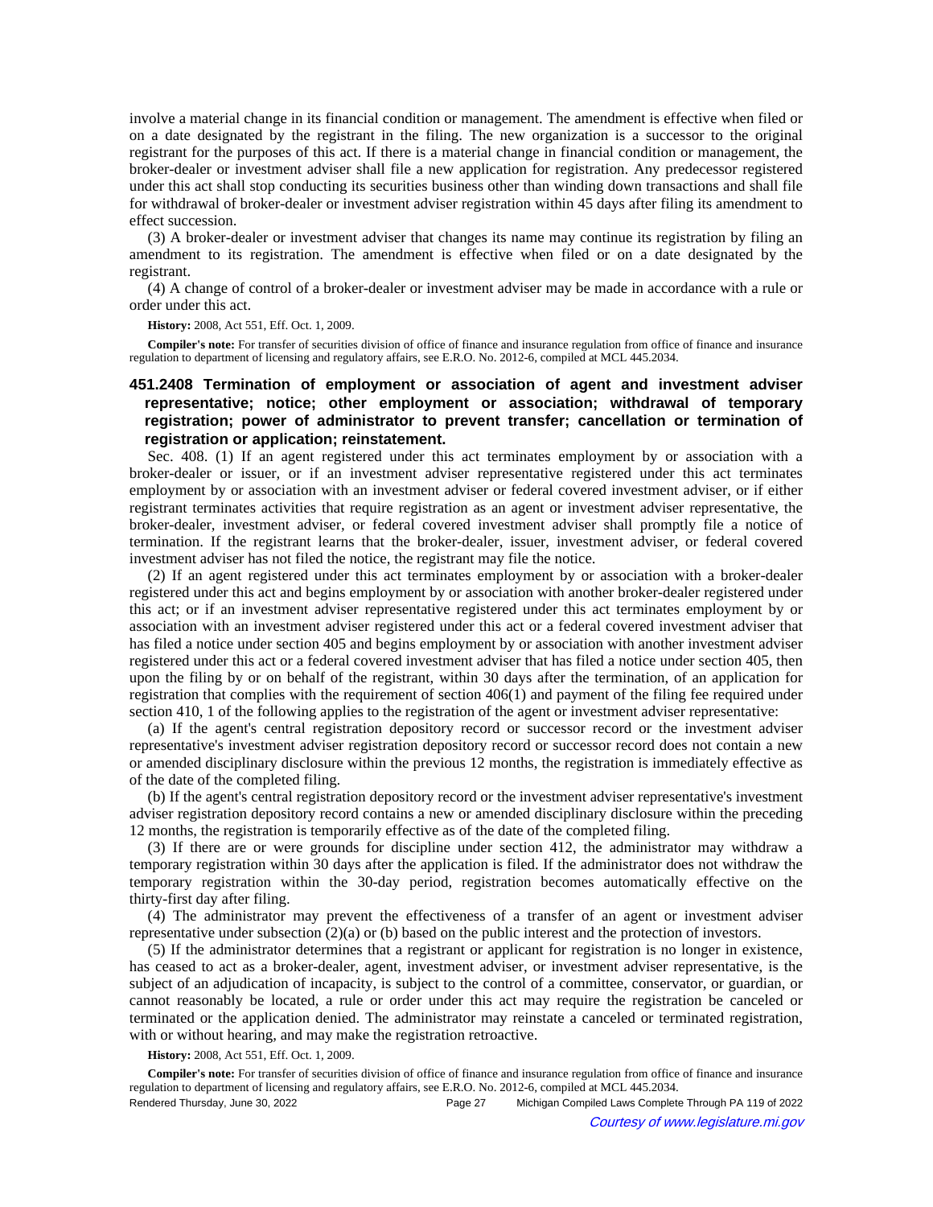involve a material change in its financial condition or management. The amendment is effective when filed or on a date designated by the registrant in the filing. The new organization is a successor to the original registrant for the purposes of this act. If there is a material change in financial condition or management, the broker-dealer or investment adviser shall file a new application for registration. Any predecessor registered under this act shall stop conducting its securities business other than winding down transactions and shall file for withdrawal of broker-dealer or investment adviser registration within 45 days after filing its amendment to effect succession.

(3) A broker-dealer or investment adviser that changes its name may continue its registration by filing an amendment to its registration. The amendment is effective when filed or on a date designated by the registrant.

(4) A change of control of a broker-dealer or investment adviser may be made in accordance with a rule or order under this act.

**History:** 2008, Act 551, Eff. Oct. 1, 2009.

**Compiler's note:** For transfer of securities division of office of finance and insurance regulation from office of finance and insurance regulation to department of licensing and regulatory affairs, see E.R.O. No. 2012-6, compiled at MCL 445.2034.

### 451.2408 Termination of employment or association of agent and investment adviser representative; notice; other employment or association; withdrawal of temporary registration; power of administrator to prevent transfer; cancellation or termination of registration or application; reinstatement.

Sec. 408. (1) If an agent registered under this act terminates employment by or association with a broker-dealer or issuer, or if an investment adviser representative registered under this act terminates employment by or association with an investment adviser or federal covered investment adviser, or if either registrant terminates activities that require registration as an agent or investment adviser representative, the broker-dealer, investment adviser, or federal covered investment adviser shall promptly file a notice of termination. If the registrant learns that the broker-dealer, issuer, investment adviser, or federal covered investment adviser has not filed the notice, the registrant may file the notice.

(2) If an agent registered under this act terminates employment by or association with a broker-dealer registered under this act and begins employment by or association with another broker-dealer registered under this act; or if an investment adviser representative registered under this act terminates employment by or association with an investment adviser registered under this act or a federal covered investment adviser that has filed a notice under section 405 and begins employment by or association with another investment adviser registered under this act or a federal covered investment adviser that has filed a notice under section 405, then upon the filing by or on behalf of the registrant, within 30 days after the termination, of an application for registration that complies with the requirement of section 406(1) and payment of the filing fee required under section 410, 1 of the following applies to the registration of the agent or investment adviser representative:

(a) If the agent's central registration depository record or successor record or the investment adviser representative's investment adviser registration depository record or successor record does not contain a new or amended disciplinary disclosure within the previous 12 months, the registration is immediately effective as of the date of the completed filing.

(b) If the agent's central registration depository record or the investment adviser representative's investment adviser registration depository record contains a new or amended disciplinary disclosure within the preceding 12 months, the registration is temporarily effective as of the date of the completed filing.

(3) If there are or were grounds for discipline under section 412, the administrator may withdraw a temporary registration within 30 days after the application is filed. If the administrator does not withdraw the temporary registration within the 30-day period, registration becomes automatically effective on the thirty-first day after filing.

(4) The administrator may prevent the effectiveness of a transfer of an agent or investment adviser representative under subsection (2)(a) or (b) based on the public interest and the protection of investors.

(5) If the administrator determines that a registrant or applicant for registration is no longer in existence, has ceased to act as a broker-dealer, agent, investment adviser, or investment adviser representative, is the subject of an adjudication of incapacity, is subject to the control of a committee, conservator, or guardian, or cannot reasonably be located, a rule or order under this act may require the registration be canceled or terminated or the application denied. The administrator may reinstate a canceled or terminated registration, with or without hearing, and may make the registration retroactive.

**History:** 2008, Act 551, Eff. Oct. 1, 2009.

**Compiler's note:** For transfer of securities division of office of finance and insurance regulation from office of finance and insurance regulation to department of licensing and regulatory affairs, see E.R.O. No. 2012-6, compiled at MCL 445.2034.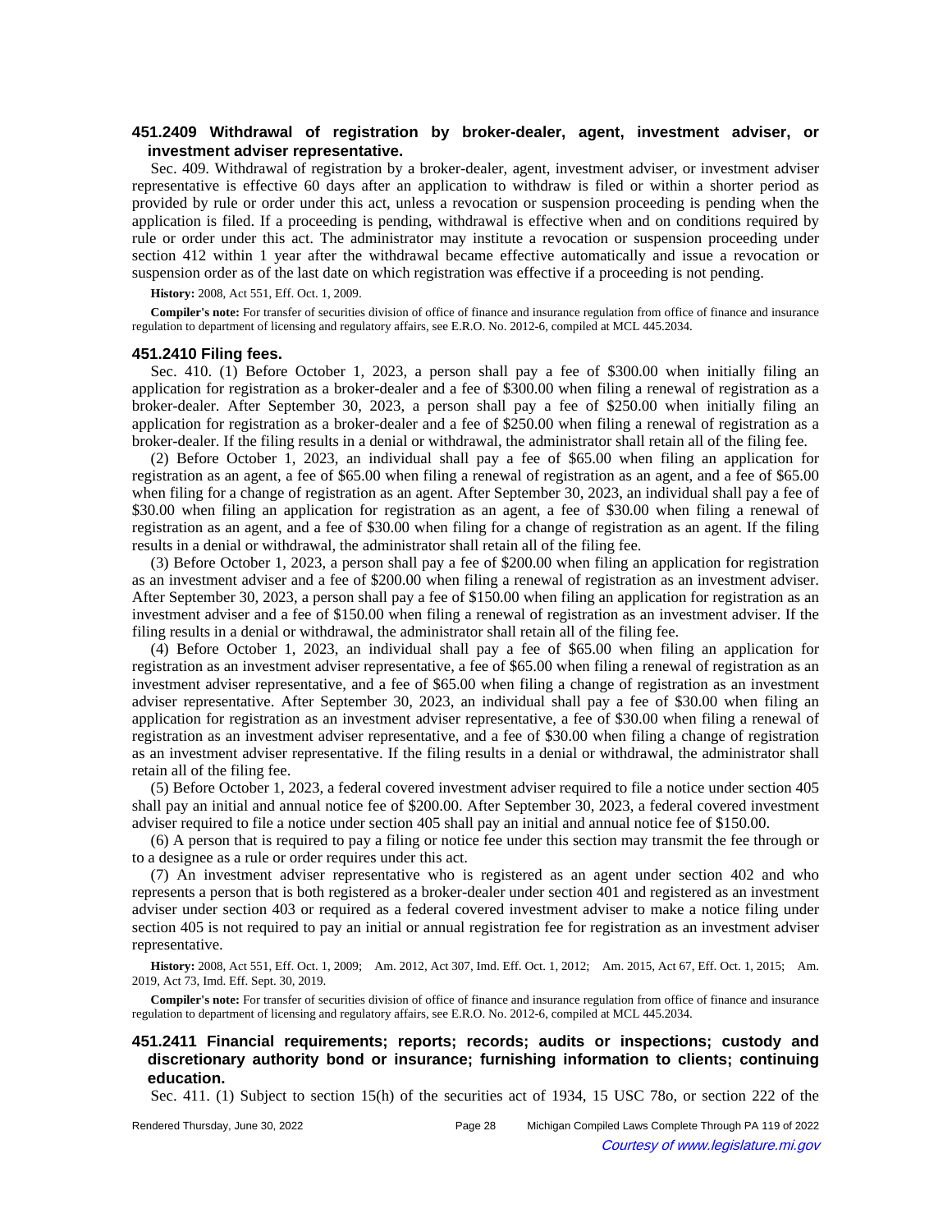### 451.2409 Withdrawal of registration by broker-dealer, agent, investment adviser, or investment adviser representative.

Sec. 409. Withdrawal of registration by a broker-dealer, agent, investment adviser, or investment adviser representative is effective 60 days after an application to withdraw is filed or within a shorter period as provided by rule or order under this act, unless a revocation or suspension proceeding is pending when the application is filed. If a proceeding is pending, withdrawal is effective when and on conditions required by rule or order under this act. The administrator may institute a revocation or suspension proceeding under section 412 within 1 year after the withdrawal became effective automatically and issue a revocation or suspension order as of the last date on which registration was effective if a proceeding is not pending.

**History:** 2008, Act 551, Eff. Oct. 1, 2009.

**Compiler's note:** For transfer of securities division of office of finance and insurance regulation from office of finance and insurance regulation to department of licensing and regulatory affairs, see E.R.O. No. 2012-6, compiled at MCL 445.2034.

### 451.2410 Filing fees.

Sec. 410. (1) Before October 1, 2023, a person shall pay a fee of $300.00 when initially filing an application for registration as a broker-dealer and a fee of $300.00 when filing a renewal of registration as a broker-dealer. After September 30, 2023, a person shall pay a fee of $250.00 when initially filing an application for registration as a broker-dealer and a fee of $250.00 when filing a renewal of registration as a broker-dealer. If the filing results in a denial or withdrawal, the administrator shall retain all of the filing fee.

(2) Before October 1, 2023, an individual shall pay a fee of $65.00 when filing an application for registration as an agent, a fee of $65.00 when filing a renewal of registration as an agent, and a fee of $65.00 when filing for a change of registration as an agent. After September 30, 2023, an individual shall pay a fee of $30.00 when filing an application for registration as an agent, a fee of $30.00 when filing a renewal of registration as an agent, and a fee of $30.00 when filing for a change of registration as an agent. If the filing results in a denial or withdrawal, the administrator shall retain all of the filing fee.

(3) Before October 1, 2023, a person shall pay a fee of $200.00 when filing an application for registration as an investment adviser and a fee of $200.00 when filing a renewal of registration as an investment adviser. After September 30, 2023, a person shall pay a fee of $150.00 when filing an application for registration as an investment adviser and a fee of $150.00 when filing a renewal of registration as an investment adviser. If the filing results in a denial or withdrawal, the administrator shall retain all of the filing fee.

(4) Before October 1, 2023, an individual shall pay a fee of $65.00 when filing an application for registration as an investment adviser representative, a fee of $65.00 when filing a renewal of registration as an investment adviser representative, and a fee of $65.00 when filing a change of registration as an investment adviser representative. After September 30, 2023, an individual shall pay a fee of $30.00 when filing an application for registration as an investment adviser representative, a fee of $30.00 when filing a renewal of registration as an investment adviser representative, and a fee of $30.00 when filing a change of registration as an investment adviser representative. If the filing results in a denial or withdrawal, the administrator shall retain all of the filing fee.

(5) Before October 1, 2023, a federal covered investment adviser required to file a notice under section 405 shall pay an initial and annual notice fee of $200.00. After September 30, 2023, a federal covered investment adviser required to file a notice under section 405 shall pay an initial and annual notice fee of $150.00.

(6) A person that is required to pay a filing or notice fee under this section may transmit the fee through or to a designee as a rule or order requires under this act.

(7) An investment adviser representative who is registered as an agent under section 402 and who represents a person that is both registered as a broker-dealer under section 401 and registered as an investment adviser under section 403 or required as a federal covered investment adviser to make a notice filing under section 405 is not required to pay an initial or annual registration fee for registration as an investment adviser representative.

**History:** 2008, Act 551, Eff. Oct. 1, 2009;—Am. 2012, Act 307, Imd. Eff. Oct. 1, 2012;—Am. 2015, Act 67, Eff. Oct. 1, 2015;—Am. 2019, Act 73, Imd. Eff. Sept. 30, 2019.

**Compiler's note:** For transfer of securities division of office of finance and insurance regulation from office of finance and insurance regulation to department of licensing and regulatory affairs, see E.R.O. No. 2012-6, compiled at MCL 445.2034.

### 451.2411 Financial requirements; reports; records; audits or inspections; custody and discretionary authority bond or insurance; furnishing information to clients; continuing education.

Sec. 411. (1) Subject to section 15(h) of the securities act of 1934, 15 USC 78o, or section 222 of the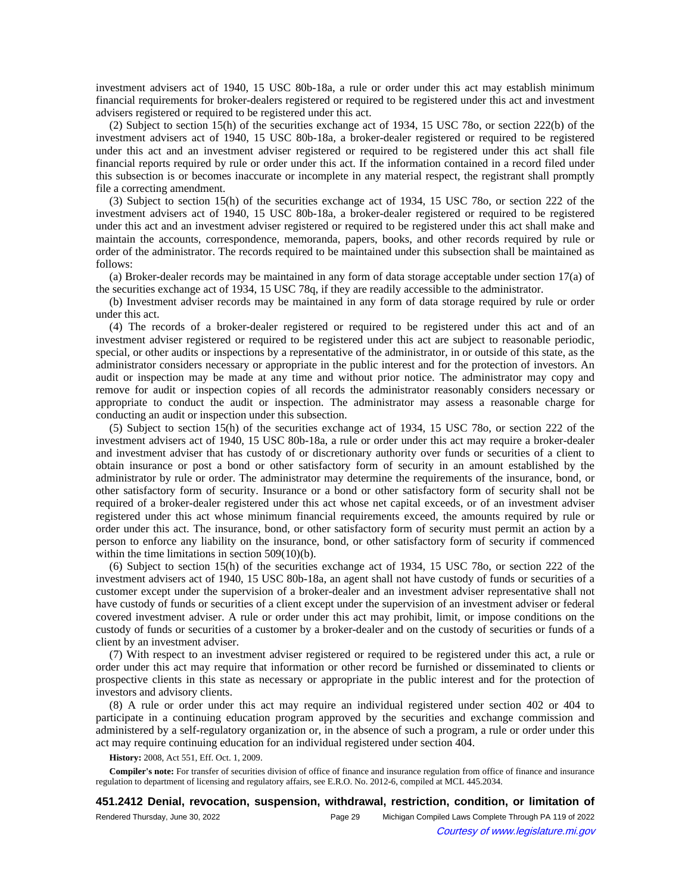investment advisers act of 1940, 15 USC 80b-18a, a rule or order under this act may establish minimum financial requirements for broker-dealers registered or required to be registered under this act and investment advisers registered or required to be registered under this act.

(2) Subject to section 15(h) of the securities exchange act of 1934, 15 USC 78o, or section 222(b) of the investment advisers act of 1940, 15 USC 80b-18a, a broker-dealer registered or required to be registered under this act and an investment adviser registered or required to be registered under this act shall file financial reports required by rule or order under this act. If the information contained in a record filed under this subsection is or becomes inaccurate or incomplete in any material respect, the registrant shall promptly file a correcting amendment.

(3) Subject to section 15(h) of the securities exchange act of 1934, 15 USC 78o, or section 222 of the investment advisers act of 1940, 15 USC 80b-18a, a broker-dealer registered or required to be registered under this act and an investment adviser registered or required to be registered under this act shall make and maintain the accounts, correspondence, memoranda, papers, books, and other records required by rule or order of the administrator. The records required to be maintained under this subsection shall be maintained as follows:

(a) Broker-dealer records may be maintained in any form of data storage acceptable under section 17(a) of the securities exchange act of 1934, 15 USC 78q, if they are readily accessible to the administrator.

(b) Investment adviser records may be maintained in any form of data storage required by rule or order under this act.

(4) The records of a broker-dealer registered or required to be registered under this act and of an investment adviser registered or required to be registered under this act are subject to reasonable periodic, special, or other audits or inspections by a representative of the administrator, in or outside of this state, as the administrator considers necessary or appropriate in the public interest and for the protection of investors. An audit or inspection may be made at any time and without prior notice. The administrator may copy and remove for audit or inspection copies of all records the administrator reasonably considers necessary or appropriate to conduct the audit or inspection. The administrator may assess a reasonable charge for conducting an audit or inspection under this subsection.

(5) Subject to section 15(h) of the securities exchange act of 1934, 15 USC 78o, or section 222 of the investment advisers act of 1940, 15 USC 80b-18a, a rule or order under this act may require a broker-dealer and investment adviser that has custody of or discretionary authority over funds or securities of a client to obtain insurance or post a bond or other satisfactory form of security in an amount established by the administrator by rule or order. The administrator may determine the requirements of the insurance, bond, or other satisfactory form of security. Insurance or a bond or other satisfactory form of security shall not be required of a broker-dealer registered under this act whose net capital exceeds, or of an investment adviser registered under this act whose minimum financial requirements exceed, the amounts required by rule or order under this act. The insurance, bond, or other satisfactory form of security must permit an action by a person to enforce any liability on the insurance, bond, or other satisfactory form of security if commenced within the time limitations in section 509(10)(b).

(6) Subject to section 15(h) of the securities exchange act of 1934, 15 USC 78o, or section 222 of the investment advisers act of 1940, 15 USC 80b-18a, an agent shall not have custody of funds or securities of a customer except under the supervision of a broker-dealer and an investment adviser representative shall not have custody of funds or securities of a client except under the supervision of an investment adviser or federal covered investment adviser. A rule or order under this act may prohibit, limit, or impose conditions on the custody of funds or securities of a customer by a broker-dealer and on the custody of securities or funds of a client by an investment adviser.

(7) With respect to an investment adviser registered or required to be registered under this act, a rule or order under this act may require that information or other record be furnished or disseminated to clients or prospective clients in this state as necessary or appropriate in the public interest and for the protection of investors and advisory clients.

(8) A rule or order under this act may require an individual registered under section 402 or 404 to participate in a continuing education program approved by the securities and exchange commission and administered by a self-regulatory organization or, in the absence of such a program, a rule or order under this act may require continuing education for an individual registered under section 404.

**History:** 2008, Act 551, Eff. Oct. 1, 2009.

**Compiler's note:** For transfer of securities division of office of finance and insurance regulation from office of finance and insurance regulation to department of licensing and regulatory affairs, see E.R.O. No. 2012-6, compiled at MCL 445.2034.

**451.2412 Denial, revocation, suspension, withdrawal, restriction, condition, or limitation of**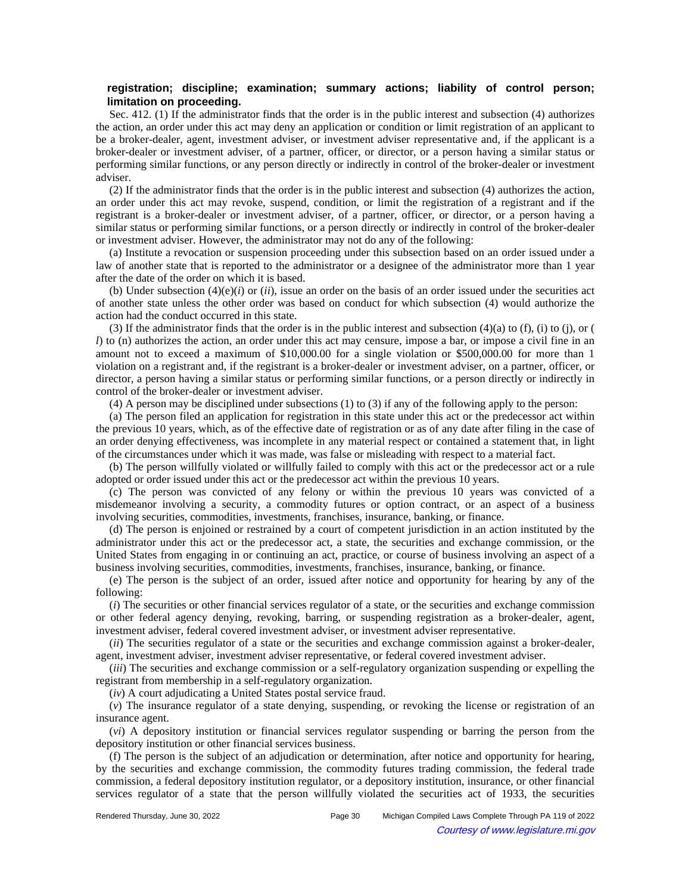**registration; discipline; examination; summary actions; liability of control person; limitation on proceeding.**

Sec. 412. (1) If the administrator finds that the order is in the public interest and subsection (4) authorizes the action, an order under this act may deny an application or condition or limit registration of an applicant to be a broker-dealer, agent, investment adviser, or investment adviser representative and, if the applicant is a broker-dealer or investment adviser, of a partner, officer, or director, or a person having a similar status or performing similar functions, or any person directly or indirectly in control of the broker-dealer or investment adviser.

(2) If the administrator finds that the order is in the public interest and subsection (4) authorizes the action, an order under this act may revoke, suspend, condition, or limit the registration of a registrant and if the registrant is a broker-dealer or investment adviser, of a partner, officer, or director, or a person having a similar status or performing similar functions, or a person directly or indirectly in control of the broker-dealer or investment adviser. However, the administrator may not do any of the following:

(a) Institute a revocation or suspension proceeding under this subsection based on an order issued under a law of another state that is reported to the administrator or a designee of the administrator more than 1 year after the date of the order on which it is based.

(b) Under subsection (4)(e)(*i*) or (*ii*), issue an order on the basis of an order issued under the securities act of another state unless the other order was based on conduct for which subsection (4) would authorize the action had the conduct occurred in this state.

(3) If the administrator finds that the order is in the public interest and subsection (4)(a) to (f), (i) to (j), or (*l*) to (n) authorizes the action, an order under this act may censure, impose a bar, or impose a civil fine in an amount not to exceed a maximum of $10,000.00 for a single violation or $500,000.00 for more than 1 violation on a registrant and, if the registrant is a broker-dealer or investment adviser, on a partner, officer, or director, a person having a similar status or performing similar functions, or a person directly or indirectly in control of the broker-dealer or investment adviser.

(4) A person may be disciplined under subsections (1) to (3) if any of the following apply to the person:

(a) The person filed an application for registration in this state under this act or the predecessor act within the previous 10 years, which, as of the effective date of registration or as of any date after filing in the case of an order denying effectiveness, was incomplete in any material respect or contained a statement that, in light of the circumstances under which it was made, was false or misleading with respect to a material fact.

(b) The person willfully violated or willfully failed to comply with this act or the predecessor act or a rule adopted or order issued under this act or the predecessor act within the previous 10 years.

(c) The person was convicted of any felony or within the previous 10 years was convicted of a misdemeanor involving a security, a commodity futures or option contract, or an aspect of a business involving securities, commodities, investments, franchises, insurance, banking, or finance.

(d) The person is enjoined or restrained by a court of competent jurisdiction in an action instituted by the administrator under this act or the predecessor act, a state, the securities and exchange commission, or the United States from engaging in or continuing an act, practice, or course of business involving an aspect of a business involving securities, commodities, investments, franchises, insurance, banking, or finance.

(e) The person is the subject of an order, issued after notice and opportunity for hearing by any of the following:

(*i*) The securities or other financial services regulator of a state, or the securities and exchange commission or other federal agency denying, revoking, barring, or suspending registration as a broker-dealer, agent, investment adviser, federal covered investment adviser, or investment adviser representative.

(*ii*) The securities regulator of a state or the securities and exchange commission against a broker-dealer, agent, investment adviser, investment adviser representative, or federal covered investment adviser.

(*iii*) The securities and exchange commission or a self-regulatory organization suspending or expelling the registrant from membership in a self-regulatory organization.

(*iv*) A court adjudicating a United States postal service fraud.

(*v*) The insurance regulator of a state denying, suspending, or revoking the license or registration of an insurance agent.

(*vi*) A depository institution or financial services regulator suspending or barring the person from the depository institution or other financial services business.

(f) The person is the subject of an adjudication or determination, after notice and opportunity for hearing, by the securities and exchange commission, the commodity futures trading commission, the federal trade commission, a federal depository institution regulator, or a depository institution, insurance, or other financial services regulator of a state that the person willfully violated the securities act of 1933, the securities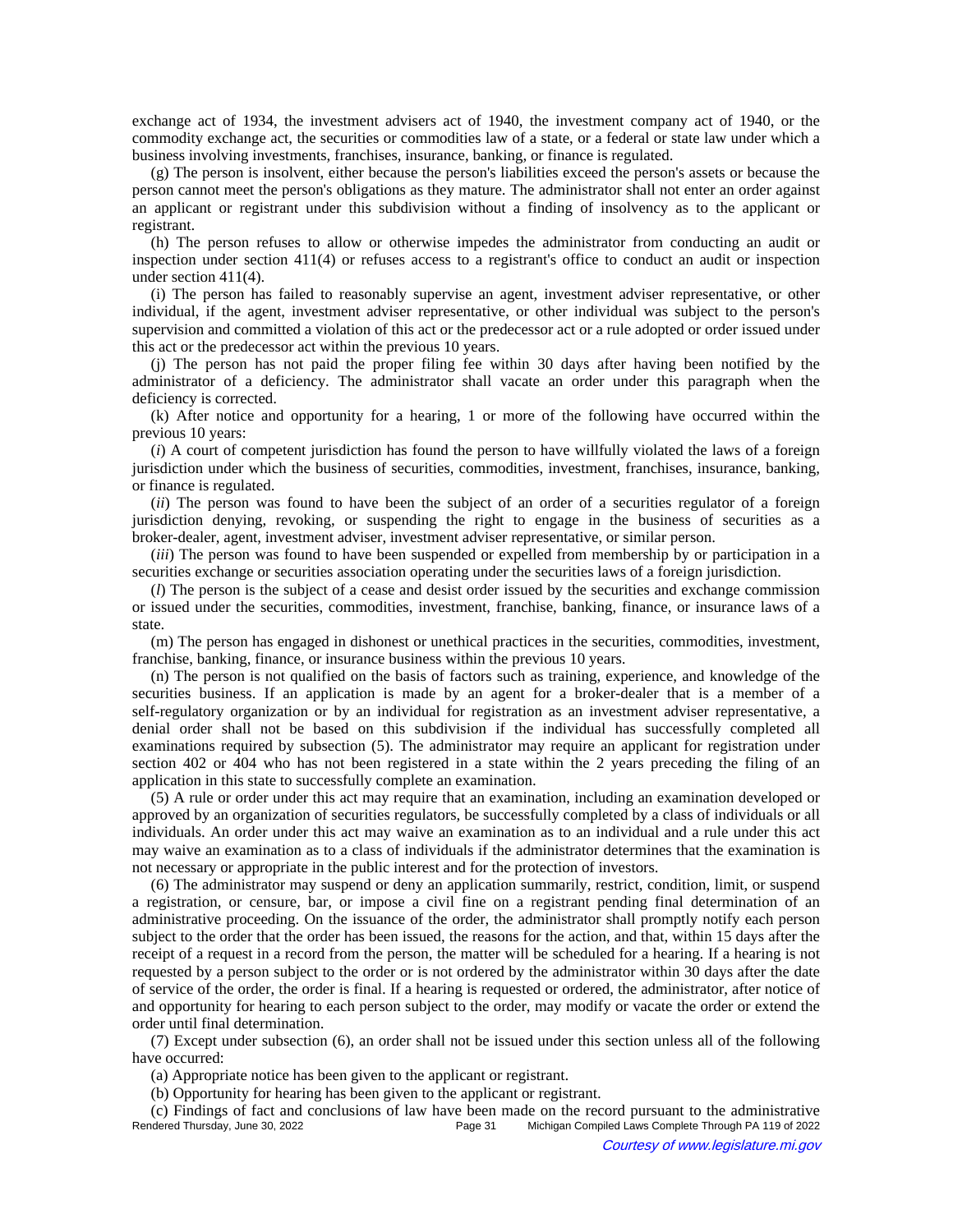exchange act of 1934, the investment advisers act of 1940, the investment company act of 1940, or the commodity exchange act, the securities or commodities law of a state, or a federal or state law under which a business involving investments, franchises, insurance, banking, or finance is regulated.

(g) The person is insolvent, either because the person's liabilities exceed the person's assets or because the person cannot meet the person's obligations as they mature. The administrator shall not enter an order against an applicant or registrant under this subdivision without a finding of insolvency as to the applicant or registrant.

(h) The person refuses to allow or otherwise impedes the administrator from conducting an audit or inspection under section 411(4) or refuses access to a registrant's office to conduct an audit or inspection under section 411(4).

(i) The person has failed to reasonably supervise an agent, investment adviser representative, or other individual, if the agent, investment adviser representative, or other individual was subject to the person's supervision and committed a violation of this act or the predecessor act or a rule adopted or order issued under this act or the predecessor act within the previous 10 years.

(j) The person has not paid the proper filing fee within 30 days after having been notified by the administrator of a deficiency. The administrator shall vacate an order under this paragraph when the deficiency is corrected.

(k) After notice and opportunity for a hearing, 1 or more of the following have occurred within the previous 10 years:

(*i*) A court of competent jurisdiction has found the person to have willfully violated the laws of a foreign jurisdiction under which the business of securities, commodities, investment, franchises, insurance, banking, or finance is regulated.

(*ii*) The person was found to have been the subject of an order of a securities regulator of a foreign jurisdiction denying, revoking, or suspending the right to engage in the business of securities as a broker-dealer, agent, investment adviser, investment adviser representative, or similar person.

(*iii*) The person was found to have been suspended or expelled from membership by or participation in a securities exchange or securities association operating under the securities laws of a foreign jurisdiction.

(*l*) The person is the subject of a cease and desist order issued by the securities and exchange commission or issued under the securities, commodities, investment, franchise, banking, finance, or insurance laws of a state.

(m) The person has engaged in dishonest or unethical practices in the securities, commodities, investment, franchise, banking, finance, or insurance business within the previous 10 years.

(n) The person is not qualified on the basis of factors such as training, experience, and knowledge of the securities business. If an application is made by an agent for a broker-dealer that is a member of a self-regulatory organization or by an individual for registration as an investment adviser representative, a denial order shall not be based on this subdivision if the individual has successfully completed all examinations required by subsection (5). The administrator may require an applicant for registration under section 402 or 404 who has not been registered in a state within the 2 years preceding the filing of an application in this state to successfully complete an examination.

(5) A rule or order under this act may require that an examination, including an examination developed or approved by an organization of securities regulators, be successfully completed by a class of individuals or all individuals. An order under this act may waive an examination as to an individual and a rule under this act may waive an examination as to a class of individuals if the administrator determines that the examination is not necessary or appropriate in the public interest and for the protection of investors.

(6) The administrator may suspend or deny an application summarily, restrict, condition, limit, or suspend a registration, or censure, bar, or impose a civil fine on a registrant pending final determination of an administrative proceeding. On the issuance of the order, the administrator shall promptly notify each person subject to the order that the order has been issued, the reasons for the action, and that, within 15 days after the receipt of a request in a record from the person, the matter will be scheduled for a hearing. If a hearing is not requested by a person subject to the order or is not ordered by the administrator within 30 days after the date of service of the order, the order is final. If a hearing is requested or ordered, the administrator, after notice of and opportunity for hearing to each person subject to the order, may modify or vacate the order or extend the order until final determination.

(7) Except under subsection (6), an order shall not be issued under this section unless all of the following have occurred:

(a) Appropriate notice has been given to the applicant or registrant.

(b) Opportunity for hearing has been given to the applicant or registrant.

(c) Findings of fact and conclusions of law have been made on the record pursuant to the administrative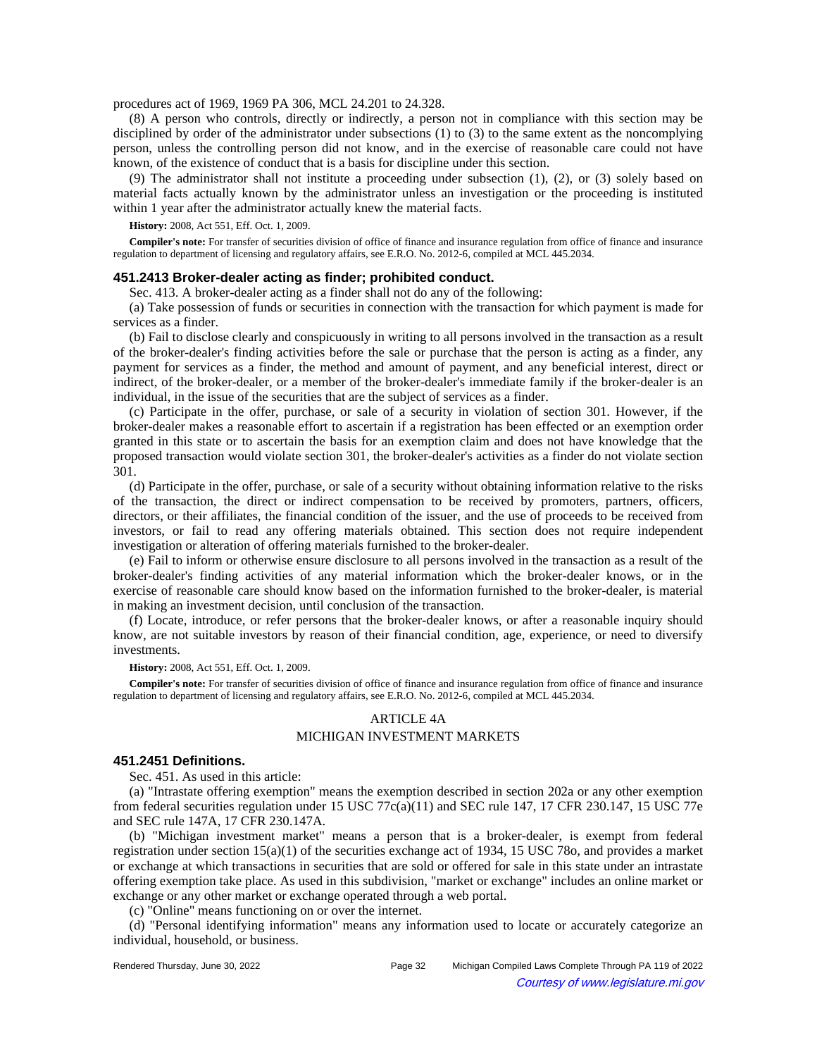procedures act of 1969, 1969 PA 306, MCL 24.201 to 24.328.

(8) A person who controls, directly or indirectly, a person not in compliance with this section may be disciplined by order of the administrator under subsections (1) to (3) to the same extent as the noncomplying person, unless the controlling person did not know, and in the exercise of reasonable care could not have known, of the existence of conduct that is a basis for discipline under this section.

(9) The administrator shall not institute a proceeding under subsection (1), (2), or (3) solely based on material facts actually known by the administrator unless an investigation or the proceeding is instituted within 1 year after the administrator actually knew the material facts.

**History:** 2008, Act 551, Eff. Oct. 1, 2009.

**Compiler's note:** For transfer of securities division of office of finance and insurance regulation from office of finance and insurance regulation to department of licensing and regulatory affairs, see E.R.O. No. 2012-6, compiled at MCL 445.2034.

### 451.2413 Broker-dealer acting as finder; prohibited conduct.

Sec. 413. A broker-dealer acting as a finder shall not do any of the following:

(a) Take possession of funds or securities in connection with the transaction for which payment is made for services as a finder.

(b) Fail to disclose clearly and conspicuously in writing to all persons involved in the transaction as a result of the broker-dealer's finding activities before the sale or purchase that the person is acting as a finder, any payment for services as a finder, the method and amount of payment, and any beneficial interest, direct or indirect, of the broker-dealer, or a member of the broker-dealer's immediate family if the broker-dealer is an individual, in the issue of the securities that are the subject of services as a finder.

(c) Participate in the offer, purchase, or sale of a security in violation of section 301. However, if the broker-dealer makes a reasonable effort to ascertain if a registration has been effected or an exemption order granted in this state or to ascertain the basis for an exemption claim and does not have knowledge that the proposed transaction would violate section 301, the broker-dealer's activities as a finder do not violate section 301.

(d) Participate in the offer, purchase, or sale of a security without obtaining information relative to the risks of the transaction, the direct or indirect compensation to be received by promoters, partners, officers, directors, or their affiliates, the financial condition of the issuer, and the use of proceeds to be received from investors, or fail to read any offering materials obtained. This section does not require independent investigation or alteration of offering materials furnished to the broker-dealer.

(e) Fail to inform or otherwise ensure disclosure to all persons involved in the transaction as a result of the broker-dealer's finding activities of any material information which the broker-dealer knows, or in the exercise of reasonable care should know based on the information furnished to the broker-dealer, is material in making an investment decision, until conclusion of the transaction.

(f) Locate, introduce, or refer persons that the broker-dealer knows, or after a reasonable inquiry should know, are not suitable investors by reason of their financial condition, age, experience, or need to diversify investments.

**History:** 2008, Act 551, Eff. Oct. 1, 2009.

**Compiler's note:** For transfer of securities division of office of finance and insurance regulation from office of finance and insurance regulation to department of licensing and regulatory affairs, see E.R.O. No. 2012-6, compiled at MCL 445.2034.

## ARTICLE 4A

## MICHIGAN INVESTMENT MARKETS

### 451.2451 Definitions.

Sec. 451. As used in this article:

(a) "Intrastate offering exemption" means the exemption described in section 202a or any other exemption from federal securities regulation under 15 USC 77c(a)(11) and SEC rule 147, 17 CFR 230.147, 15 USC 77e and SEC rule 147A, 17 CFR 230.147A.

(b) "Michigan investment market" means a person that is a broker-dealer, is exempt from federal registration under section 15(a)(1) of the securities exchange act of 1934, 15 USC 78o, and provides a market or exchange at which transactions in securities that are sold or offered for sale in this state under an intrastate offering exemption take place. As used in this subdivision, "market or exchange" includes an online market or exchange or any other market or exchange operated through a web portal.

(c) "Online" means functioning on or over the internet.

(d) "Personal identifying information" means any information used to locate or accurately categorize an individual, household, or business.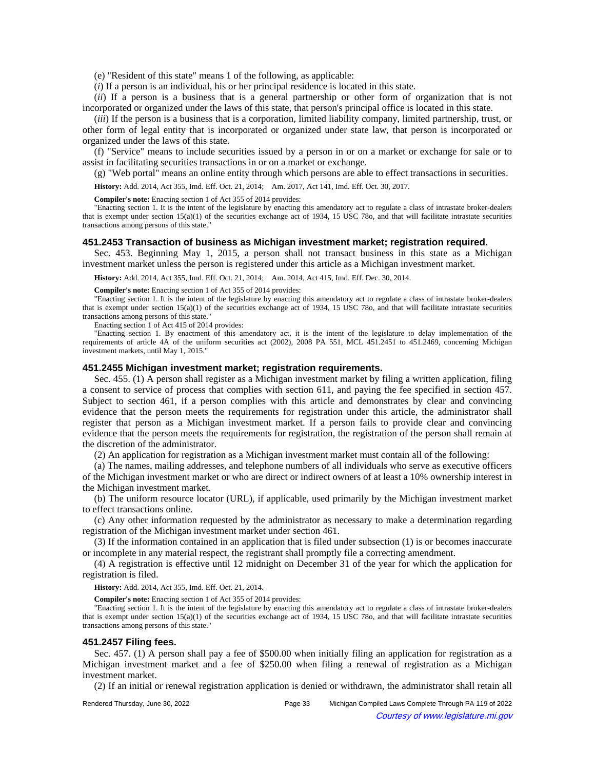(e) "Resident of this state" means 1 of the following, as applicable:

(*i*) If a person is an individual, his or her principal residence is located in this state.

(*ii*) If a person is a business that is a general partnership or other form of organization that is not incorporated or organized under the laws of this state, that person's principal office is located in this state.

(*iii*) If the person is a business that is a corporation, limited liability company, limited partnership, trust, or other form of legal entity that is incorporated or organized under state law, that person is incorporated or organized under the laws of this state.

(f) "Service" means to include securities issued by a person in or on a market or exchange for sale or to assist in facilitating securities transactions in or on a market or exchange.

(g) "Web portal" means an online entity through which persons are able to effect transactions in securities.

**History:** Add. 2014, Act 355, Imd. Eff. Oct. 21, 2014; Am. 2017, Act 141, Imd. Eff. Oct. 30, 2017.

**Compiler's note:** Enacting section 1 of Act 355 of 2014 provides:

"Enacting section 1. It is the intent of the legislature by enacting this amendatory act to regulate a class of intrastate broker-dealers that is exempt under section 15(a)(1) of the securities exchange act of 1934, 15 USC 78o, and that will facilitate intrastate securities transactions among persons of this state."

### 451.2453 Transaction of business as Michigan investment market; registration required.

Sec. 453. Beginning May 1, 2015, a person shall not transact business in this state as a Michigan investment market unless the person is registered under this article as a Michigan investment market.

**History:** Add. 2014, Act 355, Imd. Eff. Oct. 21, 2014; Am. 2014, Act 415, Imd. Eff. Dec. 30, 2014.

**Compiler's note:** Enacting section 1 of Act 355 of 2014 provides:

"Enacting section 1. It is the intent of the legislature by enacting this amendatory act to regulate a class of intrastate broker-dealers that is exempt under section 15(a)(1) of the securities exchange act of 1934, 15 USC 78o, and that will facilitate intrastate securities transactions among persons of this state."

Enacting section 1 of Act 415 of 2014 provides:

"Enacting section 1. By enactment of this amendatory act, it is the intent of the legislature to delay implementation of the requirements of article 4A of the uniform securities act (2002), 2008 PA 551, MCL 451.2451 to 451.2469, concerning Michigan investment markets, until May 1, 2015."

### 451.2455 Michigan investment market; registration requirements.

Sec. 455. (1) A person shall register as a Michigan investment market by filing a written application, filing a consent to service of process that complies with section 611, and paying the fee specified in section 457. Subject to section 461, if a person complies with this article and demonstrates by clear and convincing evidence that the person meets the requirements for registration under this article, the administrator shall register that person as a Michigan investment market. If a person fails to provide clear and convincing evidence that the person meets the requirements for registration, the registration of the person shall remain at the discretion of the administrator.

(2) An application for registration as a Michigan investment market must contain all of the following:

(a) The names, mailing addresses, and telephone numbers of all individuals who serve as executive officers of the Michigan investment market or who are direct or indirect owners of at least a 10% ownership interest in the Michigan investment market.

(b) The uniform resource locator (URL), if applicable, used primarily by the Michigan investment market to effect transactions online.

(c) Any other information requested by the administrator as necessary to make a determination regarding registration of the Michigan investment market under section 461.

(3) If the information contained in an application that is filed under subsection (1) is or becomes inaccurate or incomplete in any material respect, the registrant shall promptly file a correcting amendment.

(4) A registration is effective until 12 midnight on December 31 of the year for which the application for registration is filed.

**History:** Add. 2014, Act 355, Imd. Eff. Oct. 21, 2014.

**Compiler's note:** Enacting section 1 of Act 355 of 2014 provides:

"Enacting section 1. It is the intent of the legislature by enacting this amendatory act to regulate a class of intrastate broker-dealers that is exempt under section 15(a)(1) of the securities exchange act of 1934, 15 USC 78o, and that will facilitate intrastate securities transactions among persons of this state."

### 451.2457 Filing fees.

Sec. 457. (1) A person shall pay a fee of $500.00 when initially filing an application for registration as a Michigan investment market and a fee of $250.00 when filing a renewal of registration as a Michigan investment market.

(2) If an initial or renewal registration application is denied or withdrawn, the administrator shall retain all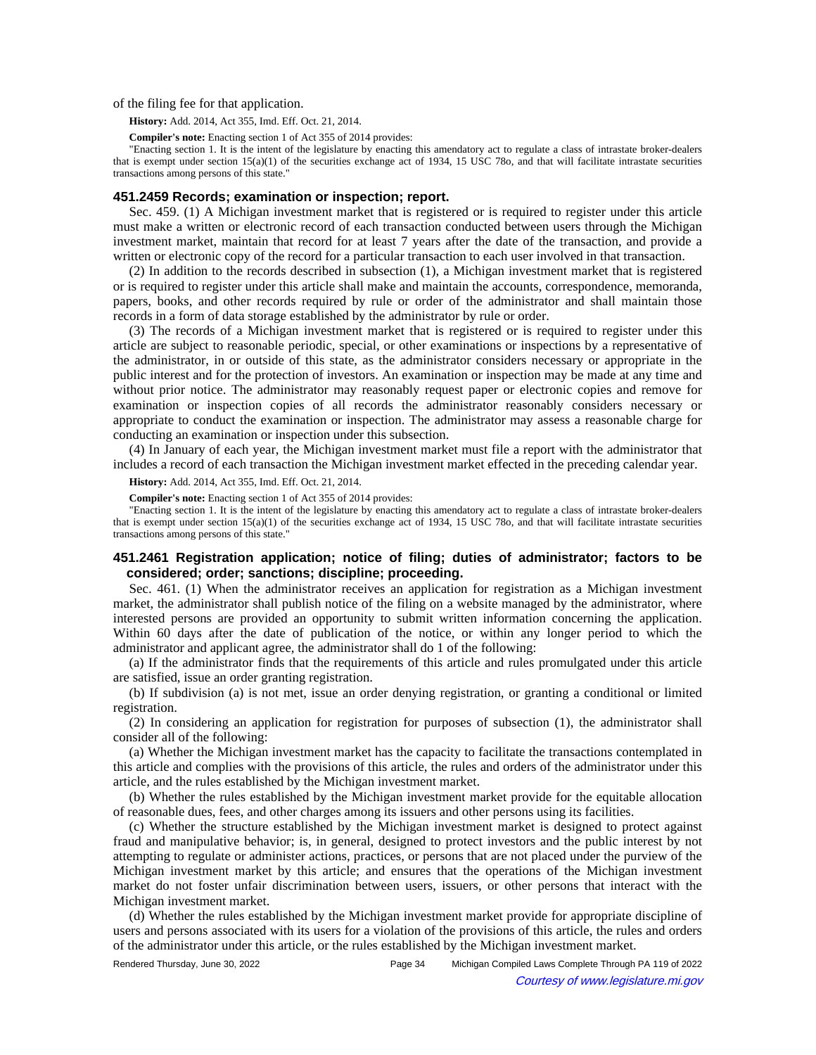of the filing fee for that application.

**History:** Add. 2014, Act 355, Imd. Eff. Oct. 21, 2014.

**Compiler's note:** Enacting section 1 of Act 355 of 2014 provides:

"Enacting section 1. It is the intent of the legislature by enacting this amendatory act to regulate a class of intrastate broker-dealers that is exempt under section 15(a)(1) of the securities exchange act of 1934, 15 USC 78o, and that will facilitate intrastate securities transactions among persons of this state."

### 451.2459 Records; examination or inspection; report.

Sec. 459. (1) A Michigan investment market that is registered or is required to register under this article must make a written or electronic record of each transaction conducted between users through the Michigan investment market, maintain that record for at least 7 years after the date of the transaction, and provide a written or electronic copy of the record for a particular transaction to each user involved in that transaction.

(2) In addition to the records described in subsection (1), a Michigan investment market that is registered or is required to register under this article shall make and maintain the accounts, correspondence, memoranda, papers, books, and other records required by rule or order of the administrator and shall maintain those records in a form of data storage established by the administrator by rule or order.

(3) The records of a Michigan investment market that is registered or is required to register under this article are subject to reasonable periodic, special, or other examinations or inspections by a representative of the administrator, in or outside of this state, as the administrator considers necessary or appropriate in the public interest and for the protection of investors. An examination or inspection may be made at any time and without prior notice. The administrator may reasonably request paper or electronic copies and remove for examination or inspection copies of all records the administrator reasonably considers necessary or appropriate to conduct the examination or inspection. The administrator may assess a reasonable charge for conducting an examination or inspection under this subsection.

(4) In January of each year, the Michigan investment market must file a report with the administrator that includes a record of each transaction the Michigan investment market effected in the preceding calendar year.

**History:** Add. 2014, Act 355, Imd. Eff. Oct. 21, 2014.

**Compiler's note:** Enacting section 1 of Act 355 of 2014 provides:

"Enacting section 1. It is the intent of the legislature by enacting this amendatory act to regulate a class of intrastate broker-dealers that is exempt under section 15(a)(1) of the securities exchange act of 1934, 15 USC 78o, and that will facilitate intrastate securities transactions among persons of this state."

### 451.2461 Registration application; notice of filing; duties of administrator; factors to be considered; order; sanctions; discipline; proceeding.

Sec. 461. (1) When the administrator receives an application for registration as a Michigan investment market, the administrator shall publish notice of the filing on a website managed by the administrator, where interested persons are provided an opportunity to submit written information concerning the application. Within 60 days after the date of publication of the notice, or within any longer period to which the administrator and applicant agree, the administrator shall do 1 of the following:

(a) If the administrator finds that the requirements of this article and rules promulgated under this article are satisfied, issue an order granting registration.

(b) If subdivision (a) is not met, issue an order denying registration, or granting a conditional or limited registration.

(2) In considering an application for registration for purposes of subsection (1), the administrator shall consider all of the following:

(a) Whether the Michigan investment market has the capacity to facilitate the transactions contemplated in this article and complies with the provisions of this article, the rules and orders of the administrator under this article, and the rules established by the Michigan investment market.

(b) Whether the rules established by the Michigan investment market provide for the equitable allocation of reasonable dues, fees, and other charges among its issuers and other persons using its facilities.

(c) Whether the structure established by the Michigan investment market is designed to protect against fraud and manipulative behavior; is, in general, designed to protect investors and the public interest by not attempting to regulate or administer actions, practices, or persons that are not placed under the purview of the Michigan investment market by this article; and ensures that the operations of the Michigan investment market do not foster unfair discrimination between users, issuers, or other persons that interact with the Michigan investment market.

(d) Whether the rules established by the Michigan investment market provide for appropriate discipline of users and persons associated with its users for a violation of the provisions of this article, the rules and orders of the administrator under this article, or the rules established by the Michigan investment market.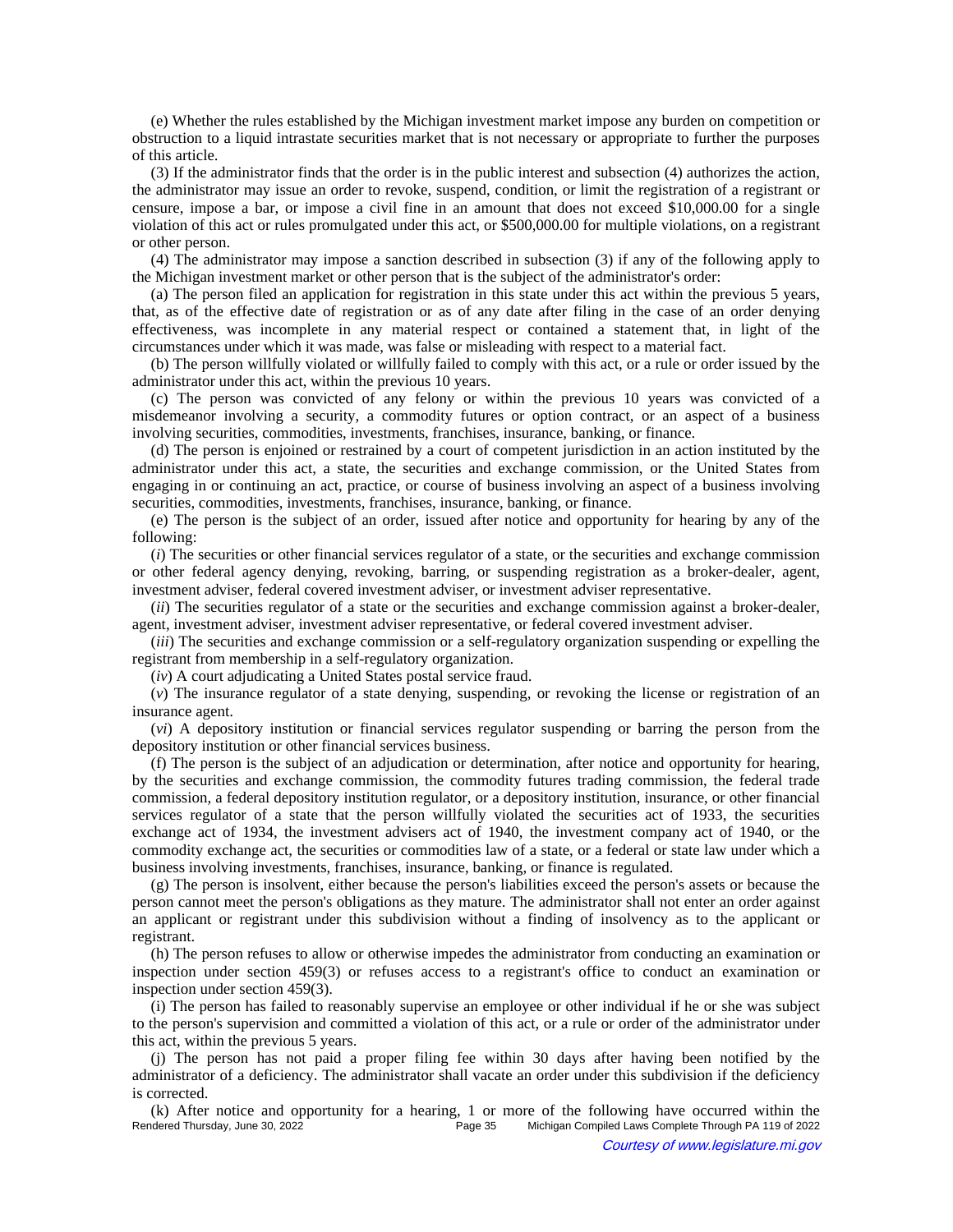(e) Whether the rules established by the Michigan investment market impose any burden on competition or obstruction to a liquid intrastate securities market that is not necessary or appropriate to further the purposes of this article.

(3) If the administrator finds that the order is in the public interest and subsection (4) authorizes the action, the administrator may issue an order to revoke, suspend, condition, or limit the registration of a registrant or censure, impose a bar, or impose a civil fine in an amount that does not exceed $10,000.00 for a single violation of this act or rules promulgated under this act, or $500,000.00 for multiple violations, on a registrant or other person.

(4) The administrator may impose a sanction described in subsection (3) if any of the following apply to the Michigan investment market or other person that is the subject of the administrator's order:

(a) The person filed an application for registration in this state under this act within the previous 5 years, that, as of the effective date of registration or as of any date after filing in the case of an order denying effectiveness, was incomplete in any material respect or contained a statement that, in light of the circumstances under which it was made, was false or misleading with respect to a material fact.

(b) The person willfully violated or willfully failed to comply with this act, or a rule or order issued by the administrator under this act, within the previous 10 years.

(c) The person was convicted of any felony or within the previous 10 years was convicted of a misdemeanor involving a security, a commodity futures or option contract, or an aspect of a business involving securities, commodities, investments, franchises, insurance, banking, or finance.

(d) The person is enjoined or restrained by a court of competent jurisdiction in an action instituted by the administrator under this act, a state, the securities and exchange commission, or the United States from engaging in or continuing an act, practice, or course of business involving an aspect of a business involving securities, commodities, investments, franchises, insurance, banking, or finance.

(e) The person is the subject of an order, issued after notice and opportunity for hearing by any of the following:

(*i*) The securities or other financial services regulator of a state, or the securities and exchange commission or other federal agency denying, revoking, barring, or suspending registration as a broker-dealer, agent, investment adviser, federal covered investment adviser, or investment adviser representative.

(*ii*) The securities regulator of a state or the securities and exchange commission against a broker-dealer, agent, investment adviser, investment adviser representative, or federal covered investment adviser.

(*iii*) The securities and exchange commission or a self-regulatory organization suspending or expelling the registrant from membership in a self-regulatory organization.

(*iv*) A court adjudicating a United States postal service fraud.

(*v*) The insurance regulator of a state denying, suspending, or revoking the license or registration of an insurance agent.

(*vi*) A depository institution or financial services regulator suspending or barring the person from the depository institution or other financial services business.

(f) The person is the subject of an adjudication or determination, after notice and opportunity for hearing, by the securities and exchange commission, the commodity futures trading commission, the federal trade commission, a federal depository institution regulator, or a depository institution, insurance, or other financial services regulator of a state that the person willfully violated the securities act of 1933, the securities exchange act of 1934, the investment advisers act of 1940, the investment company act of 1940, or the commodity exchange act, the securities or commodities law of a state, or a federal or state law under which a business involving investments, franchises, insurance, banking, or finance is regulated.

(g) The person is insolvent, either because the person's liabilities exceed the person's assets or because the person cannot meet the person's obligations as they mature. The administrator shall not enter an order against an applicant or registrant under this subdivision without a finding of insolvency as to the applicant or registrant.

(h) The person refuses to allow or otherwise impedes the administrator from conducting an examination or inspection under section 459(3) or refuses access to a registrant's office to conduct an examination or inspection under section 459(3).

(i) The person has failed to reasonably supervise an employee or other individual if he or she was subject to the person's supervision and committed a violation of this act, or a rule or order of the administrator under this act, within the previous 5 years.

(j) The person has not paid a proper filing fee within 30 days after having been notified by the administrator of a deficiency. The administrator shall vacate an order under this subdivision if the deficiency is corrected.

(k) After notice and opportunity for a hearing, 1 or more of the following have occurred within the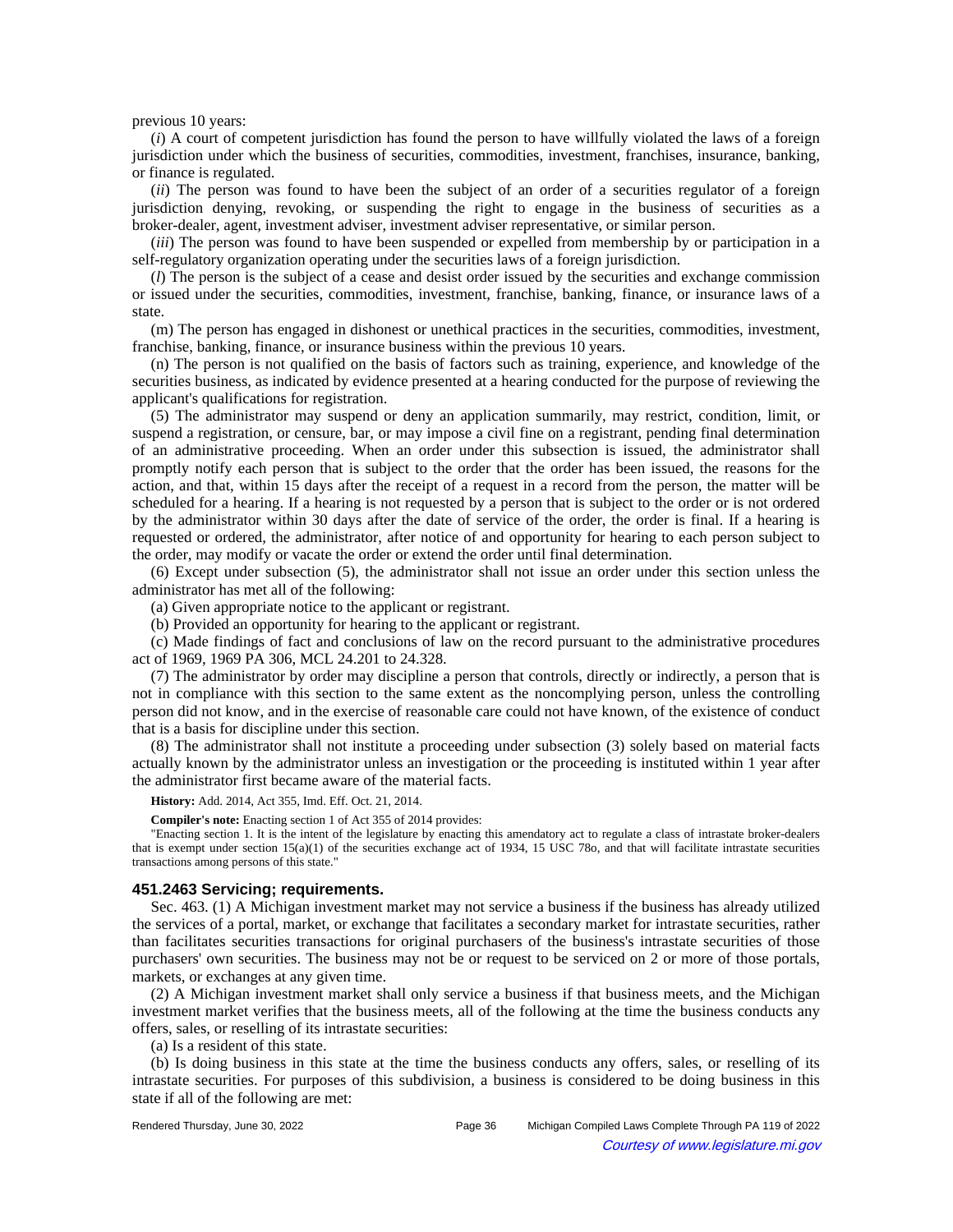previous 10 years:

(*i*) A court of competent jurisdiction has found the person to have willfully violated the laws of a foreign jurisdiction under which the business of securities, commodities, investment, franchises, insurance, banking, or finance is regulated.

(*ii*) The person was found to have been the subject of an order of a securities regulator of a foreign jurisdiction denying, revoking, or suspending the right to engage in the business of securities as a broker-dealer, agent, investment adviser, investment adviser representative, or similar person.

(*iii*) The person was found to have been suspended or expelled from membership by or participation in a self-regulatory organization operating under the securities laws of a foreign jurisdiction.

(*l*) The person is the subject of a cease and desist order issued by the securities and exchange commission or issued under the securities, commodities, investment, franchise, banking, finance, or insurance laws of a state.

(m) The person has engaged in dishonest or unethical practices in the securities, commodities, investment, franchise, banking, finance, or insurance business within the previous 10 years.

(n) The person is not qualified on the basis of factors such as training, experience, and knowledge of the securities business, as indicated by evidence presented at a hearing conducted for the purpose of reviewing the applicant's qualifications for registration.

(5) The administrator may suspend or deny an application summarily, may restrict, condition, limit, or suspend a registration, or censure, bar, or may impose a civil fine on a registrant, pending final determination of an administrative proceeding. When an order under this subsection is issued, the administrator shall promptly notify each person that is subject to the order that the order has been issued, the reasons for the action, and that, within 15 days after the receipt of a request in a record from the person, the matter will be scheduled for a hearing. If a hearing is not requested by a person that is subject to the order or is not ordered by the administrator within 30 days after the date of service of the order, the order is final. If a hearing is requested or ordered, the administrator, after notice of and opportunity for hearing to each person subject to the order, may modify or vacate the order or extend the order until final determination.

(6) Except under subsection (5), the administrator shall not issue an order under this section unless the administrator has met all of the following:

(a) Given appropriate notice to the applicant or registrant.

(b) Provided an opportunity for hearing to the applicant or registrant.

(c) Made findings of fact and conclusions of law on the record pursuant to the administrative procedures act of 1969, 1969 PA 306, MCL 24.201 to 24.328.

(7) The administrator by order may discipline a person that controls, directly or indirectly, a person that is not in compliance with this section to the same extent as the noncomplying person, unless the controlling person did not know, and in the exercise of reasonable care could not have known, of the existence of conduct that is a basis for discipline under this section.

(8) The administrator shall not institute a proceeding under subsection (3) solely based on material facts actually known by the administrator unless an investigation or the proceeding is instituted within 1 year after the administrator first became aware of the material facts.

**History:** Add. 2014, Act 355, Imd. Eff. Oct. 21, 2014.

**Compiler's note:** Enacting section 1 of Act 355 of 2014 provides:

"Enacting section 1. It is the intent of the legislature by enacting this amendatory act to regulate a class of intrastate broker-dealers that is exempt under section 15(a)(1) of the securities exchange act of 1934, 15 USC 78o, and that will facilitate intrastate securities transactions among persons of this state."

### 451.2463 Servicing; requirements.

Sec. 463. (1) A Michigan investment market may not service a business if the business has already utilized the services of a portal, market, or exchange that facilitates a secondary market for intrastate securities, rather than facilitates securities transactions for original purchasers of the business's intrastate securities of those purchasers' own securities. The business may not be or request to be serviced on 2 or more of those portals, markets, or exchanges at any given time.

(2) A Michigan investment market shall only service a business if that business meets, and the Michigan investment market verifies that the business meets, all of the following at the time the business conducts any offers, sales, or reselling of its intrastate securities:

(a) Is a resident of this state.

(b) Is doing business in this state at the time the business conducts any offers, sales, or reselling of its intrastate securities. For purposes of this subdivision, a business is considered to be doing business in this state if all of the following are met: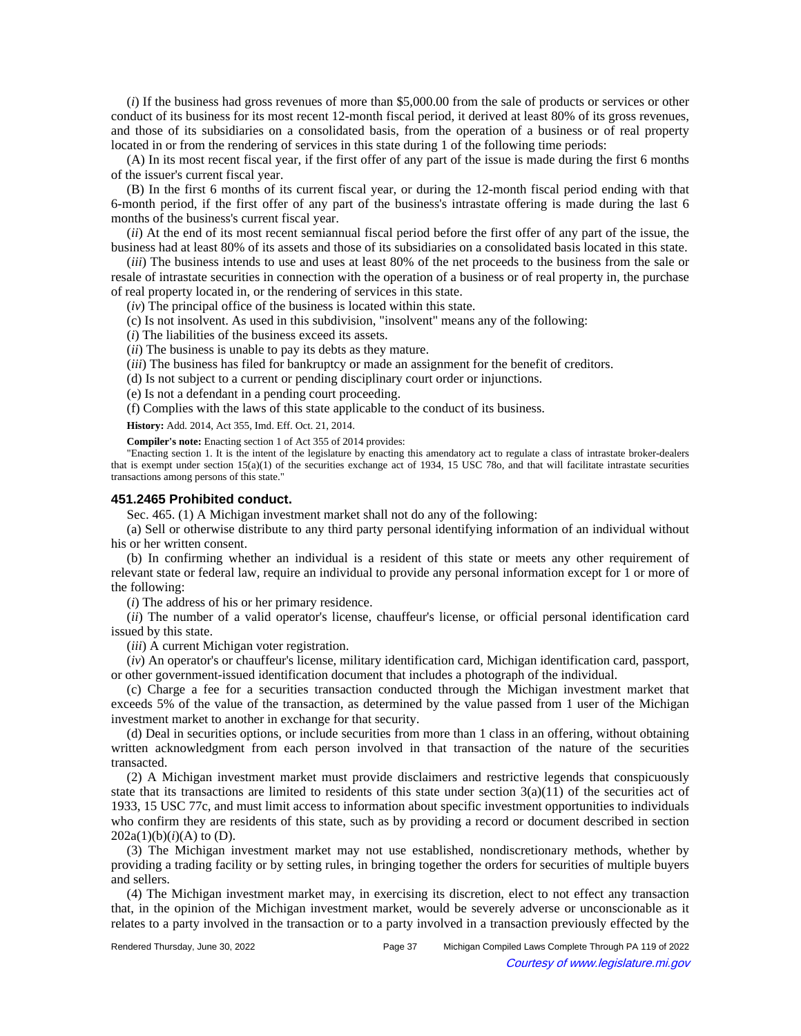(*i*) If the business had gross revenues of more than $5,000.00 from the sale of products or services or other conduct of its business for its most recent 12-month fiscal period, it derived at least 80% of its gross revenues, and those of its subsidiaries on a consolidated basis, from the operation of a business or of real property located in or from the rendering of services in this state during 1 of the following time periods:

(A) In its most recent fiscal year, if the first offer of any part of the issue is made during the first 6 months of the issuer's current fiscal year.

(B) In the first 6 months of its current fiscal year, or during the 12-month fiscal period ending with that 6-month period, if the first offer of any part of the business's intrastate offering is made during the last 6 months of the business's current fiscal year.

(*ii*) At the end of its most recent semiannual fiscal period before the first offer of any part of the issue, the business had at least 80% of its assets and those of its subsidiaries on a consolidated basis located in this state.

(*iii*) The business intends to use and uses at least 80% of the net proceeds to the business from the sale or resale of intrastate securities in connection with the operation of a business or of real property in, the purchase of real property located in, or the rendering of services in this state.

(*iv*) The principal office of the business is located within this state.

(c) Is not insolvent. As used in this subdivision, "insolvent" means any of the following:

(*i*) The liabilities of the business exceed its assets.

(*ii*) The business is unable to pay its debts as they mature.

(*iii*) The business has filed for bankruptcy or made an assignment for the benefit of creditors.

(d) Is not subject to a current or pending disciplinary court order or injunctions.

(e) Is not a defendant in a pending court proceeding.

(f) Complies with the laws of this state applicable to the conduct of its business.

**History:** Add. 2014, Act 355, Imd. Eff. Oct. 21, 2014.

**Compiler's note:** Enacting section 1 of Act 355 of 2014 provides:

"Enacting section 1. It is the intent of the legislature by enacting this amendatory act to regulate a class of intrastate broker-dealers that is exempt under section 15(a)(1) of the securities exchange act of 1934, 15 USC 78o, and that will facilitate intrastate securities transactions among persons of this state."

### 451.2465 Prohibited conduct.

Sec. 465. (1) A Michigan investment market shall not do any of the following:

(a) Sell or otherwise distribute to any third party personal identifying information of an individual without his or her written consent.

(b) In confirming whether an individual is a resident of this state or meets any other requirement of relevant state or federal law, require an individual to provide any personal information except for 1 or more of the following:

(*i*) The address of his or her primary residence.

(*ii*) The number of a valid operator's license, chauffeur's license, or official personal identification card issued by this state.

(*iii*) A current Michigan voter registration.

(*iv*) An operator's or chauffeur's license, military identification card, Michigan identification card, passport, or other government-issued identification document that includes a photograph of the individual.

(c) Charge a fee for a securities transaction conducted through the Michigan investment market that exceeds 5% of the value of the transaction, as determined by the value passed from 1 user of the Michigan investment market to another in exchange for that security.

(d) Deal in securities options, or include securities from more than 1 class in an offering, without obtaining written acknowledgment from each person involved in that transaction of the nature of the securities transacted.

(2) A Michigan investment market must provide disclaimers and restrictive legends that conspicuously state that its transactions are limited to residents of this state under section 3(a)(11) of the securities act of 1933, 15 USC 77c, and must limit access to information about specific investment opportunities to individuals who confirm they are residents of this state, such as by providing a record or document described in section 202a(1)(b)(*i*)(A) to (D).

(3) The Michigan investment market may not use established, nondiscretionary methods, whether by providing a trading facility or by setting rules, in bringing together the orders for securities of multiple buyers and sellers.

(4) The Michigan investment market may, in exercising its discretion, elect to not effect any transaction that, in the opinion of the Michigan investment market, would be severely adverse or unconscionable as it relates to a party involved in the transaction or to a party involved in a transaction previously effected by the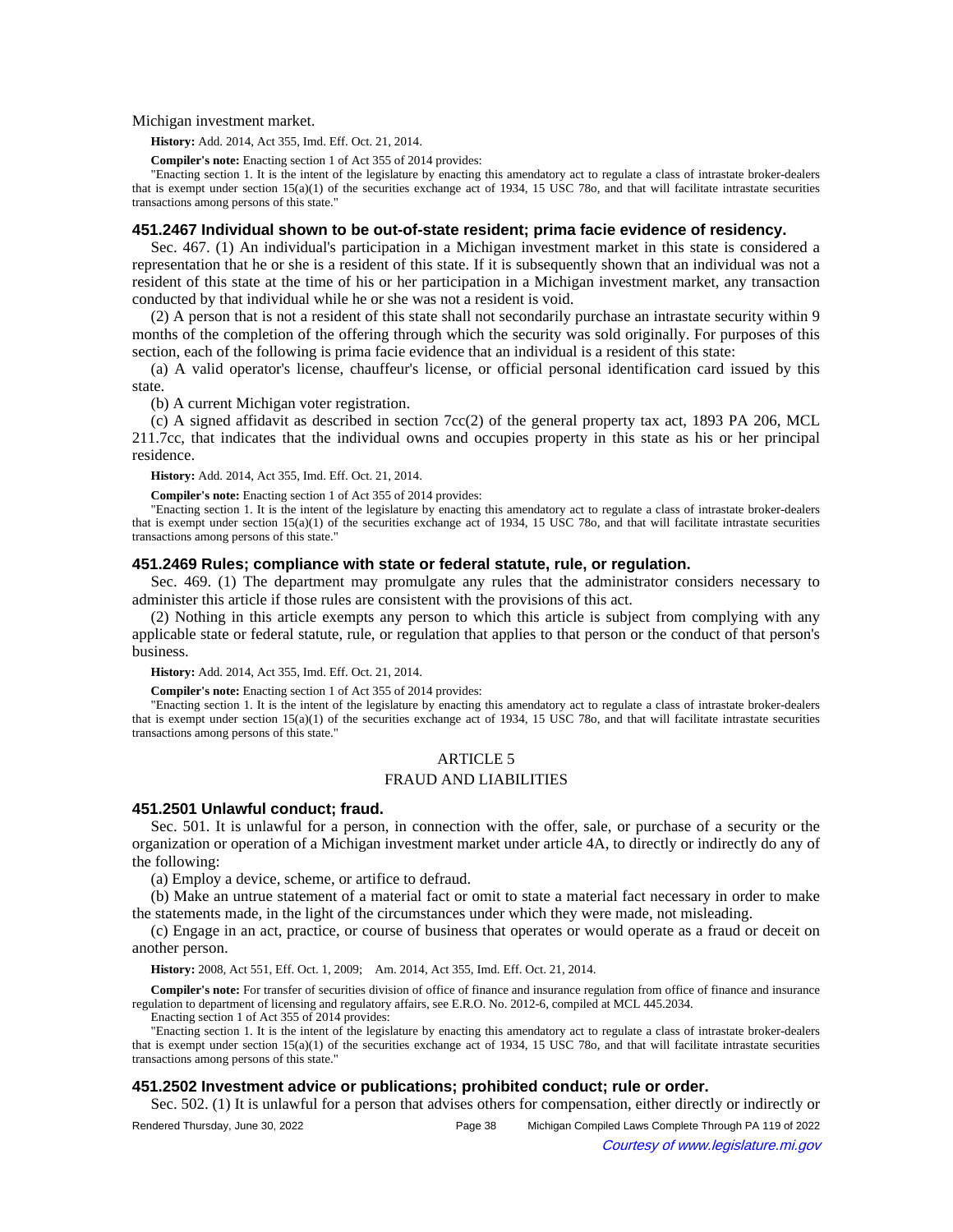Michigan investment market.

**History:** Add. 2014, Act 355, Imd. Eff. Oct. 21, 2014.

**Compiler's note:** Enacting section 1 of Act 355 of 2014 provides:

"Enacting section 1. It is the intent of the legislature by enacting this amendatory act to regulate a class of intrastate broker-dealers that is exempt under section 15(a)(1) of the securities exchange act of 1934, 15 USC 78o, and that will facilitate intrastate securities transactions among persons of this state."

### 451.2467 Individual shown to be out-of-state resident; prima facie evidence of residency.

Sec. 467. (1) An individual's participation in a Michigan investment market in this state is considered a representation that he or she is a resident of this state. If it is subsequently shown that an individual was not a resident of this state at the time of his or her participation in a Michigan investment market, any transaction conducted by that individual while he or she was not a resident is void.

(2) A person that is not a resident of this state shall not secondarily purchase an intrastate security within 9 months of the completion of the offering through which the security was sold originally. For purposes of this section, each of the following is prima facie evidence that an individual is a resident of this state:

(a) A valid operator's license, chauffeur's license, or official personal identification card issued by this state.

(b) A current Michigan voter registration.

(c) A signed affidavit as described in section 7cc(2) of the general property tax act, 1893 PA 206, MCL 211.7cc, that indicates that the individual owns and occupies property in this state as his or her principal residence.

**History:** Add. 2014, Act 355, Imd. Eff. Oct. 21, 2014.

**Compiler's note:** Enacting section 1 of Act 355 of 2014 provides:

"Enacting section 1. It is the intent of the legislature by enacting this amendatory act to regulate a class of intrastate broker-dealers that is exempt under section 15(a)(1) of the securities exchange act of 1934, 15 USC 78o, and that will facilitate intrastate securities transactions among persons of this state."

### 451.2469 Rules; compliance with state or federal statute, rule, or regulation.

Sec. 469. (1) The department may promulgate any rules that the administrator considers necessary to administer this article if those rules are consistent with the provisions of this act.

(2) Nothing in this article exempts any person to which this article is subject from complying with any applicable state or federal statute, rule, or regulation that applies to that person or the conduct of that person's business.

**History:** Add. 2014, Act 355, Imd. Eff. Oct. 21, 2014.

**Compiler's note:** Enacting section 1 of Act 355 of 2014 provides:

"Enacting section 1. It is the intent of the legislature by enacting this amendatory act to regulate a class of intrastate broker-dealers that is exempt under section 15(a)(1) of the securities exchange act of 1934, 15 USC 78o, and that will facilitate intrastate securities transactions among persons of this state."

## ARTICLE 5

## FRAUD AND LIABILITIES

### 451.2501 Unlawful conduct; fraud.

Sec. 501. It is unlawful for a person, in connection with the offer, sale, or purchase of a security or the organization or operation of a Michigan investment market under article 4A, to directly or indirectly do any of the following:

(a) Employ a device, scheme, or artifice to defraud.

(b) Make an untrue statement of a material fact or omit to state a material fact necessary in order to make the statements made, in the light of the circumstances under which they were made, not misleading.

(c) Engage in an act, practice, or course of business that operates or would operate as a fraud or deceit on another person.

**History:** 2008, Act 551, Eff. Oct. 1, 2009; Am. 2014, Act 355, Imd. Eff. Oct. 21, 2014.

**Compiler's note:** For transfer of securities division of office of finance and insurance regulation from office of finance and insurance regulation to department of licensing and regulatory affairs, see E.R.O. No. 2012-6, compiled at MCL 445.2034.

Enacting section 1 of Act 355 of 2014 provides:

"Enacting section 1. It is the intent of the legislature by enacting this amendatory act to regulate a class of intrastate broker-dealers that is exempt under section 15(a)(1) of the securities exchange act of 1934, 15 USC 78o, and that will facilitate intrastate securities transactions among persons of this state."

### 451.2502 Investment advice or publications; prohibited conduct; rule or order.

Sec. 502. (1) It is unlawful for a person that advises others for compensation, either directly or indirectly or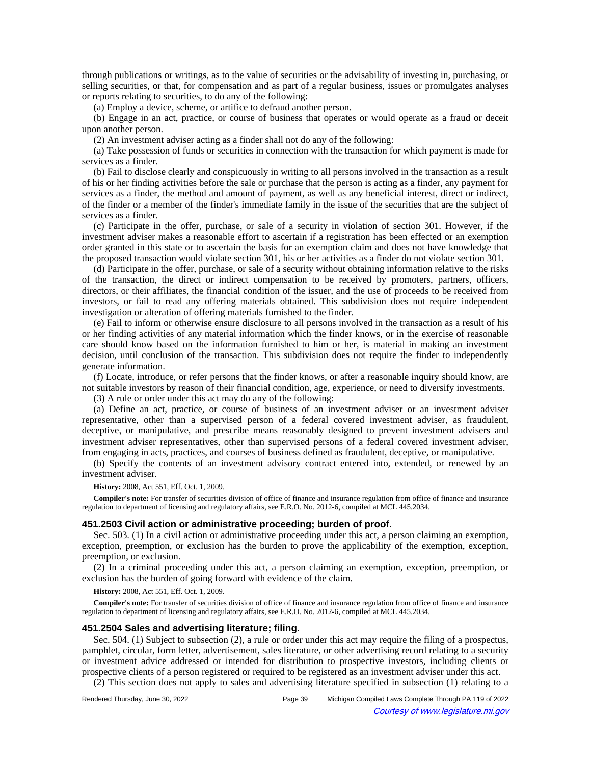through publications or writings, as to the value of securities or the advisability of investing in, purchasing, or selling securities, or that, for compensation and as part of a regular business, issues or promulgates analyses or reports relating to securities, to do any of the following:

(a) Employ a device, scheme, or artifice to defraud another person.

(b) Engage in an act, practice, or course of business that operates or would operate as a fraud or deceit upon another person.

(2) An investment adviser acting as a finder shall not do any of the following:

(a) Take possession of funds or securities in connection with the transaction for which payment is made for services as a finder.

(b) Fail to disclose clearly and conspicuously in writing to all persons involved in the transaction as a result of his or her finding activities before the sale or purchase that the person is acting as a finder, any payment for services as a finder, the method and amount of payment, as well as any beneficial interest, direct or indirect, of the finder or a member of the finder's immediate family in the issue of the securities that are the subject of services as a finder.

(c) Participate in the offer, purchase, or sale of a security in violation of section 301. However, if the investment adviser makes a reasonable effort to ascertain if a registration has been effected or an exemption order granted in this state or to ascertain the basis for an exemption claim and does not have knowledge that the proposed transaction would violate section 301, his or her activities as a finder do not violate section 301.

(d) Participate in the offer, purchase, or sale of a security without obtaining information relative to the risks of the transaction, the direct or indirect compensation to be received by promoters, partners, officers, directors, or their affiliates, the financial condition of the issuer, and the use of proceeds to be received from investors, or fail to read any offering materials obtained. This subdivision does not require independent investigation or alteration of offering materials furnished to the finder.

(e) Fail to inform or otherwise ensure disclosure to all persons involved in the transaction as a result of his or her finding activities of any material information which the finder knows, or in the exercise of reasonable care should know based on the information furnished to him or her, is material in making an investment decision, until conclusion of the transaction. This subdivision does not require the finder to independently generate information.

(f) Locate, introduce, or refer persons that the finder knows, or after a reasonable inquiry should know, are not suitable investors by reason of their financial condition, age, experience, or need to diversify investments.

(3) A rule or order under this act may do any of the following:

(a) Define an act, practice, or course of business of an investment adviser or an investment adviser representative, other than a supervised person of a federal covered investment adviser, as fraudulent, deceptive, or manipulative, and prescribe means reasonably designed to prevent investment advisers and investment adviser representatives, other than supervised persons of a federal covered investment adviser, from engaging in acts, practices, and courses of business defined as fraudulent, deceptive, or manipulative.

(b) Specify the contents of an investment advisory contract entered into, extended, or renewed by an investment adviser.

**History:** 2008, Act 551, Eff. Oct. 1, 2009.

**Compiler's note:** For transfer of securities division of office of finance and insurance regulation from office of finance and insurance regulation to department of licensing and regulatory affairs, see E.R.O. No. 2012-6, compiled at MCL 445.2034.

### 451.2503 Civil action or administrative proceeding; burden of proof.

Sec. 503. (1) In a civil action or administrative proceeding under this act, a person claiming an exemption, exception, preemption, or exclusion has the burden to prove the applicability of the exemption, exception, preemption, or exclusion.

(2) In a criminal proceeding under this act, a person claiming an exemption, exception, preemption, or exclusion has the burden of going forward with evidence of the claim.

**History:** 2008, Act 551, Eff. Oct. 1, 2009.

**Compiler's note:** For transfer of securities division of office of finance and insurance regulation from office of finance and insurance regulation to department of licensing and regulatory affairs, see E.R.O. No. 2012-6, compiled at MCL 445.2034.

### 451.2504 Sales and advertising literature; filing.

Sec. 504. (1) Subject to subsection (2), a rule or order under this act may require the filing of a prospectus, pamphlet, circular, form letter, advertisement, sales literature, or other advertising record relating to a security or investment advice addressed or intended for distribution to prospective investors, including clients or prospective clients of a person registered or required to be registered as an investment adviser under this act.

(2) This section does not apply to sales and advertising literature specified in subsection (1) relating to a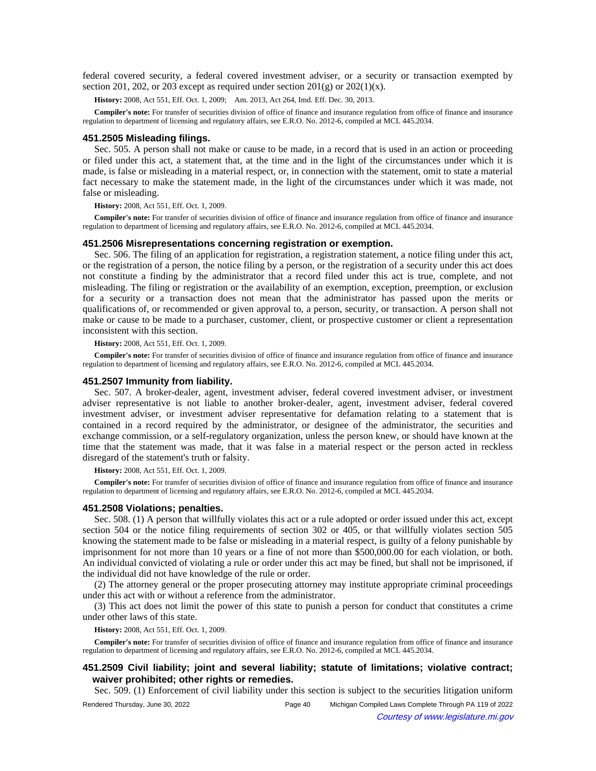federal covered security, a federal covered investment adviser, or a security or transaction exempted by section 201, 202, or 203 except as required under section 201(g) or 202(1)(x).

**History:** 2008, Act 551, Eff. Oct. 1, 2009;—Am. 2013, Act 264, Imd. Eff. Dec. 30, 2013.

**Compiler's note:** For transfer of securities division of office of finance and insurance regulation from office of finance and insurance regulation to department of licensing and regulatory affairs, see E.R.O. No. 2012-6, compiled at MCL 445.2034.

### 451.2505 Misleading filings.

Sec. 505. A person shall not make or cause to be made, in a record that is used in an action or proceeding or filed under this act, a statement that, at the time and in the light of the circumstances under which it is made, is false or misleading in a material respect, or, in connection with the statement, omit to state a material fact necessary to make the statement made, in the light of the circumstances under which it was made, not false or misleading.

**History:** 2008, Act 551, Eff. Oct. 1, 2009.

**Compiler's note:** For transfer of securities division of office of finance and insurance regulation from office of finance and insurance regulation to department of licensing and regulatory affairs, see E.R.O. No. 2012-6, compiled at MCL 445.2034.

### 451.2506 Misrepresentations concerning registration or exemption.

Sec. 506. The filing of an application for registration, a registration statement, a notice filing under this act, or the registration of a person, the notice filing by a person, or the registration of a security under this act does not constitute a finding by the administrator that a record filed under this act is true, complete, and not misleading. The filing or registration or the availability of an exemption, exception, preemption, or exclusion for a security or a transaction does not mean that the administrator has passed upon the merits or qualifications of, or recommended or given approval to, a person, security, or transaction. A person shall not make or cause to be made to a purchaser, customer, client, or prospective customer or client a representation inconsistent with this section.

**History:** 2008, Act 551, Eff. Oct. 1, 2009.

**Compiler's note:** For transfer of securities division of office of finance and insurance regulation from office of finance and insurance regulation to department of licensing and regulatory affairs, see E.R.O. No. 2012-6, compiled at MCL 445.2034.

### 451.2507 Immunity from liability.

Sec. 507. A broker-dealer, agent, investment adviser, federal covered investment adviser, or investment adviser representative is not liable to another broker-dealer, agent, investment adviser, federal covered investment adviser, or investment adviser representative for defamation relating to a statement that is contained in a record required by the administrator, or designee of the administrator, the securities and exchange commission, or a self-regulatory organization, unless the person knew, or should have known at the time that the statement was made, that it was false in a material respect or the person acted in reckless disregard of the statement's truth or falsity.

**History:** 2008, Act 551, Eff. Oct. 1, 2009.

**Compiler's note:** For transfer of securities division of office of finance and insurance regulation from office of finance and insurance regulation to department of licensing and regulatory affairs, see E.R.O. No. 2012-6, compiled at MCL 445.2034.

### 451.2508 Violations; penalties.

Sec. 508. (1) A person that willfully violates this act or a rule adopted or order issued under this act, except section 504 or the notice filing requirements of section 302 or 405, or that willfully violates section 505 knowing the statement made to be false or misleading in a material respect, is guilty of a felony punishable by imprisonment for not more than 10 years or a fine of not more than $500,000.00 for each violation, or both. An individual convicted of violating a rule or order under this act may be fined, but shall not be imprisoned, if the individual did not have knowledge of the rule or order.

(2) The attorney general or the proper prosecuting attorney may institute appropriate criminal proceedings under this act with or without a reference from the administrator.

(3) This act does not limit the power of this state to punish a person for conduct that constitutes a crime under other laws of this state.

**History:** 2008, Act 551, Eff. Oct. 1, 2009.

**Compiler's note:** For transfer of securities division of office of finance and insurance regulation from office of finance and insurance regulation to department of licensing and regulatory affairs, see E.R.O. No. 2012-6, compiled at MCL 445.2034.

### 451.2509 Civil liability; joint and several liability; statute of limitations; violative contract; waiver prohibited; other rights or remedies.

Sec. 509. (1) Enforcement of civil liability under this section is subject to the securities litigation uniform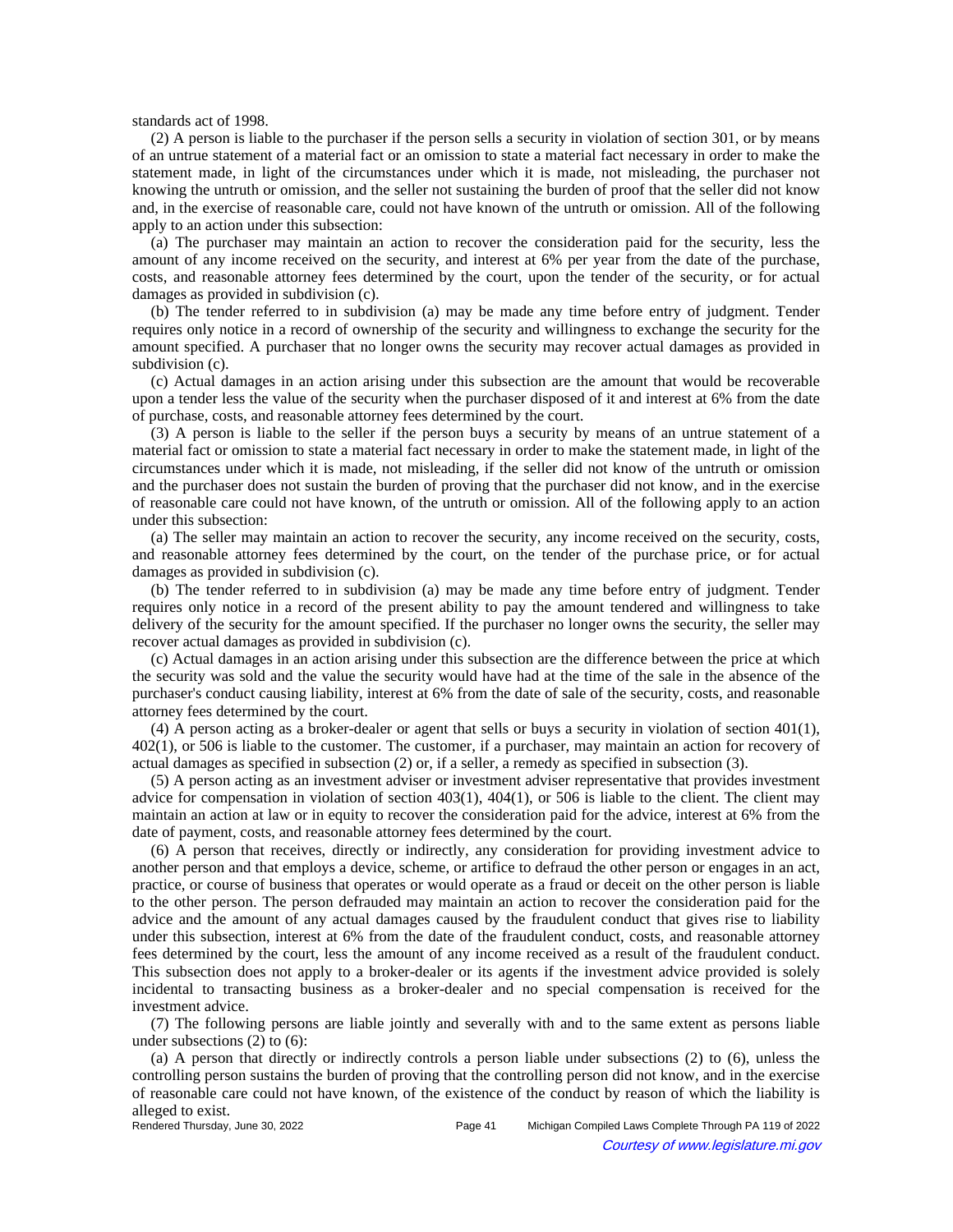standards act of 1998.

(2) A person is liable to the purchaser if the person sells a security in violation of section 301, or by means of an untrue statement of a material fact or an omission to state a material fact necessary in order to make the statement made, in light of the circumstances under which it is made, not misleading, the purchaser not knowing the untruth or omission, and the seller not sustaining the burden of proof that the seller did not know and, in the exercise of reasonable care, could not have known of the untruth or omission. All of the following apply to an action under this subsection:

(a) The purchaser may maintain an action to recover the consideration paid for the security, less the amount of any income received on the security, and interest at 6% per year from the date of the purchase, costs, and reasonable attorney fees determined by the court, upon the tender of the security, or for actual damages as provided in subdivision (c).

(b) The tender referred to in subdivision (a) may be made any time before entry of judgment. Tender requires only notice in a record of ownership of the security and willingness to exchange the security for the amount specified. A purchaser that no longer owns the security may recover actual damages as provided in subdivision (c).

(c) Actual damages in an action arising under this subsection are the amount that would be recoverable upon a tender less the value of the security when the purchaser disposed of it and interest at 6% from the date of purchase, costs, and reasonable attorney fees determined by the court.

(3) A person is liable to the seller if the person buys a security by means of an untrue statement of a material fact or omission to state a material fact necessary in order to make the statement made, in light of the circumstances under which it is made, not misleading, if the seller did not know of the untruth or omission and the purchaser does not sustain the burden of proving that the purchaser did not know, and in the exercise of reasonable care could not have known, of the untruth or omission. All of the following apply to an action under this subsection:

(a) The seller may maintain an action to recover the security, any income received on the security, costs, and reasonable attorney fees determined by the court, on the tender of the purchase price, or for actual damages as provided in subdivision (c).

(b) The tender referred to in subdivision (a) may be made any time before entry of judgment. Tender requires only notice in a record of the present ability to pay the amount tendered and willingness to take delivery of the security for the amount specified. If the purchaser no longer owns the security, the seller may recover actual damages as provided in subdivision (c).

(c) Actual damages in an action arising under this subsection are the difference between the price at which the security was sold and the value the security would have had at the time of the sale in the absence of the purchaser's conduct causing liability, interest at 6% from the date of sale of the security, costs, and reasonable attorney fees determined by the court.

(4) A person acting as a broker-dealer or agent that sells or buys a security in violation of section 401(1), 402(1), or 506 is liable to the customer. The customer, if a purchaser, may maintain an action for recovery of actual damages as specified in subsection (2) or, if a seller, a remedy as specified in subsection (3).

(5) A person acting as an investment adviser or investment adviser representative that provides investment advice for compensation in violation of section 403(1), 404(1), or 506 is liable to the client. The client may maintain an action at law or in equity to recover the consideration paid for the advice, interest at 6% from the date of payment, costs, and reasonable attorney fees determined by the court.

(6) A person that receives, directly or indirectly, any consideration for providing investment advice to another person and that employs a device, scheme, or artifice to defraud the other person or engages in an act, practice, or course of business that operates or would operate as a fraud or deceit on the other person is liable to the other person. The person defrauded may maintain an action to recover the consideration paid for the advice and the amount of any actual damages caused by the fraudulent conduct that gives rise to liability under this subsection, interest at 6% from the date of the fraudulent conduct, costs, and reasonable attorney fees determined by the court, less the amount of any income received as a result of the fraudulent conduct. This subsection does not apply to a broker-dealer or its agents if the investment advice provided is solely incidental to transacting business as a broker-dealer and no special compensation is received for the investment advice.

(7) The following persons are liable jointly and severally with and to the same extent as persons liable under subsections (2) to (6):

(a) A person that directly or indirectly controls a person liable under subsections (2) to (6), unless the controlling person sustains the burden of proving that the controlling person did not know, and in the exercise of reasonable care could not have known, of the existence of the conduct by reason of which the liability is alleged to exist.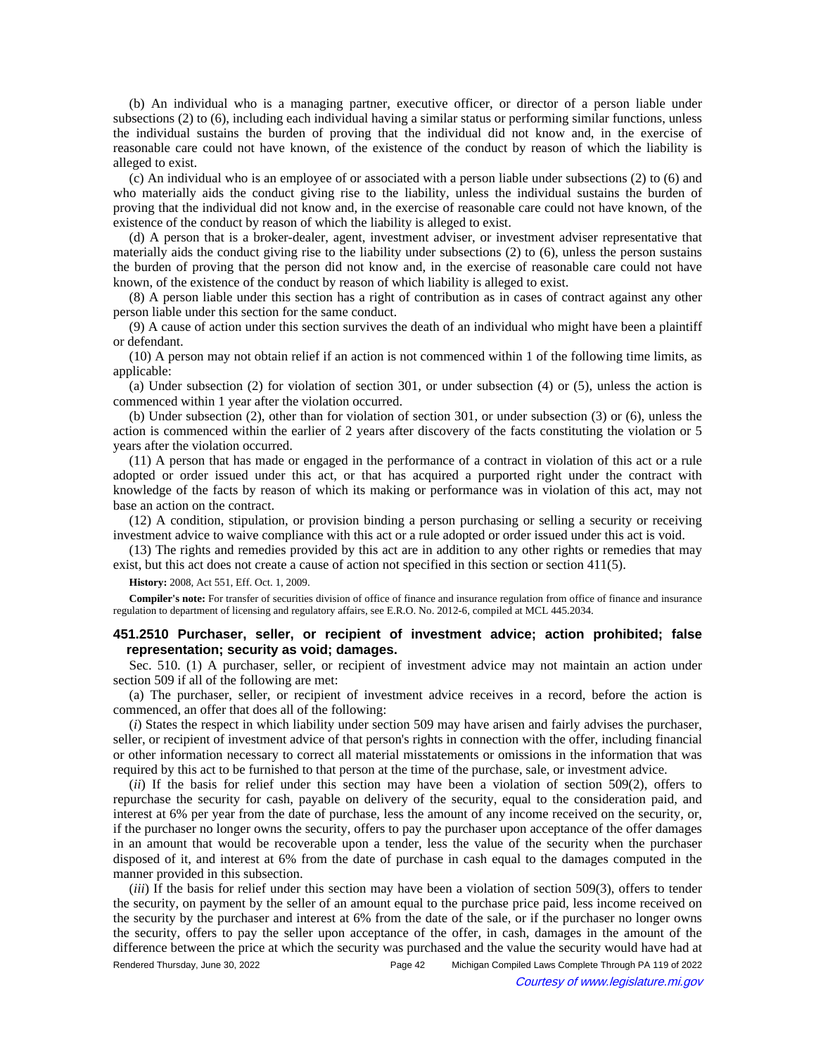(b) An individual who is a managing partner, executive officer, or director of a person liable under subsections (2) to (6), including each individual having a similar status or performing similar functions, unless the individual sustains the burden of proving that the individual did not know and, in the exercise of reasonable care could not have known, of the existence of the conduct by reason of which the liability is alleged to exist.

(c) An individual who is an employee of or associated with a person liable under subsections (2) to (6) and who materially aids the conduct giving rise to the liability, unless the individual sustains the burden of proving that the individual did not know and, in the exercise of reasonable care could not have known, of the existence of the conduct by reason of which the liability is alleged to exist.

(d) A person that is a broker-dealer, agent, investment adviser, or investment adviser representative that materially aids the conduct giving rise to the liability under subsections (2) to (6), unless the person sustains the burden of proving that the person did not know and, in the exercise of reasonable care could not have known, of the existence of the conduct by reason of which liability is alleged to exist.

(8) A person liable under this section has a right of contribution as in cases of contract against any other person liable under this section for the same conduct.

(9) A cause of action under this section survives the death of an individual who might have been a plaintiff or defendant.

(10) A person may not obtain relief if an action is not commenced within 1 of the following time limits, as applicable:

(a) Under subsection (2) for violation of section 301, or under subsection (4) or (5), unless the action is commenced within 1 year after the violation occurred.

(b) Under subsection (2), other than for violation of section 301, or under subsection (3) or (6), unless the action is commenced within the earlier of 2 years after discovery of the facts constituting the violation or 5 years after the violation occurred.

(11) A person that has made or engaged in the performance of a contract in violation of this act or a rule adopted or order issued under this act, or that has acquired a purported right under the contract with knowledge of the facts by reason of which its making or performance was in violation of this act, may not base an action on the contract.

(12) A condition, stipulation, or provision binding a person purchasing or selling a security or receiving investment advice to waive compliance with this act or a rule adopted or order issued under this act is void.

(13) The rights and remedies provided by this act are in addition to any other rights or remedies that may exist, but this act does not create a cause of action not specified in this section or section 411(5).

**History:** 2008, Act 551, Eff. Oct. 1, 2009.

**Compiler's note:** For transfer of securities division of office of finance and insurance regulation from office of finance and insurance regulation to department of licensing and regulatory affairs, see E.R.O. No. 2012-6, compiled at MCL 445.2034.

### 451.2510 Purchaser, seller, or recipient of investment advice; action prohibited; false representation; security as void; damages.

Sec. 510. (1) A purchaser, seller, or recipient of investment advice may not maintain an action under section 509 if all of the following are met:

(a) The purchaser, seller, or recipient of investment advice receives in a record, before the action is commenced, an offer that does all of the following:

(*i*) States the respect in which liability under section 509 may have arisen and fairly advises the purchaser, seller, or recipient of investment advice of that person's rights in connection with the offer, including financial or other information necessary to correct all material misstatements or omissions in the information that was required by this act to be furnished to that person at the time of the purchase, sale, or investment advice.

(*ii*) If the basis for relief under this section may have been a violation of section 509(2), offers to repurchase the security for cash, payable on delivery of the security, equal to the consideration paid, and interest at 6% per year from the date of purchase, less the amount of any income received on the security, or, if the purchaser no longer owns the security, offers to pay the purchaser upon acceptance of the offer damages in an amount that would be recoverable upon a tender, less the value of the security when the purchaser disposed of it, and interest at 6% from the date of purchase in cash equal to the damages computed in the manner provided in this subsection.

(*iii*) If the basis for relief under this section may have been a violation of section 509(3), offers to tender the security, on payment by the seller of an amount equal to the purchase price paid, less income received on the security by the purchaser and interest at 6% from the date of the sale, or if the purchaser no longer owns the security, offers to pay the seller upon acceptance of the offer, in cash, damages in the amount of the difference between the price at which the security was purchased and the value the security would have had at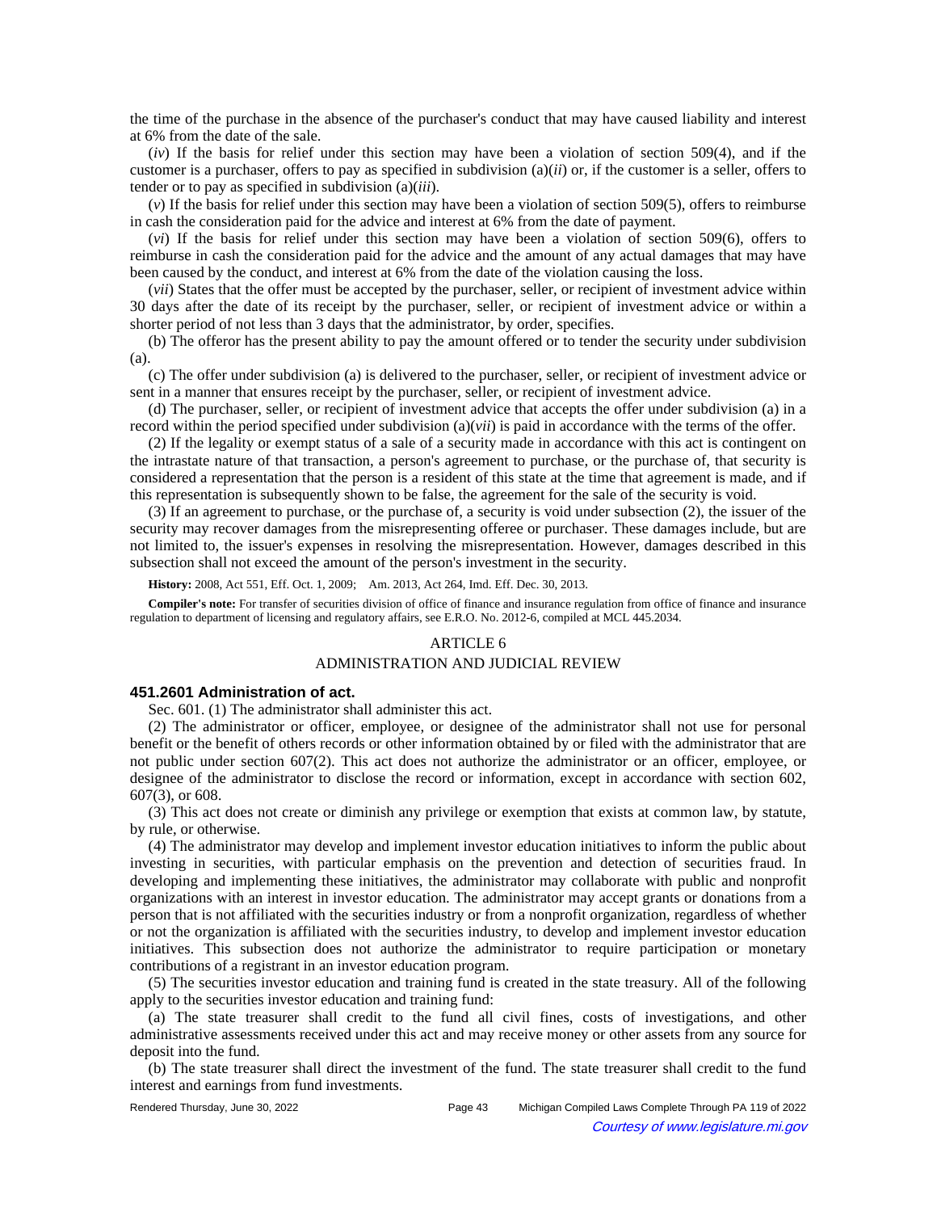the time of the purchase in the absence of the purchaser's conduct that may have caused liability and interest at 6% from the date of the sale.

(*iv*) If the basis for relief under this section may have been a violation of section 509(4), and if the customer is a purchaser, offers to pay as specified in subdivision (a)(*ii*) or, if the customer is a seller, offers to tender or to pay as specified in subdivision (a)(*iii*).

(*v*) If the basis for relief under this section may have been a violation of section 509(5), offers to reimburse in cash the consideration paid for the advice and interest at 6% from the date of payment.

(*vi*) If the basis for relief under this section may have been a violation of section 509(6), offers to reimburse in cash the consideration paid for the advice and the amount of any actual damages that may have been caused by the conduct, and interest at 6% from the date of the violation causing the loss.

(*vii*) States that the offer must be accepted by the purchaser, seller, or recipient of investment advice within 30 days after the date of its receipt by the purchaser, seller, or recipient of investment advice or within a shorter period of not less than 3 days that the administrator, by order, specifies.

(b) The offeror has the present ability to pay the amount offered or to tender the security under subdivision (a).

(c) The offer under subdivision (a) is delivered to the purchaser, seller, or recipient of investment advice or sent in a manner that ensures receipt by the purchaser, seller, or recipient of investment advice.

(d) The purchaser, seller, or recipient of investment advice that accepts the offer under subdivision (a) in a record within the period specified under subdivision (a)(*vii*) is paid in accordance with the terms of the offer.

(2) If the legality or exempt status of a sale of a security made in accordance with this act is contingent on the intrastate nature of that transaction, a person's agreement to purchase, or the purchase of, that security is considered a representation that the person is a resident of this state at the time that agreement is made, and if this representation is subsequently shown to be false, the agreement for the sale of the security is void.

(3) If an agreement to purchase, or the purchase of, a security is void under subsection (2), the issuer of the security may recover damages from the misrepresenting offeree or purchaser. These damages include, but are not limited to, the issuer's expenses in resolving the misrepresentation. However, damages described in this subsection shall not exceed the amount of the person's investment in the security.

**History:** 2008, Act 551, Eff. Oct. 1, 2009;  Am. 2013, Act 264, Imd. Eff. Dec. 30, 2013.

**Compiler's note:** For transfer of securities division of office of finance and insurance regulation from office of finance and insurance regulation to department of licensing and regulatory affairs, see E.R.O. No. 2012-6, compiled at MCL 445.2034.

ARTICLE 6

ADMINISTRATION AND JUDICIAL REVIEW

### 451.2601 Administration of act.

Sec. 601. (1) The administrator shall administer this act.

(2) The administrator or officer, employee, or designee of the administrator shall not use for personal benefit or the benefit of others records or other information obtained by or filed with the administrator that are not public under section 607(2). This act does not authorize the administrator or an officer, employee, or designee of the administrator to disclose the record or information, except in accordance with section 602, 607(3), or 608.

(3) This act does not create or diminish any privilege or exemption that exists at common law, by statute, by rule, or otherwise.

(4) The administrator may develop and implement investor education initiatives to inform the public about investing in securities, with particular emphasis on the prevention and detection of securities fraud. In developing and implementing these initiatives, the administrator may collaborate with public and nonprofit organizations with an interest in investor education. The administrator may accept grants or donations from a person that is not affiliated with the securities industry or from a nonprofit organization, regardless of whether or not the organization is affiliated with the securities industry, to develop and implement investor education initiatives. This subsection does not authorize the administrator to require participation or monetary contributions of a registrant in an investor education program.

(5) The securities investor education and training fund is created in the state treasury. All of the following apply to the securities investor education and training fund:

(a) The state treasurer shall credit to the fund all civil fines, costs of investigations, and other administrative assessments received under this act and may receive money or other assets from any source for deposit into the fund.

(b) The state treasurer shall direct the investment of the fund. The state treasurer shall credit to the fund interest and earnings from fund investments.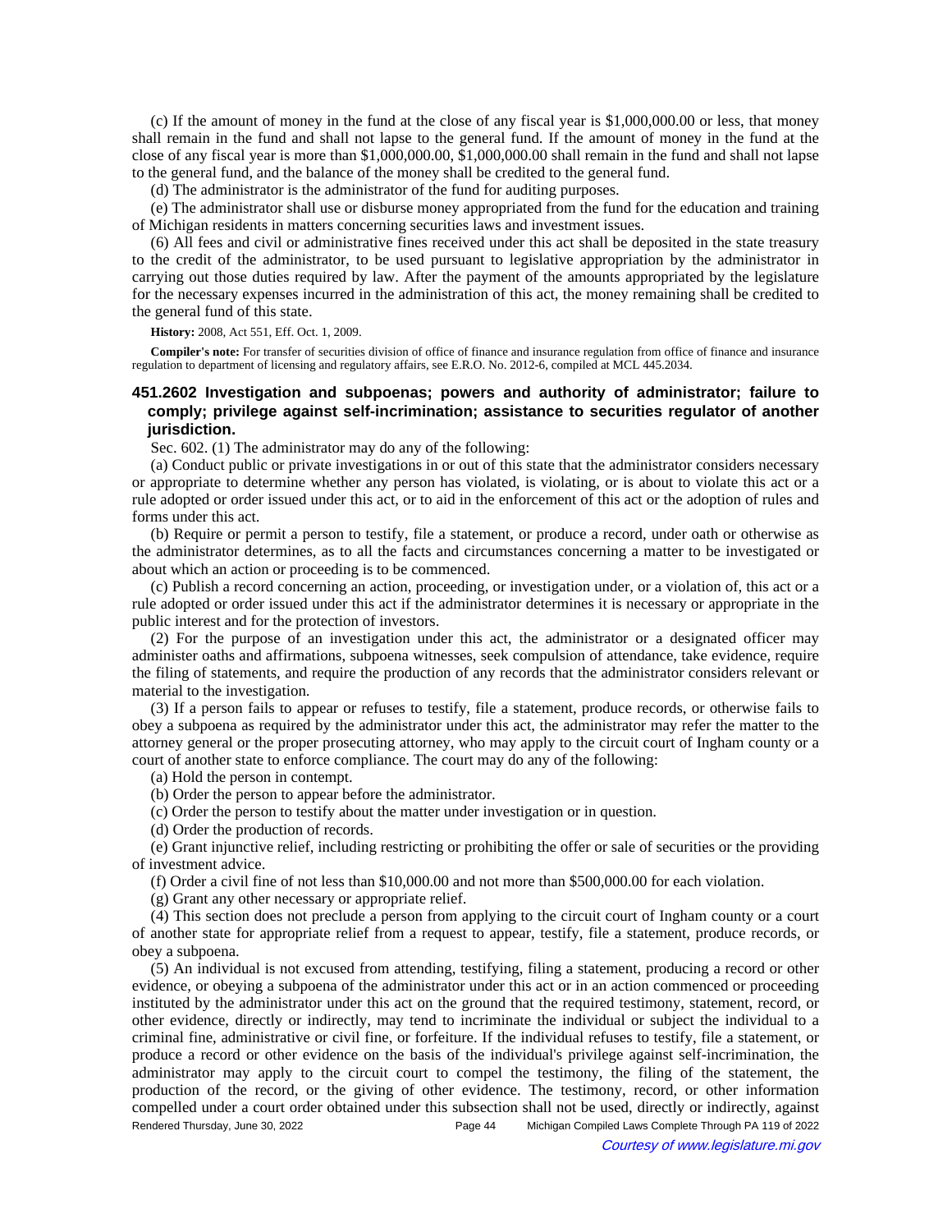(c) If the amount of money in the fund at the close of any fiscal year is $1,000,000.00 or less, that money shall remain in the fund and shall not lapse to the general fund. If the amount of money in the fund at the close of any fiscal year is more than $1,000,000.00, $1,000,000.00 shall remain in the fund and shall not lapse to the general fund, and the balance of the money shall be credited to the general fund.

(d) The administrator is the administrator of the fund for auditing purposes.

(e) The administrator shall use or disburse money appropriated from the fund for the education and training of Michigan residents in matters concerning securities laws and investment issues.

(6) All fees and civil or administrative fines received under this act shall be deposited in the state treasury to the credit of the administrator, to be used pursuant to legislative appropriation by the administrator in carrying out those duties required by law. After the payment of the amounts appropriated by the legislature for the necessary expenses incurred in the administration of this act, the money remaining shall be credited to the general fund of this state.

**History:** 2008, Act 551, Eff. Oct. 1, 2009.

**Compiler's note:** For transfer of securities division of office of finance and insurance regulation from office of finance and insurance regulation to department of licensing and regulatory affairs, see E.R.O. No. 2012-6, compiled at MCL 445.2034.

### 451.2602 Investigation and subpoenas; powers and authority of administrator; failure to comply; privilege against self-incrimination; assistance to securities regulator of another jurisdiction.

Sec. 602. (1) The administrator may do any of the following:

(a) Conduct public or private investigations in or out of this state that the administrator considers necessary or appropriate to determine whether any person has violated, is violating, or is about to violate this act or a rule adopted or order issued under this act, or to aid in the enforcement of this act or the adoption of rules and forms under this act.

(b) Require or permit a person to testify, file a statement, or produce a record, under oath or otherwise as the administrator determines, as to all the facts and circumstances concerning a matter to be investigated or about which an action or proceeding is to be commenced.

(c) Publish a record concerning an action, proceeding, or investigation under, or a violation of, this act or a rule adopted or order issued under this act if the administrator determines it is necessary or appropriate in the public interest and for the protection of investors.

(2) For the purpose of an investigation under this act, the administrator or a designated officer may administer oaths and affirmations, subpoena witnesses, seek compulsion of attendance, take evidence, require the filing of statements, and require the production of any records that the administrator considers relevant or material to the investigation.

(3) If a person fails to appear or refuses to testify, file a statement, produce records, or otherwise fails to obey a subpoena as required by the administrator under this act, the administrator may refer the matter to the attorney general or the proper prosecuting attorney, who may apply to the circuit court of Ingham county or a court of another state to enforce compliance. The court may do any of the following:

(a) Hold the person in contempt.

(b) Order the person to appear before the administrator.

(c) Order the person to testify about the matter under investigation or in question.

(d) Order the production of records.

(e) Grant injunctive relief, including restricting or prohibiting the offer or sale of securities or the providing of investment advice.

(f) Order a civil fine of not less than $10,000.00 and not more than $500,000.00 for each violation.

(g) Grant any other necessary or appropriate relief.

(4) This section does not preclude a person from applying to the circuit court of Ingham county or a court of another state for appropriate relief from a request to appear, testify, file a statement, produce records, or obey a subpoena.

(5) An individual is not excused from attending, testifying, filing a statement, producing a record or other evidence, or obeying a subpoena of the administrator under this act or in an action commenced or proceeding instituted by the administrator under this act on the ground that the required testimony, statement, record, or other evidence, directly or indirectly, may tend to incriminate the individual or subject the individual to a criminal fine, administrative or civil fine, or forfeiture. If the individual refuses to testify, file a statement, or produce a record or other evidence on the basis of the individual's privilege against self-incrimination, the administrator may apply to the circuit court to compel the testimony, the filing of the statement, the production of the record, or the giving of other evidence. The testimony, record, or other information compelled under a court order obtained under this subsection shall not be used, directly or indirectly, against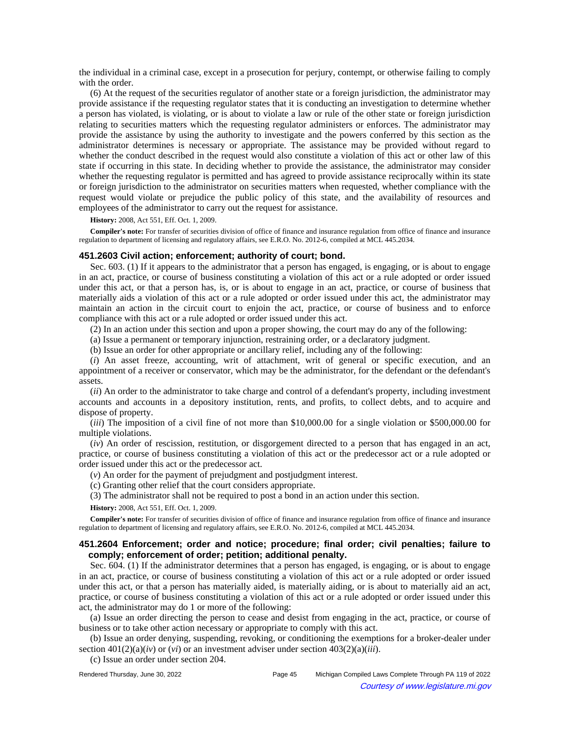the individual in a criminal case, except in a prosecution for perjury, contempt, or otherwise failing to comply with the order.

(6) At the request of the securities regulator of another state or a foreign jurisdiction, the administrator may provide assistance if the requesting regulator states that it is conducting an investigation to determine whether a person has violated, is violating, or is about to violate a law or rule of the other state or foreign jurisdiction relating to securities matters which the requesting regulator administers or enforces. The administrator may provide the assistance by using the authority to investigate and the powers conferred by this section as the administrator determines is necessary or appropriate. The assistance may be provided without regard to whether the conduct described in the request would also constitute a violation of this act or other law of this state if occurring in this state. In deciding whether to provide the assistance, the administrator may consider whether the requesting regulator is permitted and has agreed to provide assistance reciprocally within its state or foreign jurisdiction to the administrator on securities matters when requested, whether compliance with the request would violate or prejudice the public policy of this state, and the availability of resources and employees of the administrator to carry out the request for assistance.

**History:** 2008, Act 551, Eff. Oct. 1, 2009.

**Compiler's note:** For transfer of securities division of office of finance and insurance regulation from office of finance and insurance regulation to department of licensing and regulatory affairs, see E.R.O. No. 2012-6, compiled at MCL 445.2034.

### 451.2603 Civil action; enforcement; authority of court; bond.

Sec. 603. (1) If it appears to the administrator that a person has engaged, is engaging, or is about to engage in an act, practice, or course of business constituting a violation of this act or a rule adopted or order issued under this act, or that a person has, is, or is about to engage in an act, practice, or course of business that materially aids a violation of this act or a rule adopted or order issued under this act, the administrator may maintain an action in the circuit court to enjoin the act, practice, or course of business and to enforce compliance with this act or a rule adopted or order issued under this act.

(2) In an action under this section and upon a proper showing, the court may do any of the following:

(a) Issue a permanent or temporary injunction, restraining order, or a declaratory judgment.

(b) Issue an order for other appropriate or ancillary relief, including any of the following:

(*i*) An asset freeze, accounting, writ of attachment, writ of general or specific execution, and an appointment of a receiver or conservator, which may be the administrator, for the defendant or the defendant's assets.

(*ii*) An order to the administrator to take charge and control of a defendant's property, including investment accounts and accounts in a depository institution, rents, and profits, to collect debts, and to acquire and dispose of property.

(*iii*) The imposition of a civil fine of not more than $10,000.00 for a single violation or $500,000.00 for multiple violations.

(*iv*) An order of rescission, restitution, or disgorgement directed to a person that has engaged in an act, practice, or course of business constituting a violation of this act or the predecessor act or a rule adopted or order issued under this act or the predecessor act.

(*v*) An order for the payment of prejudgment and postjudgment interest.

(c) Granting other relief that the court considers appropriate.

(3) The administrator shall not be required to post a bond in an action under this section.

**History:** 2008, Act 551, Eff. Oct. 1, 2009.

**Compiler's note:** For transfer of securities division of office of finance and insurance regulation from office of finance and insurance regulation to department of licensing and regulatory affairs, see E.R.O. No. 2012-6, compiled at MCL 445.2034.

### 451.2604 Enforcement; order and notice; procedure; final order; civil penalties; failure to comply; enforcement of order; petition; additional penalty.

Sec. 604. (1) If the administrator determines that a person has engaged, is engaging, or is about to engage in an act, practice, or course of business constituting a violation of this act or a rule adopted or order issued under this act, or that a person has materially aided, is materially aiding, or is about to materially aid an act, practice, or course of business constituting a violation of this act or a rule adopted or order issued under this act, the administrator may do 1 or more of the following:

(a) Issue an order directing the person to cease and desist from engaging in the act, practice, or course of business or to take other action necessary or appropriate to comply with this act.

(b) Issue an order denying, suspending, revoking, or conditioning the exemptions for a broker-dealer under section 401(2)(a)(*iv*) or (*vi*) or an investment adviser under section 403(2)(a)(*iii*).

(c) Issue an order under section 204.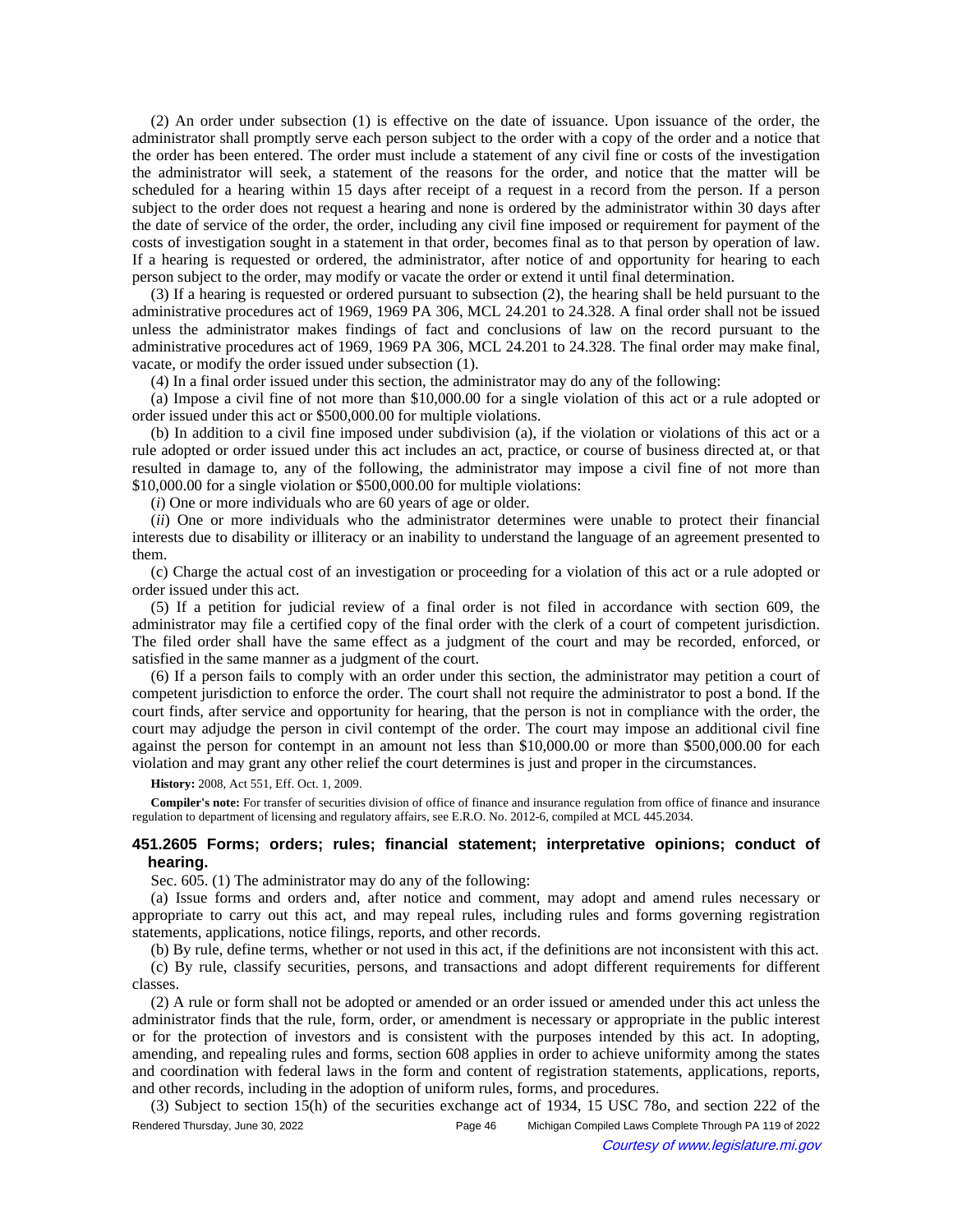(2) An order under subsection (1) is effective on the date of issuance. Upon issuance of the order, the administrator shall promptly serve each person subject to the order with a copy of the order and a notice that the order has been entered. The order must include a statement of any civil fine or costs of the investigation the administrator will seek, a statement of the reasons for the order, and notice that the matter will be scheduled for a hearing within 15 days after receipt of a request in a record from the person. If a person subject to the order does not request a hearing and none is ordered by the administrator within 30 days after the date of service of the order, the order, including any civil fine imposed or requirement for payment of the costs of investigation sought in a statement in that order, becomes final as to that person by operation of law. If a hearing is requested or ordered, the administrator, after notice of and opportunity for hearing to each person subject to the order, may modify or vacate the order or extend it until final determination.

(3) If a hearing is requested or ordered pursuant to subsection (2), the hearing shall be held pursuant to the administrative procedures act of 1969, 1969 PA 306, MCL 24.201 to 24.328. A final order shall not be issued unless the administrator makes findings of fact and conclusions of law on the record pursuant to the administrative procedures act of 1969, 1969 PA 306, MCL 24.201 to 24.328. The final order may make final, vacate, or modify the order issued under subsection (1).

(4) In a final order issued under this section, the administrator may do any of the following:

(a) Impose a civil fine of not more than $10,000.00 for a single violation of this act or a rule adopted or order issued under this act or $500,000.00 for multiple violations.

(b) In addition to a civil fine imposed under subdivision (a), if the violation or violations of this act or a rule adopted or order issued under this act includes an act, practice, or course of business directed at, or that resulted in damage to, any of the following, the administrator may impose a civil fine of not more than $10,000.00 for a single violation or $500,000.00 for multiple violations:

(*i*) One or more individuals who are 60 years of age or older.

(*ii*) One or more individuals who the administrator determines were unable to protect their financial interests due to disability or illiteracy or an inability to understand the language of an agreement presented to them.

(c) Charge the actual cost of an investigation or proceeding for a violation of this act or a rule adopted or order issued under this act.

(5) If a petition for judicial review of a final order is not filed in accordance with section 609, the administrator may file a certified copy of the final order with the clerk of a court of competent jurisdiction. The filed order shall have the same effect as a judgment of the court and may be recorded, enforced, or satisfied in the same manner as a judgment of the court.

(6) If a person fails to comply with an order under this section, the administrator may petition a court of competent jurisdiction to enforce the order. The court shall not require the administrator to post a bond. If the court finds, after service and opportunity for hearing, that the person is not in compliance with the order, the court may adjudge the person in civil contempt of the order. The court may impose an additional civil fine against the person for contempt in an amount not less than $10,000.00 or more than $500,000.00 for each violation and may grant any other relief the court determines is just and proper in the circumstances.

**History:** 2008, Act 551, Eff. Oct. 1, 2009.

**Compiler's note:** For transfer of securities division of office of finance and insurance regulation from office of finance and insurance regulation to department of licensing and regulatory affairs, see E.R.O. No. 2012-6, compiled at MCL 445.2034.

### 451.2605 Forms; orders; rules; financial statement; interpretative opinions; conduct of hearing.

Sec. 605. (1) The administrator may do any of the following:

(a) Issue forms and orders and, after notice and comment, may adopt and amend rules necessary or appropriate to carry out this act, and may repeal rules, including rules and forms governing registration statements, applications, notice filings, reports, and other records.

(b) By rule, define terms, whether or not used in this act, if the definitions are not inconsistent with this act.

(c) By rule, classify securities, persons, and transactions and adopt different requirements for different classes.

(2) A rule or form shall not be adopted or amended or an order issued or amended under this act unless the administrator finds that the rule, form, order, or amendment is necessary or appropriate in the public interest or for the protection of investors and is consistent with the purposes intended by this act. In adopting, amending, and repealing rules and forms, section 608 applies in order to achieve uniformity among the states and coordination with federal laws in the form and content of registration statements, applications, reports, and other records, including in the adoption of uniform rules, forms, and procedures.

(3) Subject to section 15(h) of the securities exchange act of 1934, 15 USC 78o, and section 222 of the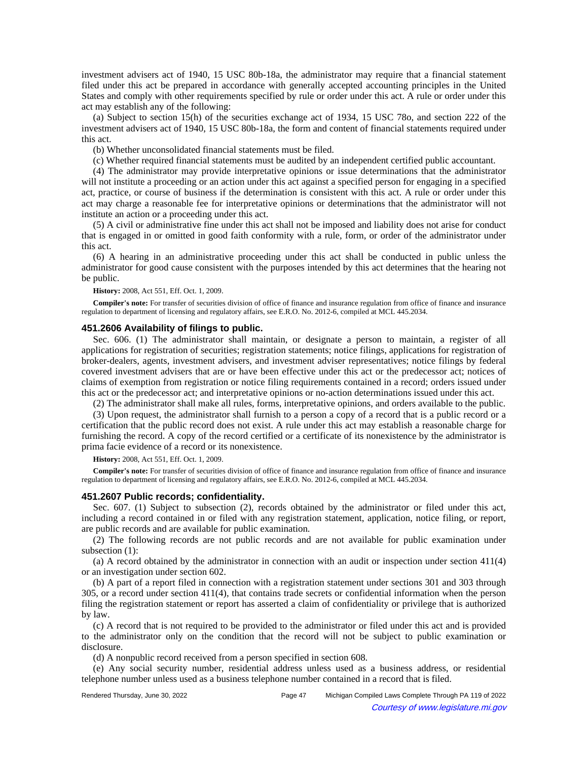investment advisers act of 1940, 15 USC 80b-18a, the administrator may require that a financial statement filed under this act be prepared in accordance with generally accepted accounting principles in the United States and comply with other requirements specified by rule or order under this act. A rule or order under this act may establish any of the following:

(a) Subject to section 15(h) of the securities exchange act of 1934, 15 USC 78o, and section 222 of the investment advisers act of 1940, 15 USC 80b-18a, the form and content of financial statements required under this act.

(b) Whether unconsolidated financial statements must be filed.

(c) Whether required financial statements must be audited by an independent certified public accountant.

(4) The administrator may provide interpretative opinions or issue determinations that the administrator will not institute a proceeding or an action under this act against a specified person for engaging in a specified act, practice, or course of business if the determination is consistent with this act. A rule or order under this act may charge a reasonable fee for interpretative opinions or determinations that the administrator will not institute an action or a proceeding under this act.

(5) A civil or administrative fine under this act shall not be imposed and liability does not arise for conduct that is engaged in or omitted in good faith conformity with a rule, form, or order of the administrator under this act.

(6) A hearing in an administrative proceeding under this act shall be conducted in public unless the administrator for good cause consistent with the purposes intended by this act determines that the hearing not be public.

**History:** 2008, Act 551, Eff. Oct. 1, 2009.

**Compiler's note:** For transfer of securities division of office of finance and insurance regulation from office of finance and insurance regulation to department of licensing and regulatory affairs, see E.R.O. No. 2012-6, compiled at MCL 445.2034.

### 451.2606 Availability of filings to public.

Sec. 606. (1) The administrator shall maintain, or designate a person to maintain, a register of all applications for registration of securities; registration statements; notice filings, applications for registration of broker-dealers, agents, investment advisers, and investment adviser representatives; notice filings by federal covered investment advisers that are or have been effective under this act or the predecessor act; notices of claims of exemption from registration or notice filing requirements contained in a record; orders issued under this act or the predecessor act; and interpretative opinions or no-action determinations issued under this act.

(2) The administrator shall make all rules, forms, interpretative opinions, and orders available to the public.

(3) Upon request, the administrator shall furnish to a person a copy of a record that is a public record or a certification that the public record does not exist. A rule under this act may establish a reasonable charge for furnishing the record. A copy of the record certified or a certificate of its nonexistence by the administrator is prima facie evidence of a record or its nonexistence.

**History:** 2008, Act 551, Eff. Oct. 1, 2009.

**Compiler's note:** For transfer of securities division of office of finance and insurance regulation from office of finance and insurance regulation to department of licensing and regulatory affairs, see E.R.O. No. 2012-6, compiled at MCL 445.2034.

### 451.2607 Public records; confidentiality.

Sec. 607. (1) Subject to subsection (2), records obtained by the administrator or filed under this act, including a record contained in or filed with any registration statement, application, notice filing, or report, are public records and are available for public examination.

(2) The following records are not public records and are not available for public examination under subsection (1):

(a) A record obtained by the administrator in connection with an audit or inspection under section 411(4) or an investigation under section 602.

(b) A part of a report filed in connection with a registration statement under sections 301 and 303 through 305, or a record under section 411(4), that contains trade secrets or confidential information when the person filing the registration statement or report has asserted a claim of confidentiality or privilege that is authorized by law.

(c) A record that is not required to be provided to the administrator or filed under this act and is provided to the administrator only on the condition that the record will not be subject to public examination or disclosure.

(d) A nonpublic record received from a person specified in section 608.

(e) Any social security number, residential address unless used as a business address, or residential telephone number unless used as a business telephone number contained in a record that is filed.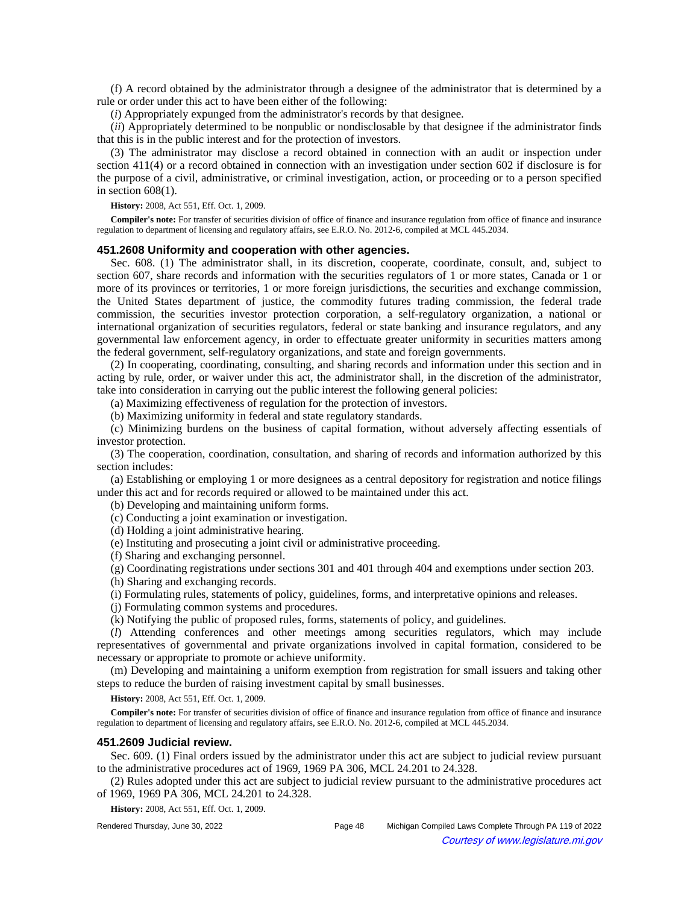(f) A record obtained by the administrator through a designee of the administrator that is determined by a rule or order under this act to have been either of the following:

(*i*) Appropriately expunged from the administrator's records by that designee.

(*ii*) Appropriately determined to be nonpublic or nondisclosable by that designee if the administrator finds that this is in the public interest and for the protection of investors.

(3) The administrator may disclose a record obtained in connection with an audit or inspection under section 411(4) or a record obtained in connection with an investigation under section 602 if disclosure is for the purpose of a civil, administrative, or criminal investigation, action, or proceeding or to a person specified in section 608(1).

**History:** 2008, Act 551, Eff. Oct. 1, 2009.

**Compiler's note:** For transfer of securities division of office of finance and insurance regulation from office of finance and insurance regulation to department of licensing and regulatory affairs, see E.R.O. No. 2012-6, compiled at MCL 445.2034.

### 451.2608 Uniformity and cooperation with other agencies.

Sec. 608. (1) The administrator shall, in its discretion, cooperate, coordinate, consult, and, subject to section 607, share records and information with the securities regulators of 1 or more states, Canada or 1 or more of its provinces or territories, 1 or more foreign jurisdictions, the securities and exchange commission, the United States department of justice, the commodity futures trading commission, the federal trade commission, the securities investor protection corporation, a self-regulatory organization, a national or international organization of securities regulators, federal or state banking and insurance regulators, and any governmental law enforcement agency, in order to effectuate greater uniformity in securities matters among the federal government, self-regulatory organizations, and state and foreign governments.

(2) In cooperating, coordinating, consulting, and sharing records and information under this section and in acting by rule, order, or waiver under this act, the administrator shall, in the discretion of the administrator, take into consideration in carrying out the public interest the following general policies:

(a) Maximizing effectiveness of regulation for the protection of investors.

(b) Maximizing uniformity in federal and state regulatory standards.

(c) Minimizing burdens on the business of capital formation, without adversely affecting essentials of investor protection.

(3) The cooperation, coordination, consultation, and sharing of records and information authorized by this section includes:

(a) Establishing or employing 1 or more designees as a central depository for registration and notice filings under this act and for records required or allowed to be maintained under this act.

(b) Developing and maintaining uniform forms.

(c) Conducting a joint examination or investigation.

(d) Holding a joint administrative hearing.

(e) Instituting and prosecuting a joint civil or administrative proceeding.

(f) Sharing and exchanging personnel.

(g) Coordinating registrations under sections 301 and 401 through 404 and exemptions under section 203.

(h) Sharing and exchanging records.

(i) Formulating rules, statements of policy, guidelines, forms, and interpretative opinions and releases.

(j) Formulating common systems and procedures.

(k) Notifying the public of proposed rules, forms, statements of policy, and guidelines.

(*l*) Attending conferences and other meetings among securities regulators, which may include representatives of governmental and private organizations involved in capital formation, considered to be necessary or appropriate to promote or achieve uniformity.

(m) Developing and maintaining a uniform exemption from registration for small issuers and taking other steps to reduce the burden of raising investment capital by small businesses.

**History:** 2008, Act 551, Eff. Oct. 1, 2009.

**Compiler's note:** For transfer of securities division of office of finance and insurance regulation from office of finance and insurance regulation to department of licensing and regulatory affairs, see E.R.O. No. 2012-6, compiled at MCL 445.2034.

### 451.2609 Judicial review.

Sec. 609. (1) Final orders issued by the administrator under this act are subject to judicial review pursuant to the administrative procedures act of 1969, 1969 PA 306, MCL 24.201 to 24.328.

(2) Rules adopted under this act are subject to judicial review pursuant to the administrative procedures act of 1969, 1969 PA 306, MCL 24.201 to 24.328.

**History:** 2008, Act 551, Eff. Oct. 1, 2009.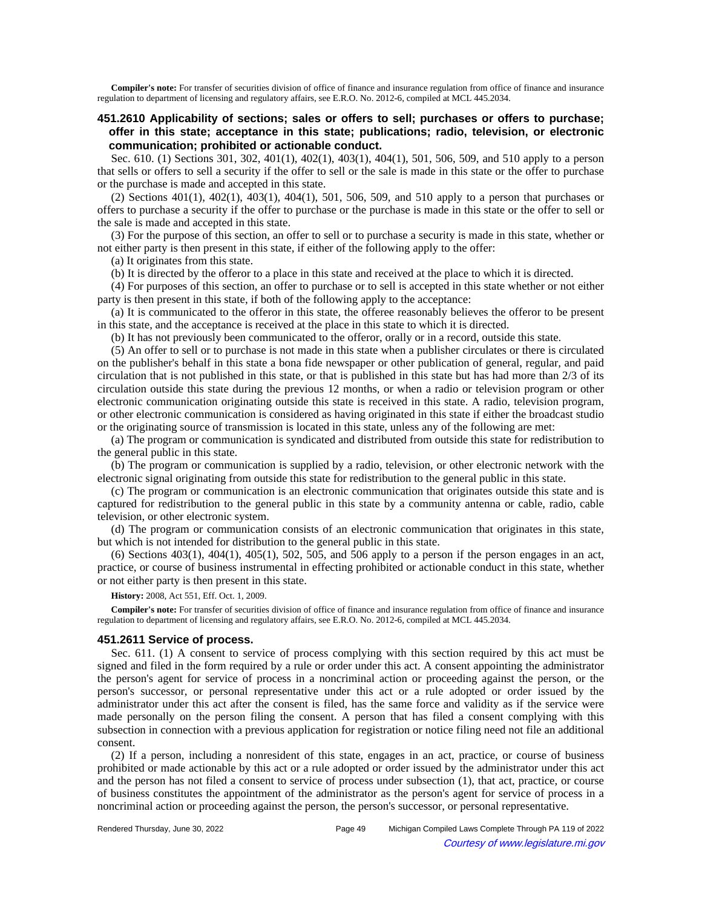**Compiler's note:** For transfer of securities division of office of finance and insurance regulation from office of finance and insurance regulation to department of licensing and regulatory affairs, see E.R.O. No. 2012-6, compiled at MCL 445.2034.

### 451.2610 Applicability of sections; sales or offers to sell; purchases or offers to purchase; offer in this state; acceptance in this state; publications; radio, television, or electronic communication; prohibited or actionable conduct.

Sec. 610. (1) Sections 301, 302, 401(1), 402(1), 403(1), 404(1), 501, 506, 509, and 510 apply to a person that sells or offers to sell a security if the offer to sell or the sale is made in this state or the offer to purchase or the purchase is made and accepted in this state.

(2) Sections 401(1), 402(1), 403(1), 404(1), 501, 506, 509, and 510 apply to a person that purchases or offers to purchase a security if the offer to purchase or the purchase is made in this state or the offer to sell or the sale is made and accepted in this state.

(3) For the purpose of this section, an offer to sell or to purchase a security is made in this state, whether or not either party is then present in this state, if either of the following apply to the offer:

(a) It originates from this state.

(b) It is directed by the offeror to a place in this state and received at the place to which it is directed.

(4) For purposes of this section, an offer to purchase or to sell is accepted in this state whether or not either party is then present in this state, if both of the following apply to the acceptance:

(a) It is communicated to the offeror in this state, the offeree reasonably believes the offeror to be present in this state, and the acceptance is received at the place in this state to which it is directed.

(b) It has not previously been communicated to the offeror, orally or in a record, outside this state.

(5) An offer to sell or to purchase is not made in this state when a publisher circulates or there is circulated on the publisher's behalf in this state a bona fide newspaper or other publication of general, regular, and paid circulation that is not published in this state, or that is published in this state but has had more than 2/3 of its circulation outside this state during the previous 12 months, or when a radio or television program or other electronic communication originating outside this state is received in this state. A radio, television program, or other electronic communication is considered as having originated in this state if either the broadcast studio or the originating source of transmission is located in this state, unless any of the following are met:

(a) The program or communication is syndicated and distributed from outside this state for redistribution to the general public in this state.

(b) The program or communication is supplied by a radio, television, or other electronic network with the electronic signal originating from outside this state for redistribution to the general public in this state.

(c) The program or communication is an electronic communication that originates outside this state and is captured for redistribution to the general public in this state by a community antenna or cable, radio, cable television, or other electronic system.

(d) The program or communication consists of an electronic communication that originates in this state, but which is not intended for distribution to the general public in this state.

(6) Sections 403(1), 404(1), 405(1), 502, 505, and 506 apply to a person if the person engages in an act, practice, or course of business instrumental in effecting prohibited or actionable conduct in this state, whether or not either party is then present in this state.

**History:** 2008, Act 551, Eff. Oct. 1, 2009.

**Compiler's note:** For transfer of securities division of office of finance and insurance regulation from office of finance and insurance regulation to department of licensing and regulatory affairs, see E.R.O. No. 2012-6, compiled at MCL 445.2034.

### 451.2611 Service of process.

Sec. 611. (1) A consent to service of process complying with this section required by this act must be signed and filed in the form required by a rule or order under this act. A consent appointing the administrator the person's agent for service of process in a noncriminal action or proceeding against the person, or the person's successor, or personal representative under this act or a rule adopted or order issued by the administrator under this act after the consent is filed, has the same force and validity as if the service were made personally on the person filing the consent. A person that has filed a consent complying with this subsection in connection with a previous application for registration or notice filing need not file an additional consent.

(2) If a person, including a nonresident of this state, engages in an act, practice, or course of business prohibited or made actionable by this act or a rule adopted or order issued by the administrator under this act and the person has not filed a consent to service of process under subsection (1), that act, practice, or course of business constitutes the appointment of the administrator as the person's agent for service of process in a noncriminal action or proceeding against the person, the person's successor, or personal representative.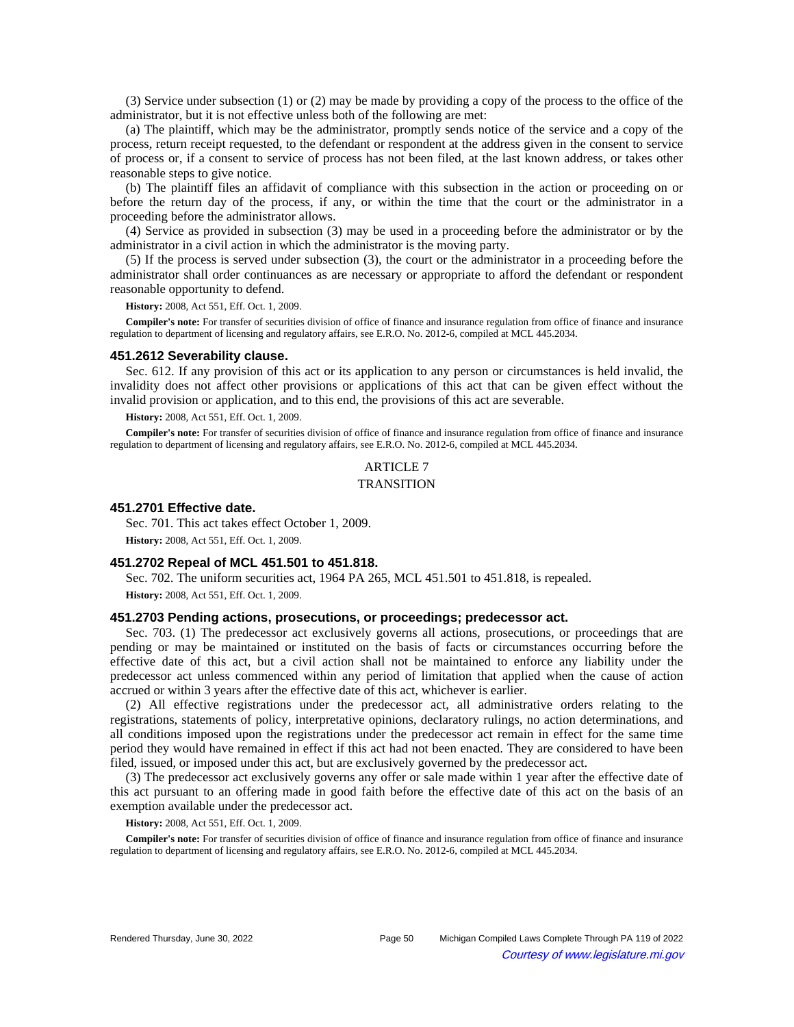(3) Service under subsection (1) or (2) may be made by providing a copy of the process to the office of the administrator, but it is not effective unless both of the following are met:

(a) The plaintiff, which may be the administrator, promptly sends notice of the service and a copy of the process, return receipt requested, to the defendant or respondent at the address given in the consent to service of process or, if a consent to service of process has not been filed, at the last known address, or takes other reasonable steps to give notice.

(b) The plaintiff files an affidavit of compliance with this subsection in the action or proceeding on or before the return day of the process, if any, or within the time that the court or the administrator in a proceeding before the administrator allows.

(4) Service as provided in subsection (3) may be used in a proceeding before the administrator or by the administrator in a civil action in which the administrator is the moving party.

(5) If the process is served under subsection (3), the court or the administrator in a proceeding before the administrator shall order continuances as are necessary or appropriate to afford the defendant or respondent reasonable opportunity to defend.

**History:** 2008, Act 551, Eff. Oct. 1, 2009.

**Compiler's note:** For transfer of securities division of office of finance and insurance regulation from office of finance and insurance regulation to department of licensing and regulatory affairs, see E.R.O. No. 2012-6, compiled at MCL 445.2034.

### 451.2612 Severability clause.

Sec. 612. If any provision of this act or its application to any person or circumstances is held invalid, the invalidity does not affect other provisions or applications of this act that can be given effect without the invalid provision or application, and to this end, the provisions of this act are severable.

**History:** 2008, Act 551, Eff. Oct. 1, 2009.

**Compiler's note:** For transfer of securities division of office of finance and insurance regulation from office of finance and insurance regulation to department of licensing and regulatory affairs, see E.R.O. No. 2012-6, compiled at MCL 445.2034.

## ARTICLE 7
## TRANSITION

### 451.2701 Effective date.

Sec. 701. This act takes effect October 1, 2009.

**History:** 2008, Act 551, Eff. Oct. 1, 2009.

### 451.2702 Repeal of MCL 451.501 to 451.818.

Sec. 702. The uniform securities act, 1964 PA 265, MCL 451.501 to 451.818, is repealed.

**History:** 2008, Act 551, Eff. Oct. 1, 2009.

### 451.2703 Pending actions, prosecutions, or proceedings; predecessor act.

Sec. 703. (1) The predecessor act exclusively governs all actions, prosecutions, or proceedings that are pending or may be maintained or instituted on the basis of facts or circumstances occurring before the effective date of this act, but a civil action shall not be maintained to enforce any liability under the predecessor act unless commenced within any period of limitation that applied when the cause of action accrued or within 3 years after the effective date of this act, whichever is earlier.

(2) All effective registrations under the predecessor act, all administrative orders relating to the registrations, statements of policy, interpretative opinions, declaratory rulings, no action determinations, and all conditions imposed upon the registrations under the predecessor act remain in effect for the same time period they would have remained in effect if this act had not been enacted. They are considered to have been filed, issued, or imposed under this act, but are exclusively governed by the predecessor act.

(3) The predecessor act exclusively governs any offer or sale made within 1 year after the effective date of this act pursuant to an offering made in good faith before the effective date of this act on the basis of an exemption available under the predecessor act.

**History:** 2008, Act 551, Eff. Oct. 1, 2009.

**Compiler's note:** For transfer of securities division of office of finance and insurance regulation from office of finance and insurance regulation to department of licensing and regulatory affairs, see E.R.O. No. 2012-6, compiled at MCL 445.2034.